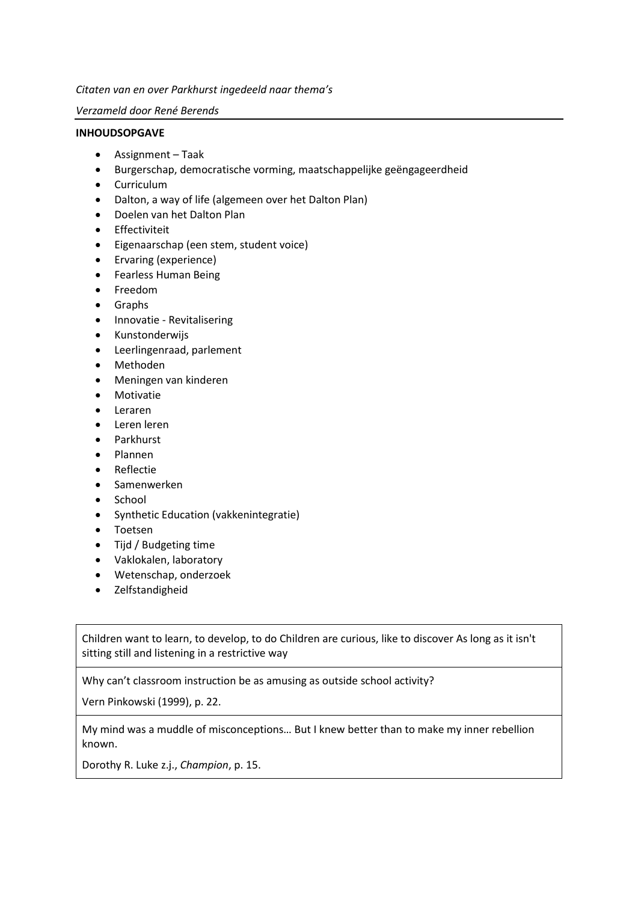*Citaten van en over Parkhurst ingedeeld naar thema's*

*Verzameld door René Berends*

**INHOUDSOPGAVE**

- Assignment – Taak
- Burgerschap, democratische vorming, maatschappelijke geëngageerdheid
- Curriculum
- Dalton, a way of life (algemeen over het Dalton Plan)
- Doelen van het Dalton Plan
- Effectiviteit
- Eigenaarschap (een stem, student voice)
- Ervaring (experience)
- Fearless Human Being
- Freedom
- Graphs
- Innovatie - Revitalisering
- Kunstonderwijs
- Leerlingenraad, parlement
- Methoden
- Meningen van kinderen
- Motivatie
- Leraren
- Leren leren
- Parkhurst
- Plannen
- Reflectie
- Samenwerken
- School
- Synthetic Education (vakkenintegratie)
- Toetsen
- Tijd / Budgeting time
- Vaklokalen, laboratory
- Wetenschap, onderzoek
- Zelfstandigheid

---

Children want to learn, to develop, to do Children are curious, like to discover As long as it isn't sitting still and listening in a restrictive way

---

Why can't classroom instruction be as amusing as outside school activity?

Vern Pinkowski (1999), p. 22.

---

My mind was a muddle of misconceptions… But I knew better than to make my inner rebellion known.

Dorothy R. Luke z.j., *Champion*, p. 15.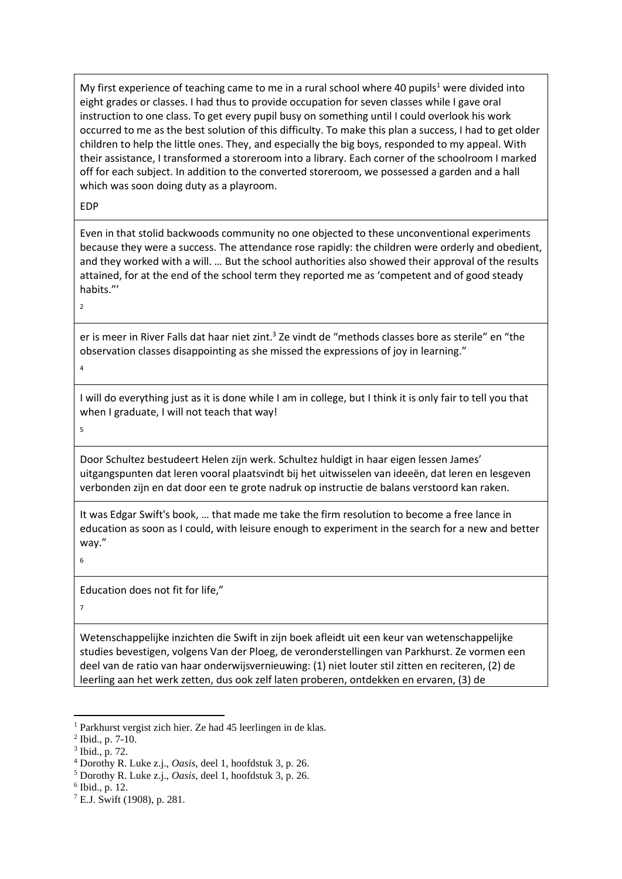My first experience of teaching came to me in a rural school where 40 pupils[1] were divided into eight grades or classes. I had thus to provide occupation for seven classes while I gave oral instruction to one class. To get every pupil busy on something until I could overlook his work occurred to me as the best solution of this difficulty. To make this plan a success, I had to get older children to help the little ones. They, and especially the big boys, responded to my appeal. With their assistance, I transformed a storeroom into a library. Each corner of the schoolroom I marked off for each subject. In addition to the converted storeroom, we possessed a garden and a hall which was soon doing duty as a playroom.

EDP

Even in that stolid backwoods community no one objected to these unconventional experiments because they were a success. The attendance rose rapidly: the children were orderly and obedient, and they worked with a will. … But the school authorities also showed their approval of the results attained, for at the end of the school term they reported me as 'competent and of good steady habits."'

[2]

er is meer in River Falls dat haar niet zint.[3] Ze vindt de "methods classes bore as sterile" en "the observation classes disappointing as she missed the expressions of joy in learning."

[4]

I will do everything just as it is done while I am in college, but I think it is only fair to tell you that when I graduate, I will not teach that way!

[5]

Door Schultez bestudeert Helen zijn werk. Schultez huldigt in haar eigen lessen James' uitgangspunten dat leren vooral plaatsvindt bij het uitwisselen van ideeën, dat leren en lesgeven verbonden zijn en dat door een te grote nadruk op instructie de balans verstoord kan raken.

It was Edgar Swift's book, … that made me take the firm resolution to become a free lance in education as soon as I could, with leisure enough to experiment in the search for a new and better way."

[6]

Education does not fit for life,"

[7]

Wetenschappelijke inzichten die Swift in zijn boek afleidt uit een keur van wetenschappelijke studies bevestigen, volgens Van der Ploeg, de veronderstellingen van Parkhurst. Ze vormen een deel van de ratio van haar onderwijsvernieuwing: (1) niet louter stil zitten en reciteren, (2) de leerling aan het werk zetten, dus ook zelf laten proberen, ontdekken en ervaren, (3) de

---

[1] Parkhurst vergist zich hier. Ze had 45 leerlingen in de klas.
[2] Ibid., p. 7-10.
[3] Ibid., p. 72.
[4] Dorothy R. Luke z.j., *Oasis*, deel 1, hoofdstuk 3, p. 26.
[5] Dorothy R. Luke z.j., *Oasis*, deel 1, hoofdstuk 3, p. 26.
[6] Ibid., p. 12.
[7] E.J. Swift (1908), p. 281.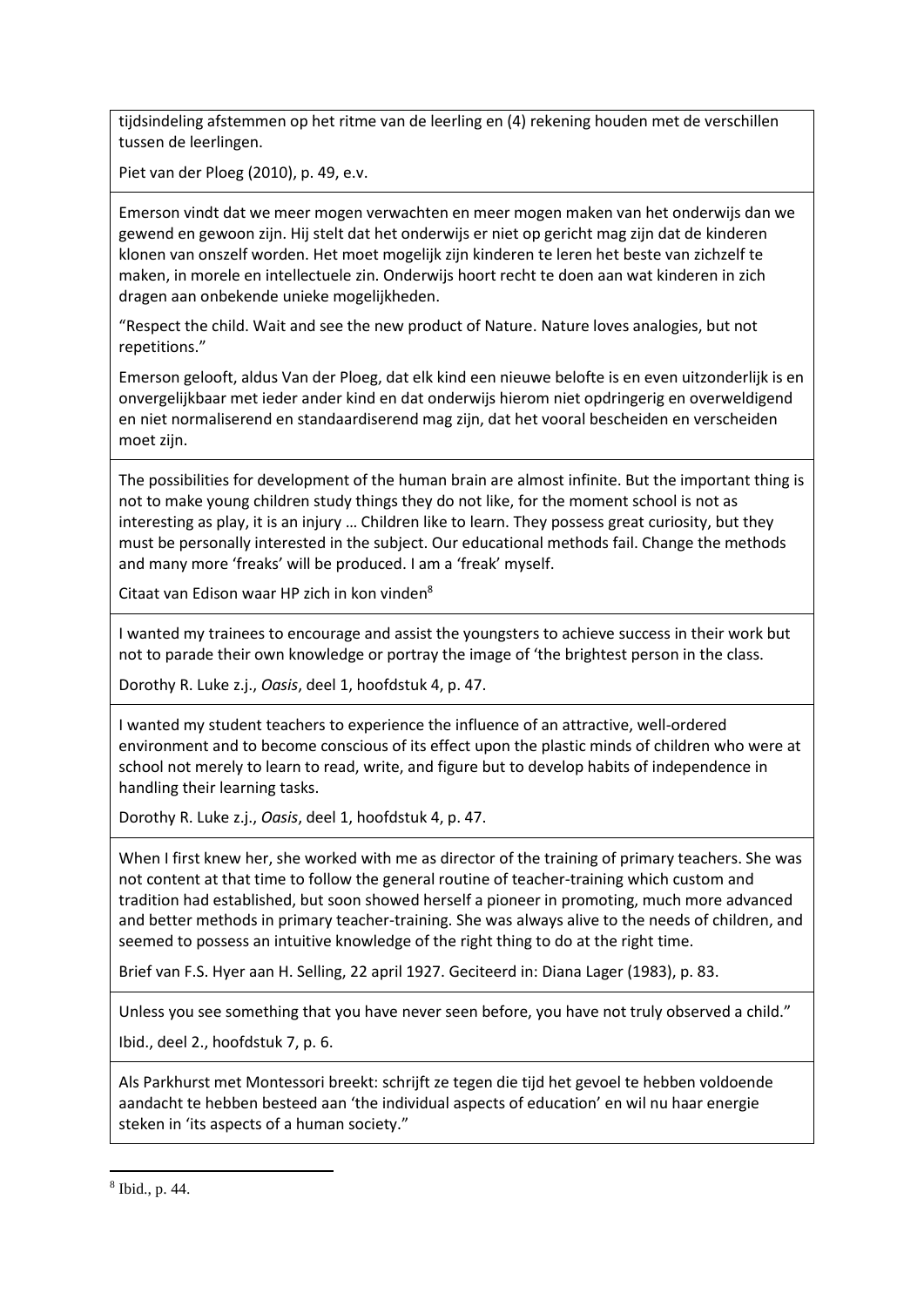tijdsindeling afstemmen op het ritme van de leerling en (4) rekening houden met de verschillen tussen de leerlingen.

Piet van der Ploeg (2010), p. 49, e.v.

---

Emerson vindt dat we meer mogen verwachten en meer mogen maken van het onderwijs dan we gewend en gewoon zijn. Hij stelt dat het onderwijs er niet op gericht mag zijn dat de kinderen klonen van onszelf worden. Het moet mogelijk zijn kinderen te leren het beste van zichzelf te maken, in morele en intellectuele zin. Onderwijs hoort recht te doen aan wat kinderen in zich dragen aan onbekende unieke mogelijkheden.

"Respect the child. Wait and see the new product of Nature. Nature loves analogies, but not repetitions."

Emerson gelooft, aldus Van der Ploeg, dat elk kind een nieuwe belofte is en even uitzonderlijk is en onvergelijkbaar met ieder ander kind en dat onderwijs hierom niet opdringerig en overweldigend en niet normaliserend en standaardiserend mag zijn, dat het vooral bescheiden en verscheiden moet zijn.

---

The possibilities for development of the human brain are almost infinite. But the important thing is not to make young children study things they do not like, for the moment school is not as interesting as play, it is an injury … Children like to learn. They possess great curiosity, but they must be personally interested in the subject. Our educational methods fail. Change the methods and many more 'freaks' will be produced. I am a 'freak' myself.

Citaat van Edison waar HP zich in kon vinden[8]

---

I wanted my trainees to encourage and assist the youngsters to achieve success in their work but not to parade their own knowledge or portray the image of 'the brightest person in the class.

Dorothy R. Luke z.j., *Oasis*, deel 1, hoofdstuk 4, p. 47.

---

I wanted my student teachers to experience the influence of an attractive, well-ordered environment and to become conscious of its effect upon the plastic minds of children who were at school not merely to learn to read, write, and figure but to develop habits of independence in handling their learning tasks.

Dorothy R. Luke z.j., *Oasis*, deel 1, hoofdstuk 4, p. 47.

---

When I first knew her, she worked with me as director of the training of primary teachers. She was not content at that time to follow the general routine of teacher-training which custom and tradition had established, but soon showed herself a pioneer in promoting, much more advanced and better methods in primary teacher-training. She was always alive to the needs of children, and seemed to possess an intuitive knowledge of the right thing to do at the right time.

Brief van F.S. Hyer aan H. Selling, 22 april 1927. Geciteerd in: Diana Lager (1983), p. 83.

---

Unless you see something that you have never seen before, you have not truly observed a child."

Ibid., deel 2., hoofdstuk 7, p. 6.

---

Als Parkhurst met Montessori breekt: schrijft ze tegen die tijd het gevoel te hebben voldoende aandacht te hebben besteed aan 'the individual aspects of education' en wil nu haar energie steken in 'its aspects of a human society."

---

[8] Ibid., p. 44.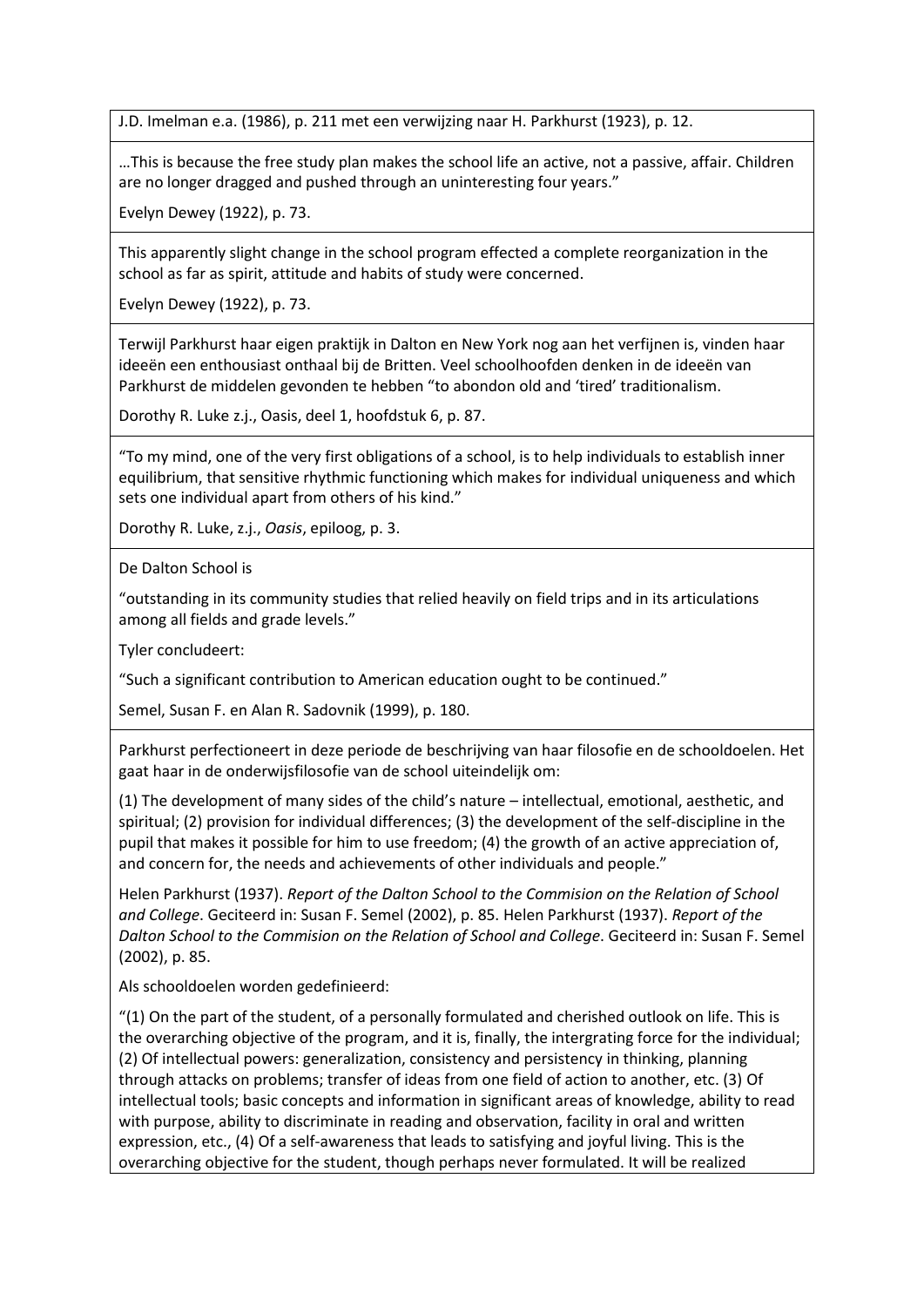J.D. Imelman e.a. (1986), p. 211 met een verwijzing naar H. Parkhurst (1923), p. 12.

…This is because the free study plan makes the school life an active, not a passive, affair. Children are no longer dragged and pushed through an uninteresting four years."

Evelyn Dewey (1922), p. 73.

This apparently slight change in the school program effected a complete reorganization in the school as far as spirit, attitude and habits of study were concerned.

Evelyn Dewey (1922), p. 73.

Terwijl Parkhurst haar eigen praktijk in Dalton en New York nog aan het verfijnen is, vinden haar ideeën een enthousiast onthaal bij de Britten. Veel schoolhoofden denken in de ideeën van Parkhurst de middelen gevonden te hebben "to abondon old and 'tired' traditionalism.

Dorothy R. Luke z.j., Oasis, deel 1, hoofdstuk 6, p. 87.

"To my mind, one of the very first obligations of a school, is to help individuals to establish inner equilibrium, that sensitive rhythmic functioning which makes for individual uniqueness and which sets one individual apart from others of his kind."

Dorothy R. Luke, z.j., *Oasis*, epiloog, p. 3.

De Dalton School is

"outstanding in its community studies that relied heavily on field trips and in its articulations among all fields and grade levels."

Tyler concludeert:

"Such a significant contribution to American education ought to be continued."

Semel, Susan F. en Alan R. Sadovnik (1999), p. 180.

Parkhurst perfectioneert in deze periode de beschrijving van haar filosofie en de schooldoelen. Het gaat haar in de onderwijsfilosofie van de school uiteindelijk om:

(1) The development of many sides of the child's nature – intellectual, emotional, aesthetic, and spiritual; (2) provision for individual differences; (3) the development of the self-discipline in the pupil that makes it possible for him to use freedom; (4) the growth of an active appreciation of, and concern for, the needs and achievements of other individuals and people."

Helen Parkhurst (1937). *Report of the Dalton School to the Commision on the Relation of School and College*. Geciteerd in: Susan F. Semel (2002), p. 85. Helen Parkhurst (1937). *Report of the Dalton School to the Commision on the Relation of School and College*. Geciteerd in: Susan F. Semel (2002), p. 85.

Als schooldoelen worden gedefinieerd:

"(1) On the part of the student, of a personally formulated and cherished outlook on life. This is the overarching objective of the program, and it is, finally, the intergrating force for the individual; (2) Of intellectual powers: generalization, consistency and persistency in thinking, planning through attacks on problems; transfer of ideas from one field of action to another, etc. (3) Of intellectual tools; basic concepts and information in significant areas of knowledge, ability to read with purpose, ability to discriminate in reading and observation, facility in oral and written expression, etc., (4) Of a self-awareness that leads to satisfying and joyful living. This is the overarching objective for the student, though perhaps never formulated. It will be realized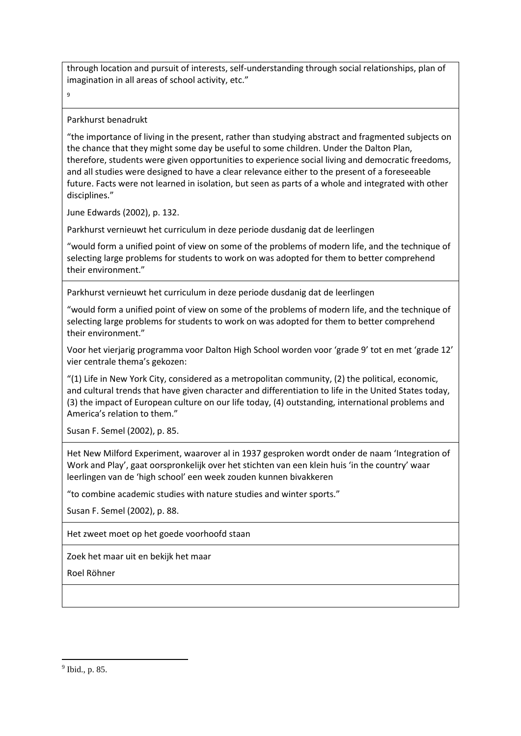through location and pursuit of interests, self-understanding through social relationships, plan of imagination in all areas of school activity, etc."

[9]

Parkhurst benadrukt

"the importance of living in the present, rather than studying abstract and fragmented subjects on the chance that they might some day be useful to some children. Under the Dalton Plan, therefore, students were given opportunities to experience social living and democratic freedoms, and all studies were designed to have a clear relevance either to the present of a foreseeable future. Facts were not learned in isolation, but seen as parts of a whole and integrated with other disciplines."

June Edwards (2002), p. 132.

Parkhurst vernieuwt het curriculum in deze periode dusdanig dat de leerlingen

"would form a unified point of view on some of the problems of modern life, and the technique of selecting large problems for students to work on was adopted for them to better comprehend their environment."

Parkhurst vernieuwt het curriculum in deze periode dusdanig dat de leerlingen

"would form a unified point of view on some of the problems of modern life, and the technique of selecting large problems for students to work on was adopted for them to better comprehend their environment."

Voor het vierjarig programma voor Dalton High School worden voor 'grade 9' tot en met 'grade 12' vier centrale thema's gekozen:

"(1) Life in New York City, considered as a metropolitan community, (2) the political, economic, and cultural trends that have given character and differentiation to life in the United States today, (3) the impact of European culture on our life today, (4) outstanding, international problems and America's relation to them."

Susan F. Semel (2002), p. 85.

Het New Milford Experiment, waarover al in 1937 gesproken wordt onder de naam 'Integration of Work and Play', gaat oorspronkelijk over het stichten van een klein huis 'in the country' waar leerlingen van de 'high school' een week zouden kunnen bivakkeren

"to combine academic studies with nature studies and winter sports."

Susan F. Semel (2002), p. 88.

Het zweet moet op het goede voorhoofd staan

Zoek het maar uit en bekijk het maar

Roel Röhner

---

[9] Ibid., p. 85.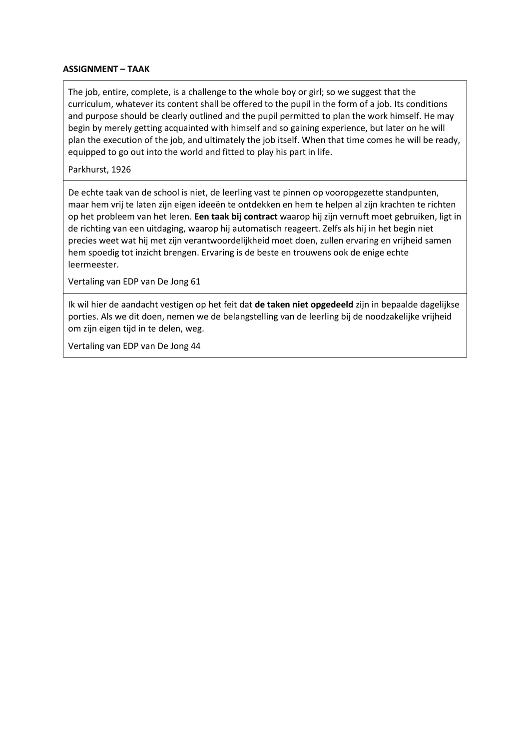**ASSIGNMENT – TAAK**

The job, entire, complete, is a challenge to the whole boy or girl; so we suggest that the curriculum, whatever its content shall be offered to the pupil in the form of a job. Its conditions and purpose should be clearly outlined and the pupil permitted to plan the work himself. He may begin by merely getting acquainted with himself and so gaining experience, but later on he will plan the execution of the job, and ultimately the job itself. When that time comes he will be ready, equipped to go out into the world and fitted to play his part in life.

Parkhurst, 1926

---

De echte taak van de school is niet, de leerling vast te pinnen op vooropgezette standpunten, maar hem vrij te laten zijn eigen ideeën te ontdekken en hem te helpen al zijn krachten te richten op het probleem van het leren. **Een taak bij contract** waarop hij zijn vernuft moet gebruiken, ligt in de richting van een uitdaging, waarop hij automatisch reageert. Zelfs als hij in het begin niet precies weet wat hij met zijn verantwoordelijkheid moet doen, zullen ervaring en vrijheid samen hem spoedig tot inzicht brengen. Ervaring is de beste en trouwens ook de enige echte leermeester.

Vertaling van EDP van De Jong 61

---

Ik wil hier de aandacht vestigen op het feit dat **de taken niet opgedeeld** zijn in bepaalde dagelijkse porties. Als we dit doen, nemen we de belangstelling van de leerling bij de noodzakelijke vrijheid om zijn eigen tijd in te delen, weg.

Vertaling van EDP van De Jong 44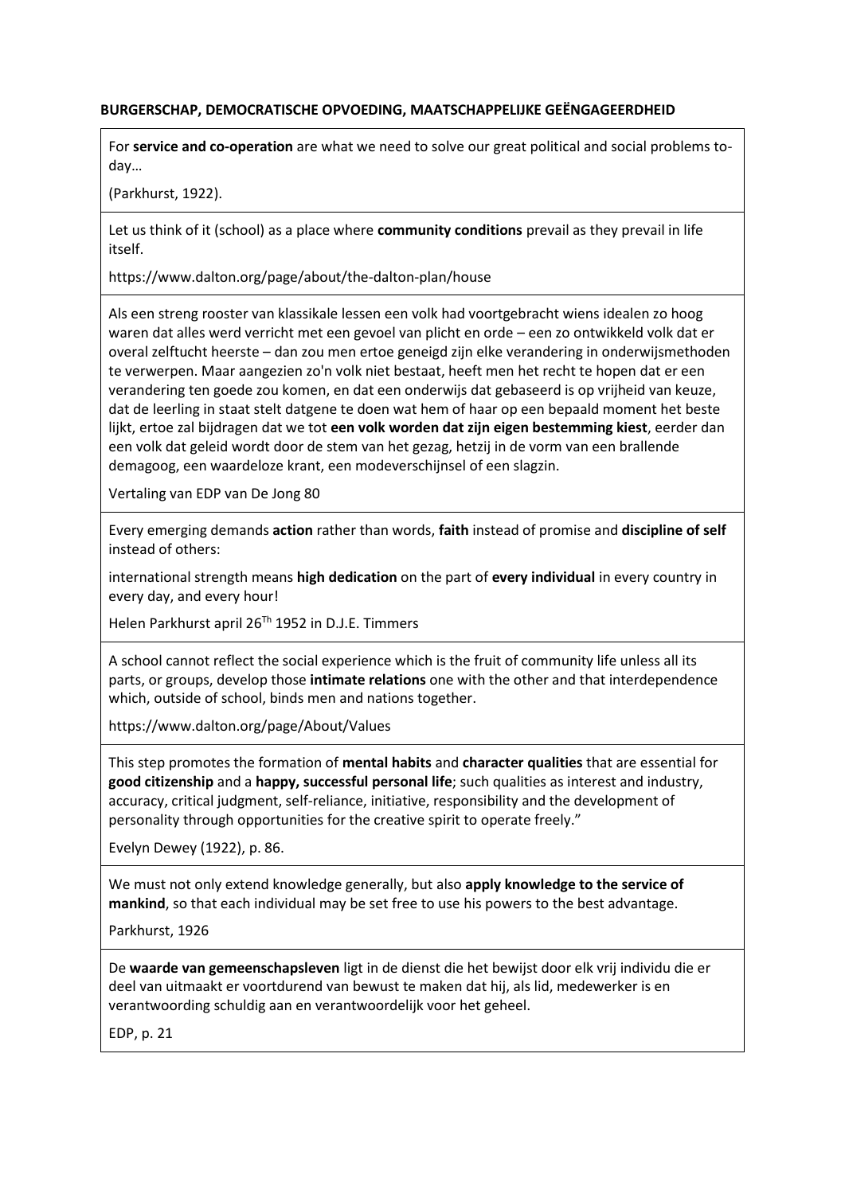**BURGERSCHAP, DEMOCRATISCHE OPVOEDING, MAATSCHAPPELIJKE GEËNGAGEERDHEID**

| |
|---|
| For **service and co-operation** are what we need to solve our great political and social problems to-day…<br><br>(Parkhurst, 1922). |
| Let us think of it (school) as a place where **community conditions** prevail as they prevail in life itself.<br><br>https://www.dalton.org/page/about/the-dalton-plan/house |
| Als een streng rooster van klassikale lessen een volk had voortgebracht wiens idealen zo hoog waren dat alles werd verricht met een gevoel van plicht en orde – een zo ontwikkeld volk dat er overal zelftucht heerste – dan zou men ertoe geneigd zijn elke verandering in onderwijsmethoden te verwerpen. Maar aangezien zo'n volk niet bestaat, heeft men het recht te hopen dat er een verandering ten goede zou komen, en dat een onderwijs dat gebaseerd is op vrijheid van keuze, dat de leerling in staat stelt datgene te doen wat hem of haar op een bepaald moment het beste lijkt, ertoe zal bijdragen dat we tot **een volk worden dat zijn eigen bestemming kiest**, eerder dan een volk dat geleid wordt door de stem van het gezag, hetzij in de vorm van een brallende demagoog, een waardeloze krant, een modeverschijnsel of een slagzin.<br><br>Vertaling van EDP van De Jong 80 |
| Every emerging demands **action** rather than words, **faith** instead of promise and **discipline of self** instead of others:<br><br>international strength means **high dedication** on the part of **every individual** in every country in every day, and every hour!<br><br>Helen Parkhurst april 26Th 1952 in D.J.E. Timmers |
| A school cannot reflect the social experience which is the fruit of community life unless all its parts, or groups, develop those **intimate relations** one with the other and that interdependence which, outside of school, binds men and nations together.<br><br>https://www.dalton.org/page/About/Values |
| This step promotes the formation of **mental habits** and **character qualities** that are essential for **good citizenship** and a **happy, successful personal life**; such qualities as interest and industry, accuracy, critical judgment, self-reliance, initiative, responsibility and the development of personality through opportunities for the creative spirit to operate freely."<br><br>Evelyn Dewey (1922), p. 86. |
| We must not only extend knowledge generally, but also **apply knowledge to the service of mankind**, so that each individual may be set free to use his powers to the best advantage.<br><br>Parkhurst, 1926 |
| De **waarde van gemeenschapsleven** ligt in de dienst die het bewijst door elk vrij individu die er deel van uitmaakt er voortdurend van bewust te maken dat hij, als lid, medewerker is en verantwoording schuldig aan en verantwoordelijk voor het geheel.<br><br>EDP, p. 21 |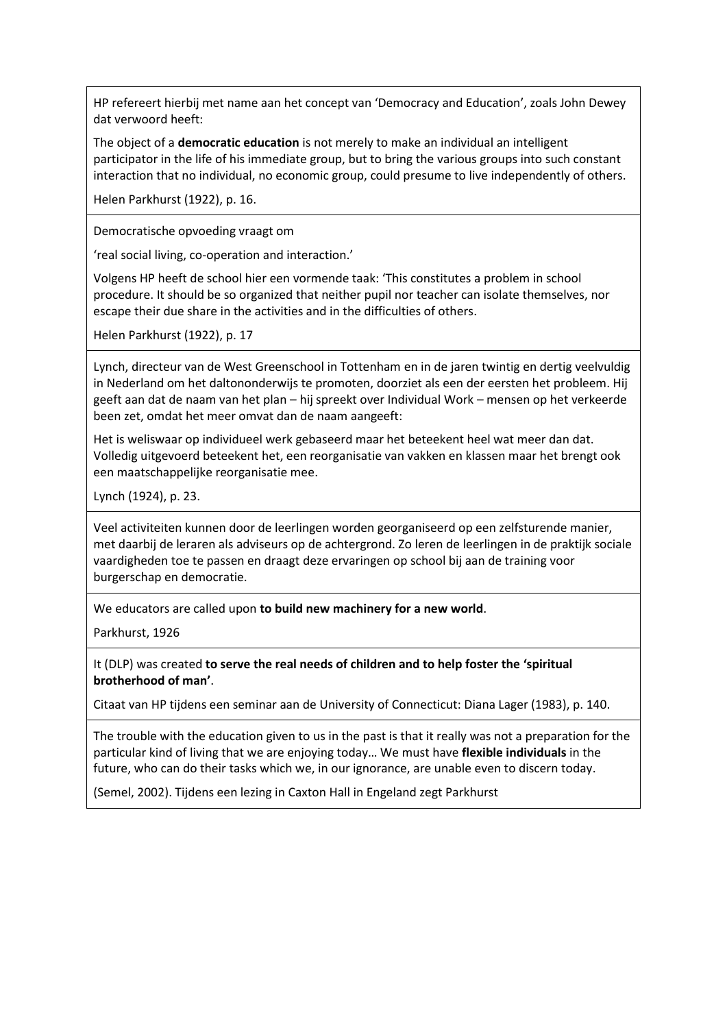HP refereert hierbij met name aan het concept van 'Democracy and Education', zoals John Dewey dat verwoord heeft:

The object of a **democratic education** is not merely to make an individual an intelligent participator in the life of his immediate group, but to bring the various groups into such constant interaction that no individual, no economic group, could presume to live independently of others.

Helen Parkhurst (1922), p. 16.

---

Democratische opvoeding vraagt om

'real social living, co-operation and interaction.'

Volgens HP heeft de school hier een vormende taak: 'This constitutes a problem in school procedure. It should be so organized that neither pupil nor teacher can isolate themselves, nor escape their due share in the activities and in the difficulties of others.

Helen Parkhurst (1922), p. 17

---

Lynch, directeur van de West Greenschool in Tottenham en in de jaren twintig en dertig veelvuldig in Nederland om het daltononderwijs te promoten, doorziet als een der eersten het probleem. Hij geeft aan dat de naam van het plan – hij spreekt over Individual Work – mensen op het verkeerde been zet, omdat het meer omvat dan de naam aangeeft:

Het is weliswaar op individueel werk gebaseerd maar het beteekent heel wat meer dan dat. Volledig uitgevoerd beteekent het, een reorganisatie van vakken en klassen maar het brengt ook een maatschappelijke reorganisatie mee.

Lynch (1924), p. 23.

---

Veel activiteiten kunnen door de leerlingen worden georganiseerd op een zelfsturende manier, met daarbij de leraren als adviseurs op de achtergrond. Zo leren de leerlingen in de praktijk sociale vaardigheden toe te passen en draagt deze ervaringen op school bij aan de training voor burgerschap en democratie.

---

We educators are called upon **to build new machinery for a new world**.

Parkhurst, 1926

---

It (DLP) was created **to serve the real needs of children and to help foster the 'spiritual brotherhood of man'**.

Citaat van HP tijdens een seminar aan de University of Connecticut: Diana Lager (1983), p. 140.

---

The trouble with the education given to us in the past is that it really was not a preparation for the particular kind of living that we are enjoying today… We must have **flexible individuals** in the future, who can do their tasks which we, in our ignorance, are unable even to discern today.

(Semel, 2002). Tijdens een lezing in Caxton Hall in Engeland zegt Parkhurst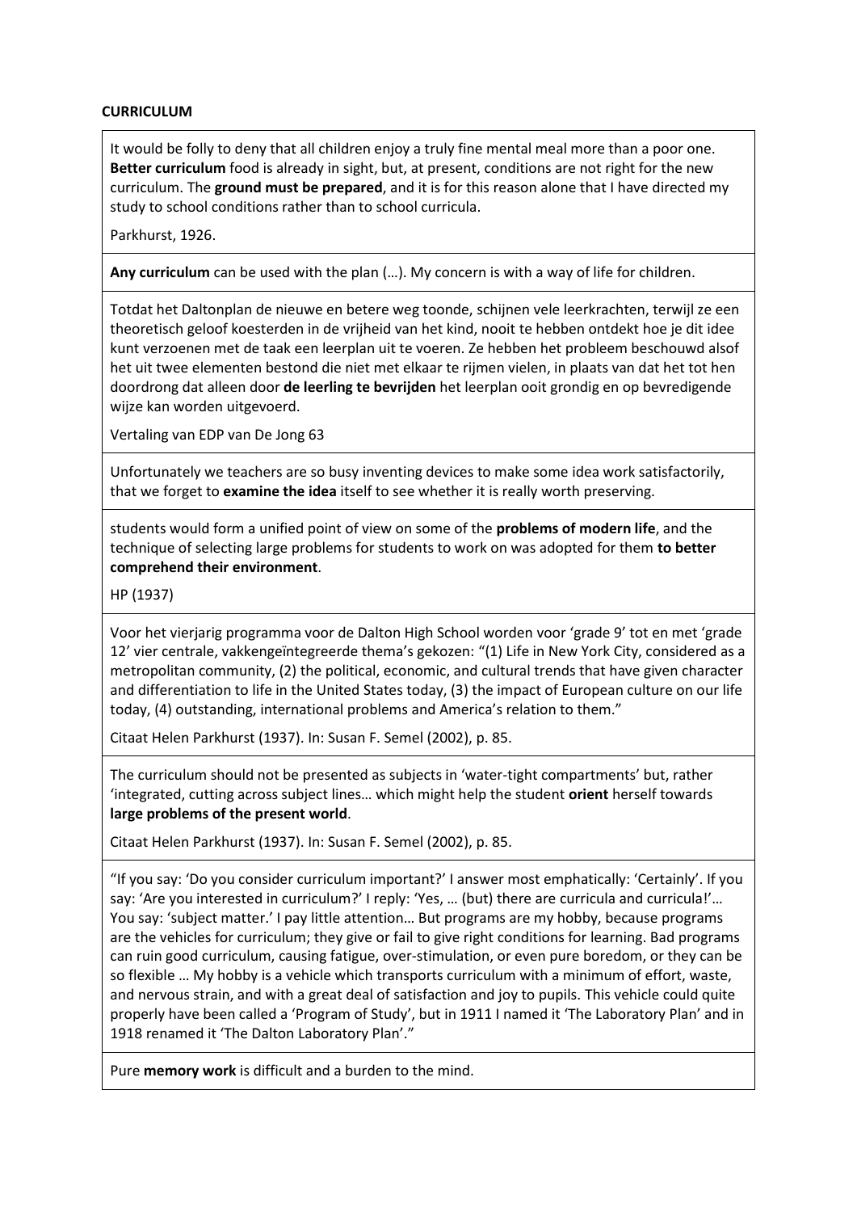**CURRICULUM**

It would be folly to deny that all children enjoy a truly fine mental meal more than a poor one. **Better curriculum** food is already in sight, but, at present, conditions are not right for the new curriculum. The **ground must be prepared**, and it is for this reason alone that I have directed my study to school conditions rather than to school curricula.

Parkhurst, 1926.

---

**Any curriculum** can be used with the plan (…). My concern is with a way of life for children.

---

Totdat het Daltonplan de nieuwe en betere weg toonde, schijnen vele leerkrachten, terwijl ze een theoretisch geloof koesterden in de vrijheid van het kind, nooit te hebben ontdekt hoe je dit idee kunt verzoenen met de taak een leerplan uit te voeren. Ze hebben het probleem beschouwd alsof het uit twee elementen bestond die niet met elkaar te rijmen vielen, in plaats van dat het tot hen doordrong dat alleen door **de leerling te bevrijden** het leerplan ooit grondig en op bevredigende wijze kan worden uitgevoerd.

Vertaling van EDP van De Jong 63

---

Unfortunately we teachers are so busy inventing devices to make some idea work satisfactorily, that we forget to **examine the idea** itself to see whether it is really worth preserving.

---

students would form a unified point of view on some of the **problems of modern life**, and the technique of selecting large problems for students to work on was adopted for them **to better comprehend their environment**.

HP (1937)

---

Voor het vierjarig programma voor de Dalton High School worden voor 'grade 9' tot en met 'grade 12' vier centrale, vakkengeïntegreerde thema's gekozen: "(1) Life in New York City, considered as a metropolitan community, (2) the political, economic, and cultural trends that have given character and differentiation to life in the United States today, (3) the impact of European culture on our life today, (4) outstanding, international problems and America's relation to them."

Citaat Helen Parkhurst (1937). In: Susan F. Semel (2002), p. 85.

---

The curriculum should not be presented as subjects in 'water-tight compartments' but, rather 'integrated, cutting across subject lines… which might help the student **orient** herself towards **large problems of the present world**.

Citaat Helen Parkhurst (1937). In: Susan F. Semel (2002), p. 85.

---

"If you say: 'Do you consider curriculum important?' I answer most emphatically: 'Certainly'. If you say: 'Are you interested in curriculum?' I reply: 'Yes, … (but) there are curricula and curricula!'… You say: 'subject matter.' I pay little attention… But programs are my hobby, because programs are the vehicles for curriculum; they give or fail to give right conditions for learning. Bad programs can ruin good curriculum, causing fatigue, over-stimulation, or even pure boredom, or they can be so flexible … My hobby is a vehicle which transports curriculum with a minimum of effort, waste, and nervous strain, and with a great deal of satisfaction and joy to pupils. This vehicle could quite properly have been called a 'Program of Study', but in 1911 I named it 'The Laboratory Plan' and in 1918 renamed it 'The Dalton Laboratory Plan'."

---

Pure **memory work** is difficult and a burden to the mind.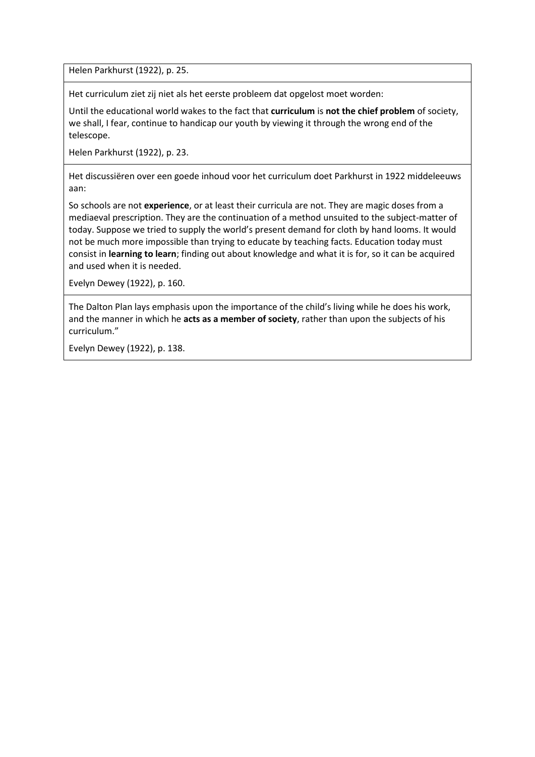Helen Parkhurst (1922), p. 25.

Het curriculum ziet zij niet als het eerste probleem dat opgelost moet worden:

Until the educational world wakes to the fact that **curriculum** is **not the chief problem** of society, we shall, I fear, continue to handicap our youth by viewing it through the wrong end of the telescope.

Helen Parkhurst (1922), p. 23.

Het discussiëren over een goede inhoud voor het curriculum doet Parkhurst in 1922 middeleeuws aan:

So schools are not **experience**, or at least their curricula are not. They are magic doses from a mediaeval prescription. They are the continuation of a method unsuited to the subject-matter of today. Suppose we tried to supply the world's present demand for cloth by hand looms. It would not be much more impossible than trying to educate by teaching facts. Education today must consist in **learning to learn**; finding out about knowledge and what it is for, so it can be acquired and used when it is needed.

Evelyn Dewey (1922), p. 160.

The Dalton Plan lays emphasis upon the importance of the child's living while he does his work, and the manner in which he **acts as a member of society**, rather than upon the subjects of his curriculum."

Evelyn Dewey (1922), p. 138.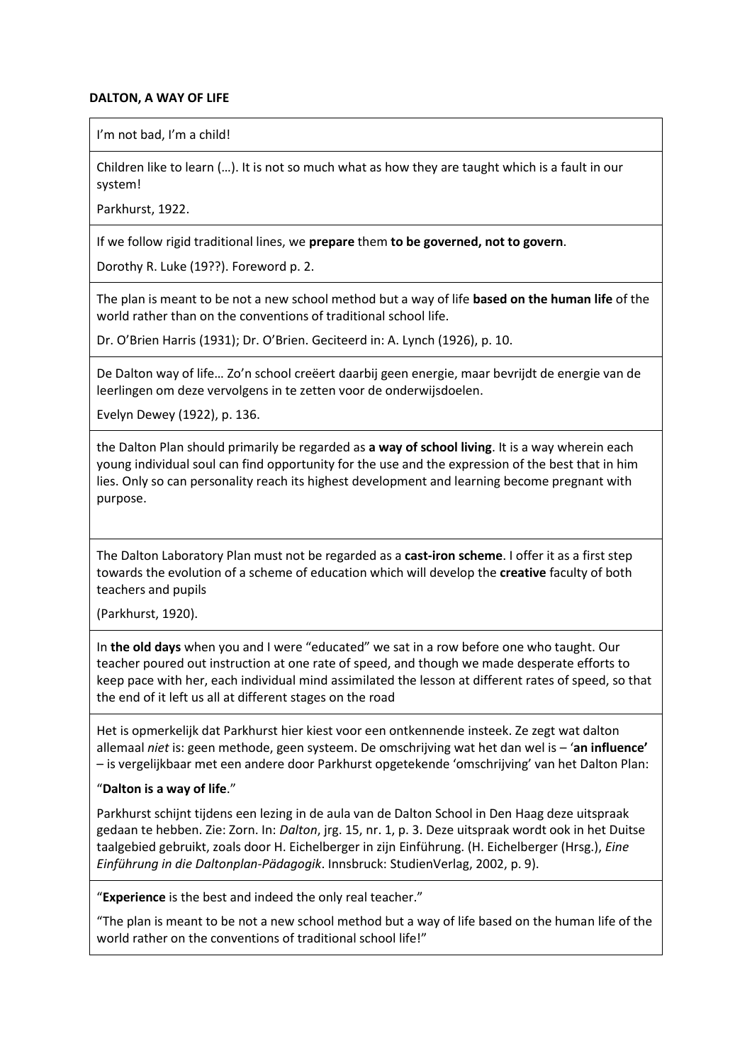**DALTON, A WAY OF LIFE**

I'm not bad, I'm a child!

---

Children like to learn (…). It is not so much what as how they are taught which is a fault in our system!

Parkhurst, 1922.

---

If we follow rigid traditional lines, we **prepare** them **to be governed, not to govern**.

Dorothy R. Luke (19??). Foreword p. 2.

---

The plan is meant to be not a new school method but a way of life **based on the human life** of the world rather than on the conventions of traditional school life.

Dr. O'Brien Harris (1931); Dr. O'Brien. Geciteerd in: A. Lynch (1926), p. 10.

---

De Dalton way of life… Zo'n school creëert daarbij geen energie, maar bevrijdt de energie van de leerlingen om deze vervolgens in te zetten voor de onderwijsdoelen.

Evelyn Dewey (1922), p. 136.

---

the Dalton Plan should primarily be regarded as **a way of school living**. It is a way wherein each young individual soul can find opportunity for the use and the expression of the best that in him lies. Only so can personality reach its highest development and learning become pregnant with purpose.

---

The Dalton Laboratory Plan must not be regarded as a **cast-iron scheme**. I offer it as a first step towards the evolution of a scheme of education which will develop the **creative** faculty of both teachers and pupils

(Parkhurst, 1920).

---

In **the old days** when you and I were "educated" we sat in a row before one who taught. Our teacher poured out instruction at one rate of speed, and though we made desperate efforts to keep pace with her, each individual mind assimilated the lesson at different rates of speed, so that the end of it left us all at different stages on the road

---

Het is opmerkelijk dat Parkhurst hier kiest voor een ontkennende insteek. Ze zegt wat dalton allemaal *niet* is: geen methode, geen systeem. De omschrijving wat het dan wel is – '**an influence'** – is vergelijkbaar met een andere door Parkhurst opgetekende 'omschrijving' van het Dalton Plan:

"**Dalton is a way of life**."

Parkhurst schijnt tijdens een lezing in de aula van de Dalton School in Den Haag deze uitspraak gedaan te hebben. Zie: Zorn. In: *Dalton*, jrg. 15, nr. 1, p. 3. Deze uitspraak wordt ook in het Duitse taalgebied gebruikt, zoals door H. Eichelberger in zijn Einführung. (H. Eichelberger (Hrsg.), *Eine Einführung in die Daltonplan-Pädagogik*. Innsbruck: StudienVerlag, 2002, p. 9).

---

"**Experience** is the best and indeed the only real teacher."

"The plan is meant to be not a new school method but a way of life based on the human life of the world rather on the conventions of traditional school life!"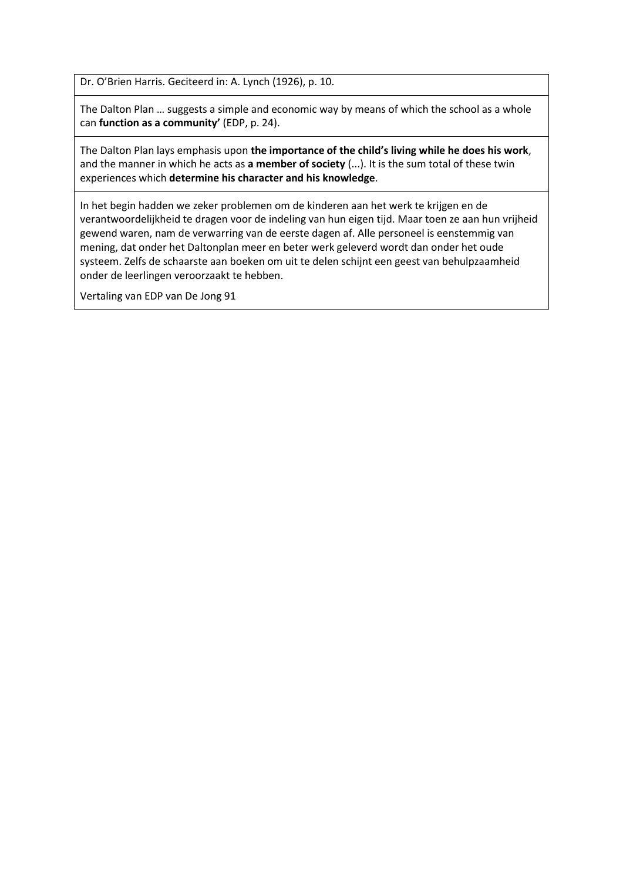Dr. O'Brien Harris. Geciteerd in: A. Lynch (1926), p. 10.

The Dalton Plan … suggests a simple and economic way by means of which the school as a whole can **function as a community'** (EDP, p. 24).

The Dalton Plan lays emphasis upon **the importance of the child's living while he does his work**, and the manner in which he acts as **a member of society** (...). It is the sum total of these twin experiences which **determine his character and his knowledge**.

In het begin hadden we zeker problemen om de kinderen aan het werk te krijgen en de verantwoordelijkheid te dragen voor de indeling van hun eigen tijd. Maar toen ze aan hun vrijheid gewend waren, nam de verwarring van de eerste dagen af. Alle personeel is eenstemmig van mening, dat onder het Daltonplan meer en beter werk geleverd wordt dan onder het oude systeem. Zelfs de schaarste aan boeken om uit te delen schijnt een geest van behulpzaamheid onder de leerlingen veroorzaakt te hebben.

Vertaling van EDP van De Jong 91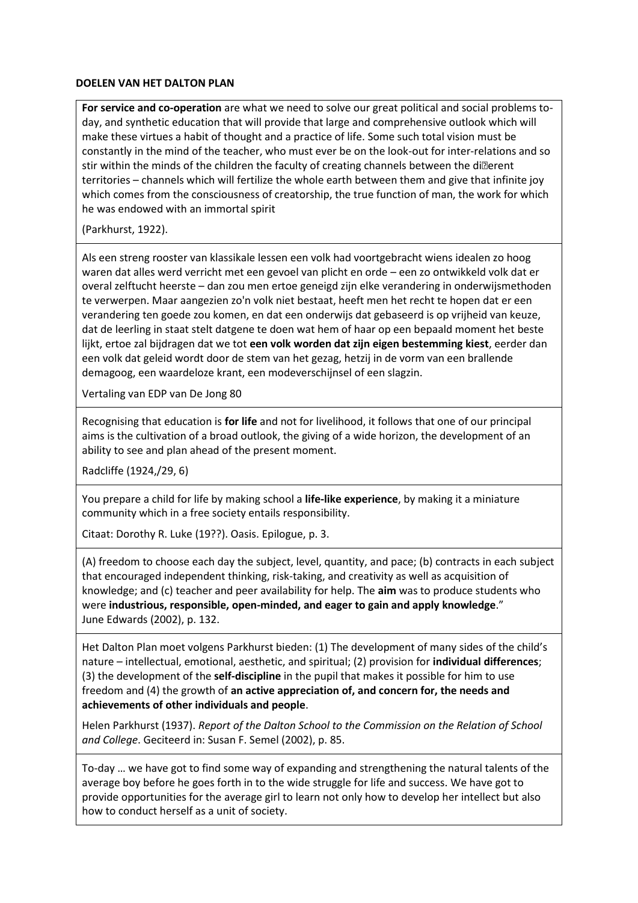**DOELEN VAN HET DALTON PLAN**

**For service and co-operation** are what we need to solve our great political and social problems to-day, and synthetic education that will provide that large and comprehensive outlook which will make these virtues a habit of thought and a practice of life. Some such total vision must be constantly in the mind of the teacher, who must ever be on the look-out for inter-relations and so stir within the minds of the children the faculty of creating channels between the different territories – channels which will fertilize the whole earth between them and give that infinite joy which comes from the consciousness of creatorship, the true function of man, the work for which he was endowed with an immortal spirit

(Parkhurst, 1922).

---

Als een streng rooster van klassikale lessen een volk had voortgebracht wiens idealen zo hoog waren dat alles werd verricht met een gevoel van plicht en orde – een zo ontwikkeld volk dat er overal zelftucht heerste – dan zou men ertoe geneigd zijn elke verandering in onderwijsmethoden te verwerpen. Maar aangezien zo'n volk niet bestaat, heeft men het recht te hopen dat er een verandering ten goede zou komen, en dat een onderwijs dat gebaseerd is op vrijheid van keuze, dat de leerling in staat stelt datgene te doen wat hem of haar op een bepaald moment het beste lijkt, ertoe zal bijdragen dat we tot **een volk worden dat zijn eigen bestemming kiest**, eerder dan een volk dat geleid wordt door de stem van het gezag, hetzij in de vorm van een brallende demagoog, een waardeloze krant, een modeverschijnsel of een slagzin.

Vertaling van EDP van De Jong 80

---

Recognising that education is **for life** and not for livelihood, it follows that one of our principal aims is the cultivation of a broad outlook, the giving of a wide horizon, the development of an ability to see and plan ahead of the present moment.

Radcliffe (1924,/29, 6)

---

You prepare a child for life by making school a **life-like experience**, by making it a miniature community which in a free society entails responsibility.

Citaat: Dorothy R. Luke (19??). Oasis. Epilogue, p. 3.

---

(A) freedom to choose each day the subject, level, quantity, and pace; (b) contracts in each subject that encouraged independent thinking, risk-taking, and creativity as well as acquisition of knowledge; and (c) teacher and peer availability for help. The **aim** was to produce students who were **industrious, responsible, open-minded, and eager to gain and apply knowledge**."
June Edwards (2002), p. 132.

---

Het Dalton Plan moet volgens Parkhurst bieden: (1) The development of many sides of the child's nature – intellectual, emotional, aesthetic, and spiritual; (2) provision for **individual differences**; (3) the development of the **self-discipline** in the pupil that makes it possible for him to use freedom and (4) the growth of **an active appreciation of, and concern for, the needs and achievements of other individuals and people**.

Helen Parkhurst (1937). *Report of the Dalton School to the Commission on the Relation of School and College*. Geciteerd in: Susan F. Semel (2002), p. 85.

---

To-day … we have got to find some way of expanding and strengthening the natural talents of the average boy before he goes forth in to the wide struggle for life and success. We have got to provide opportunities for the average girl to learn not only how to develop her intellect but also how to conduct herself as a unit of society.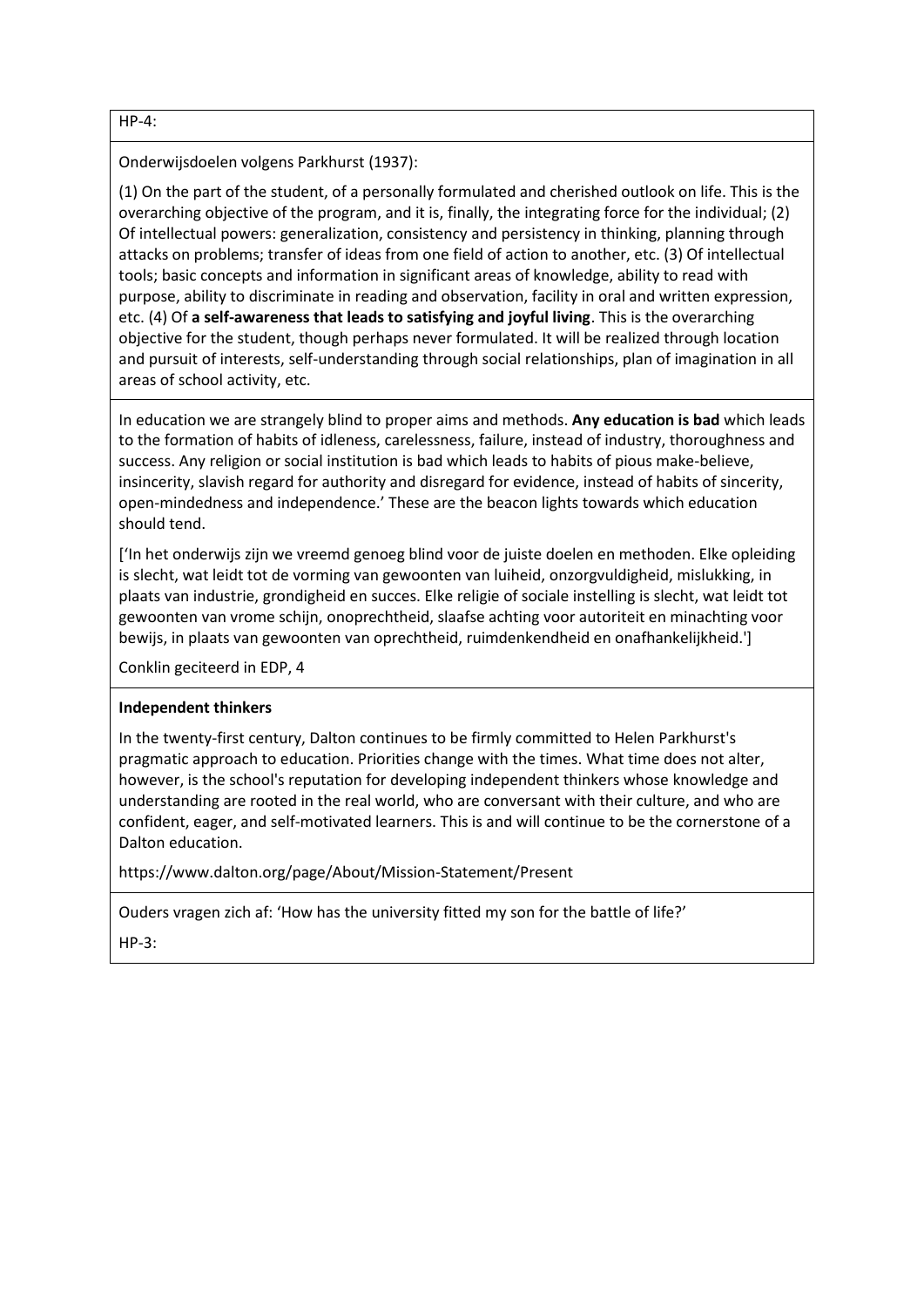HP-4:

Onderwijsdoelen volgens Parkhurst (1937):

(1) On the part of the student, of a personally formulated and cherished outlook on life. This is the overarching objective of the program, and it is, finally, the integrating force for the individual; (2) Of intellectual powers: generalization, consistency and persistency in thinking, planning through attacks on problems; transfer of ideas from one field of action to another, etc. (3) Of intellectual tools; basic concepts and information in significant areas of knowledge, ability to read with purpose, ability to discriminate in reading and observation, facility in oral and written expression, etc. (4) Of **a self-awareness that leads to satisfying and joyful living**. This is the overarching objective for the student, though perhaps never formulated. It will be realized through location and pursuit of interests, self-understanding through social relationships, plan of imagination in all areas of school activity, etc.

In education we are strangely blind to proper aims and methods. **Any education is bad** which leads to the formation of habits of idleness, carelessness, failure, instead of industry, thoroughness and success. Any religion or social institution is bad which leads to habits of pious make-believe, insincerity, slavish regard for authority and disregard for evidence, instead of habits of sincerity, open-mindedness and independence.' These are the beacon lights towards which education should tend.

['In het onderwijs zijn we vreemd genoeg blind voor de juiste doelen en methoden. Elke opleiding is slecht, wat leidt tot de vorming van gewoonten van luiheid, onzorgvuldigheid, mislukking, in plaats van industrie, grondigheid en succes. Elke religie of sociale instelling is slecht, wat leidt tot gewoonten van vrome schijn, onoprechtheid, slaafse achting voor autoriteit en minachting voor bewijs, in plaats van gewoonten van oprechtheid, ruimdenkendheid en onafhankelijkheid.']

Conklin geciteerd in EDP, 4

**Independent thinkers**

In the twenty-first century, Dalton continues to be firmly committed to Helen Parkhurst's pragmatic approach to education. Priorities change with the times. What time does not alter, however, is the school's reputation for developing independent thinkers whose knowledge and understanding are rooted in the real world, who are conversant with their culture, and who are confident, eager, and self-motivated learners. This is and will continue to be the cornerstone of a Dalton education.

https://www.dalton.org/page/About/Mission-Statement/Present

Ouders vragen zich af: 'How has the university fitted my son for the battle of life?'

HP-3: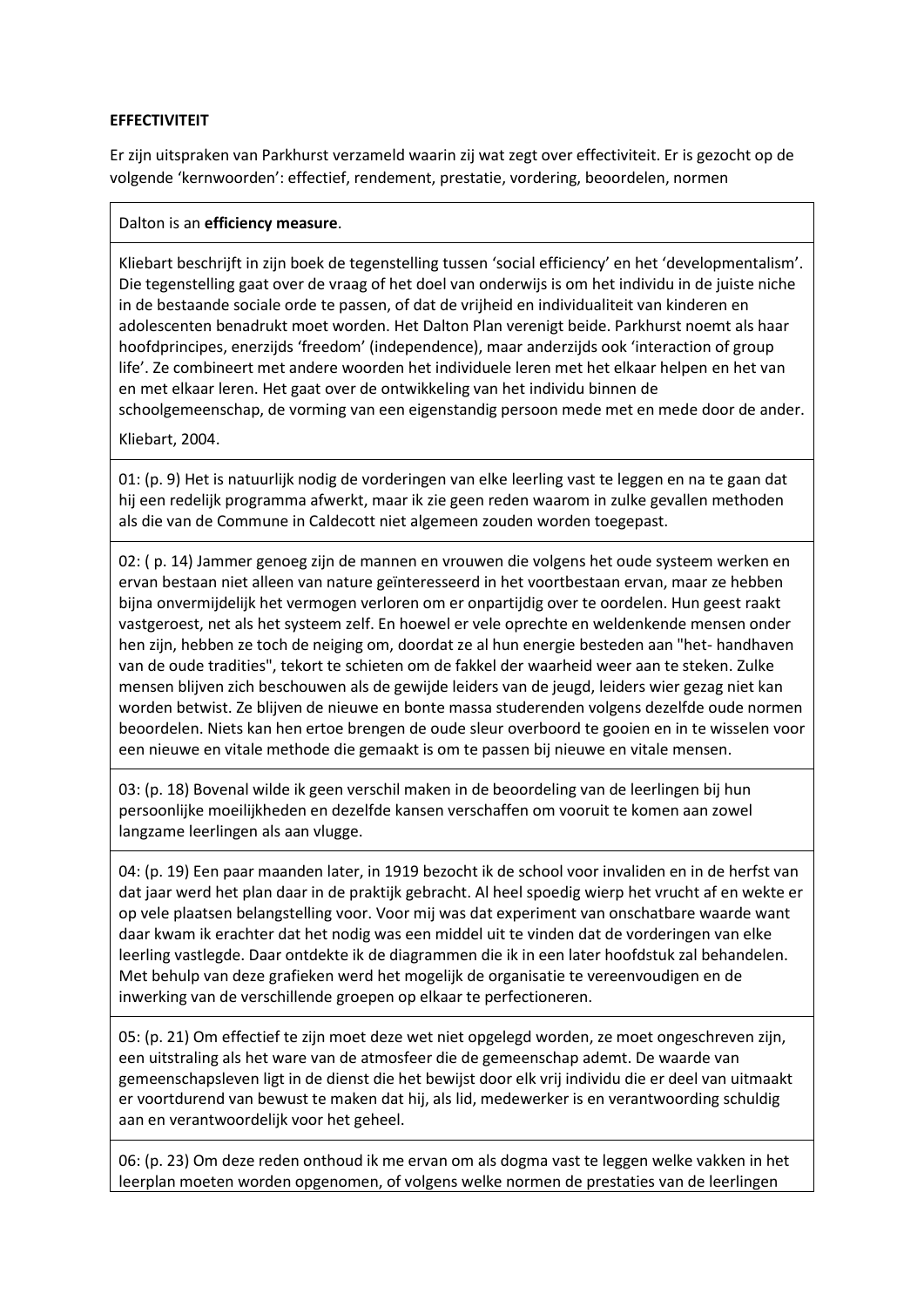**EFFECTIVITEIT**

Er zijn uitspraken van Parkhurst verzameld waarin zij wat zegt over effectiviteit. Er is gezocht op de volgende 'kernwoorden': effectief, rendement, prestatie, vordering, beoordelen, normen

Dalton is an **efficiency measure**.

Kliebart beschrijft in zijn boek de tegenstelling tussen 'social efficiency' en het 'developmentalism'. Die tegenstelling gaat over de vraag of het doel van onderwijs is om het individu in de juiste niche in de bestaande sociale orde te passen, of dat de vrijheid en individualiteit van kinderen en adolescenten benadrukt moet worden. Het Dalton Plan verenigt beide. Parkhurst noemt als haar hoofdprincipes, enerzijds 'freedom' (independence), maar anderzijds ook 'interaction of group life'. Ze combineert met andere woorden het individuele leren met het elkaar helpen en het van en met elkaar leren. Het gaat over de ontwikkeling van het individu binnen de schoolgemeenschap, de vorming van een eigenstandig persoon mede met en mede door de ander.

Kliebart, 2004.

01: (p. 9) Het is natuurlijk nodig de vorderingen van elke leerling vast te leggen en na te gaan dat hij een redelijk programma afwerkt, maar ik zie geen reden waarom in zulke gevallen methoden als die van de Commune in Caldecott niet algemeen zouden worden toegepast.

02: ( p. 14) Jammer genoeg zijn de mannen en vrouwen die volgens het oude systeem werken en ervan bestaan niet alleen van nature geïnteresseerd in het voortbestaan ervan, maar ze hebben bijna onvermijdelijk het vermogen verloren om er onpartijdig over te oordelen. Hun geest raakt vastgeroest, net als het systeem zelf. En hoewel er vele oprechte en weldenkende mensen onder hen zijn, hebben ze toch de neiging om, doordat ze al hun energie besteden aan "het- handhaven van de oude tradities", tekort te schieten om de fakkel der waarheid weer aan te steken. Zulke mensen blijven zich beschouwen als de gewijde leiders van de jeugd, leiders wier gezag niet kan worden betwist. Ze blijven de nieuwe en bonte massa studerenden volgens dezelfde oude normen beoordelen. Niets kan hen ertoe brengen de oude sleur overboord te gooien en in te wisselen voor een nieuwe en vitale methode die gemaakt is om te passen bij nieuwe en vitale mensen.

03: (p. 18) Bovenal wilde ik geen verschil maken in de beoordeling van de leerlingen bij hun persoonlijke moeilijkheden en dezelfde kansen verschaffen om vooruit te komen aan zowel langzame leerlingen als aan vlugge.

04: (p. 19) Een paar maanden later, in 1919 bezocht ik de school voor invaliden en in de herfst van dat jaar werd het plan daar in de praktijk gebracht. Al heel spoedig wierp het vrucht af en wekte er op vele plaatsen belangstelling voor. Voor mij was dat experiment van onschatbare waarde want daar kwam ik erachter dat het nodig was een middel uit te vinden dat de vorderingen van elke leerling vastlegde. Daar ontdekte ik de diagrammen die ik in een later hoofdstuk zal behandelen. Met behulp van deze grafieken werd het mogelijk de organisatie te vereenvoudigen en de inwerking van de verschillende groepen op elkaar te perfectioneren.

05: (p. 21) Om effectief te zijn moet deze wet niet opgelegd worden, ze moet ongeschreven zijn, een uitstraling als het ware van de atmosfeer die de gemeenschap ademt. De waarde van gemeenschapsleven ligt in de dienst die het bewijst door elk vrij individu die er deel van uitmaakt er voortdurend van bewust te maken dat hij, als lid, medewerker is en verantwoording schuldig aan en verantwoordelijk voor het geheel.

06: (p. 23) Om deze reden onthoud ik me ervan om als dogma vast te leggen welke vakken in het leerplan moeten worden opgenomen, of volgens welke normen de prestaties van de leerlingen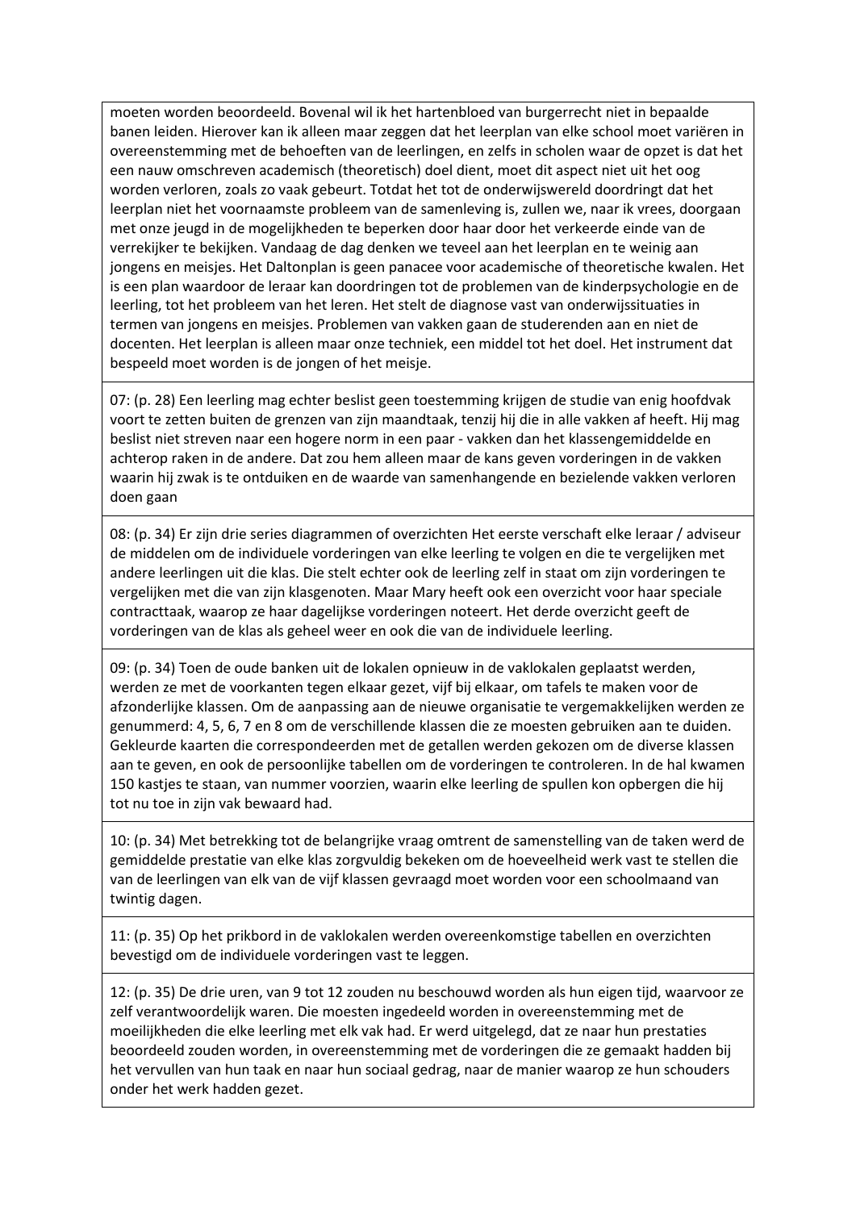moeten worden beoordeeld. Bovenal wil ik het hartenbloed van burgerrecht niet in bepaalde banen leiden. Hierover kan ik alleen maar zeggen dat het leerplan van elke school moet variëren in overeenstemming met de behoeften van de leerlingen, en zelfs in scholen waar de opzet is dat het een nauw omschreven academisch (theoretisch) doel dient, moet dit aspect niet uit het oog worden verloren, zoals zo vaak gebeurt. Totdat het tot de onderwijswereld doordringt dat het leerplan niet het voornaamste probleem van de samenleving is, zullen we, naar ik vrees, doorgaan met onze jeugd in de mogelijkheden te beperken door haar door het verkeerde einde van de verrekijker te bekijken. Vandaag de dag denken we teveel aan het leerplan en te weinig aan jongens en meisjes. Het Daltonplan is geen panacee voor academische of theoretische kwalen. Het is een plan waardoor de leraar kan doordringen tot de problemen van de kinderpsychologie en de leerling, tot het probleem van het leren. Het stelt de diagnose vast van onderwijssituaties in termen van jongens en meisjes. Problemen van vakken gaan de studerenden aan en niet de docenten. Het leerplan is alleen maar onze techniek, een middel tot het doel. Het instrument dat bespeeld moet worden is de jongen of het meisje.

07: (p. 28) Een leerling mag echter beslist geen toestemming krijgen de studie van enig hoofdvak voort te zetten buiten de grenzen van zijn maandtaak, tenzij hij die in alle vakken af heeft. Hij mag beslist niet streven naar een hogere norm in een paar - vakken dan het klassengemiddelde en achterop raken in de andere. Dat zou hem alleen maar de kans geven vorderingen in de vakken waarin hij zwak is te ontduiken en de waarde van samenhangende en bezielende vakken verloren doen gaan

08: (p. 34) Er zijn drie series diagrammen of overzichten Het eerste verschaft elke leraar / adviseur de middelen om de individuele vorderingen van elke leerling te volgen en die te vergelijken met andere leerlingen uit die klas. Die stelt echter ook de leerling zelf in staat om zijn vorderingen te vergelijken met die van zijn klasgenoten. Maar Mary heeft ook een overzicht voor haar speciale contracttaak, waarop ze haar dagelijkse vorderingen noteert. Het derde overzicht geeft de vorderingen van de klas als geheel weer en ook die van de individuele leerling.

09: (p. 34) Toen de oude banken uit de lokalen opnieuw in de vaklokalen geplaatst werden, werden ze met de voorkanten tegen elkaar gezet, vijf bij elkaar, om tafels te maken voor de afzonderlijke klassen. Om de aanpassing aan de nieuwe organisatie te vergemakkelijken werden ze genummerd: 4, 5, 6, 7 en 8 om de verschillende klassen die ze moesten gebruiken aan te duiden. Gekleurde kaarten die correspondeerden met de getallen werden gekozen om de diverse klassen aan te geven, en ook de persoonlijke tabellen om de vorderingen te controleren. In de hal kwamen 150 kastjes te staan, van nummer voorzien, waarin elke leerling de spullen kon opbergen die hij tot nu toe in zijn vak bewaard had.

10: (p. 34) Met betrekking tot de belangrijke vraag omtrent de samenstelling van de taken werd de gemiddelde prestatie van elke klas zorgvuldig bekeken om de hoeveelheid werk vast te stellen die van de leerlingen van elk van de vijf klassen gevraagd moet worden voor een schoolmaand van twintig dagen.

11: (p. 35) Op het prikbord in de vaklokalen werden overeenkomstige tabellen en overzichten bevestigd om de individuele vorderingen vast te leggen.

12: (p. 35) De drie uren, van 9 tot 12 zouden nu beschouwd worden als hun eigen tijd, waarvoor ze zelf verantwoordelijk waren. Die moesten ingedeeld worden in overeenstemming met de moeilijkheden die elke leerling met elk vak had. Er werd uitgelegd, dat ze naar hun prestaties beoordeeld zouden worden, in overeenstemming met de vorderingen die ze gemaakt hadden bij het vervullen van hun taak en naar hun sociaal gedrag, naar de manier waarop ze hun schouders onder het werk hadden gezet.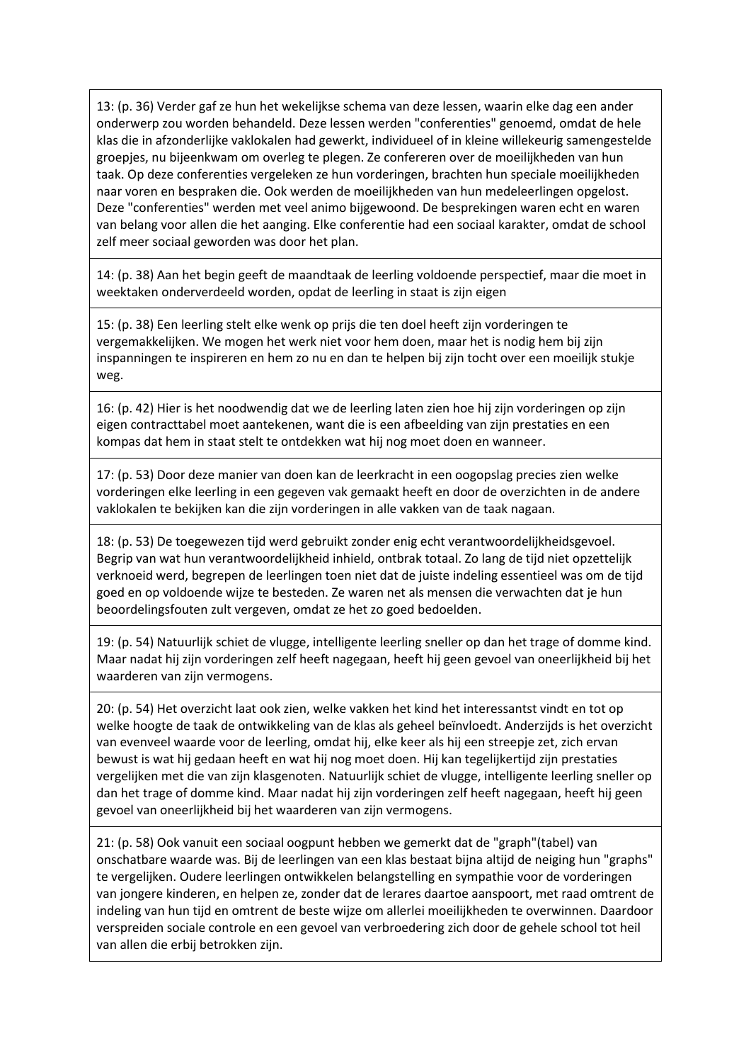13: (p. 36) Verder gaf ze hun het wekelijkse schema van deze lessen, waarin elke dag een ander onderwerp zou worden behandeld. Deze lessen werden "conferenties" genoemd, omdat de hele klas die in afzonderlijke vaklokalen had gewerkt, individueel of in kleine willekeurig samengestelde groepjes, nu bijeenkwam om overleg te plegen. Ze confereren over de moeilijkheden van hun taak. Op deze conferenties vergeleken ze hun vorderingen, brachten hun speciale moeilijkheden naar voren en bespraken die. Ook werden de moeilijkheden van hun medeleerlingen opgelost. Deze "conferenties" werden met veel animo bijgewoond. De besprekingen waren echt en waren van belang voor allen die het aanging. Elke conferentie had een sociaal karakter, omdat de school zelf meer sociaal geworden was door het plan.

14: (p. 38) Aan het begin geeft de maandtaak de leerling voldoende perspectief, maar die moet in weektaken onderverdeeld worden, opdat de leerling in staat is zijn eigen

15: (p. 38) Een leerling stelt elke wenk op prijs die ten doel heeft zijn vorderingen te vergemakkelijken. We mogen het werk niet voor hem doen, maar het is nodig hem bij zijn inspanningen te inspireren en hem zo nu en dan te helpen bij zijn tocht over een moeilijk stukje weg.

16: (p. 42) Hier is het noodwendig dat we de leerling laten zien hoe hij zijn vorderingen op zijn eigen contracttabel moet aantekenen, want die is een afbeelding van zijn prestaties en een kompas dat hem in staat stelt te ontdekken wat hij nog moet doen en wanneer.

17: (p. 53) Door deze manier van doen kan de leerkracht in een oogopslag precies zien welke vorderingen elke leerling in een gegeven vak gemaakt heeft en door de overzichten in de andere vaklokalen te bekijken kan die zijn vorderingen in alle vakken van de taak nagaan.

18: (p. 53) De toegewezen tijd werd gebruikt zonder enig echt verantwoordelijkheidsgevoel. Begrip van wat hun verantwoordelijkheid inhield, ontbrak totaal. Zo lang de tijd niet opzettelijk verknoeid werd, begrepen de leerlingen toen niet dat de juiste indeling essentieel was om de tijd goed en op voldoende wijze te besteden. Ze waren net als mensen die verwachten dat je hun beoordelingsfouten zult vergeven, omdat ze het zo goed bedoelden.

19: (p. 54) Natuurlijk schiet de vlugge, intelligente leerling sneller op dan het trage of domme kind. Maar nadat hij zijn vorderingen zelf heeft nagegaan, heeft hij geen gevoel van oneerlijkheid bij het waarderen van zijn vermogens.

20: (p. 54) Het overzicht laat ook zien, welke vakken het kind het interessantst vindt en tot op welke hoogte de taak de ontwikkeling van de klas als geheel beïnvloedt. Anderzijds is het overzicht van evenveel waarde voor de leerling, omdat hij, elke keer als hij een streepje zet, zich ervan bewust is wat hij gedaan heeft en wat hij nog moet doen. Hij kan tegelijkertijd zijn prestaties vergelijken met die van zijn klasgenoten. Natuurlijk schiet de vlugge, intelligente leerling sneller op dan het trage of domme kind. Maar nadat hij zijn vorderingen zelf heeft nagegaan, heeft hij geen gevoel van oneerlijkheid bij het waarderen van zijn vermogens.

21: (p. 58) Ook vanuit een sociaal oogpunt hebben we gemerkt dat de "graph"(tabel) van onschatbare waarde was. Bij de leerlingen van een klas bestaat bijna altijd de neiging hun "graphs" te vergelijken. Oudere leerlingen ontwikkelen belangstelling en sympathie voor de vorderingen van jongere kinderen, en helpen ze, zonder dat de lerares daartoe aanspoort, met raad omtrent de indeling van hun tijd en omtrent de beste wijze om allerlei moeilijkheden te overwinnen. Daardoor verspreiden sociale controle en een gevoel van verbroedering zich door de gehele school tot heil van allen die erbij betrokken zijn.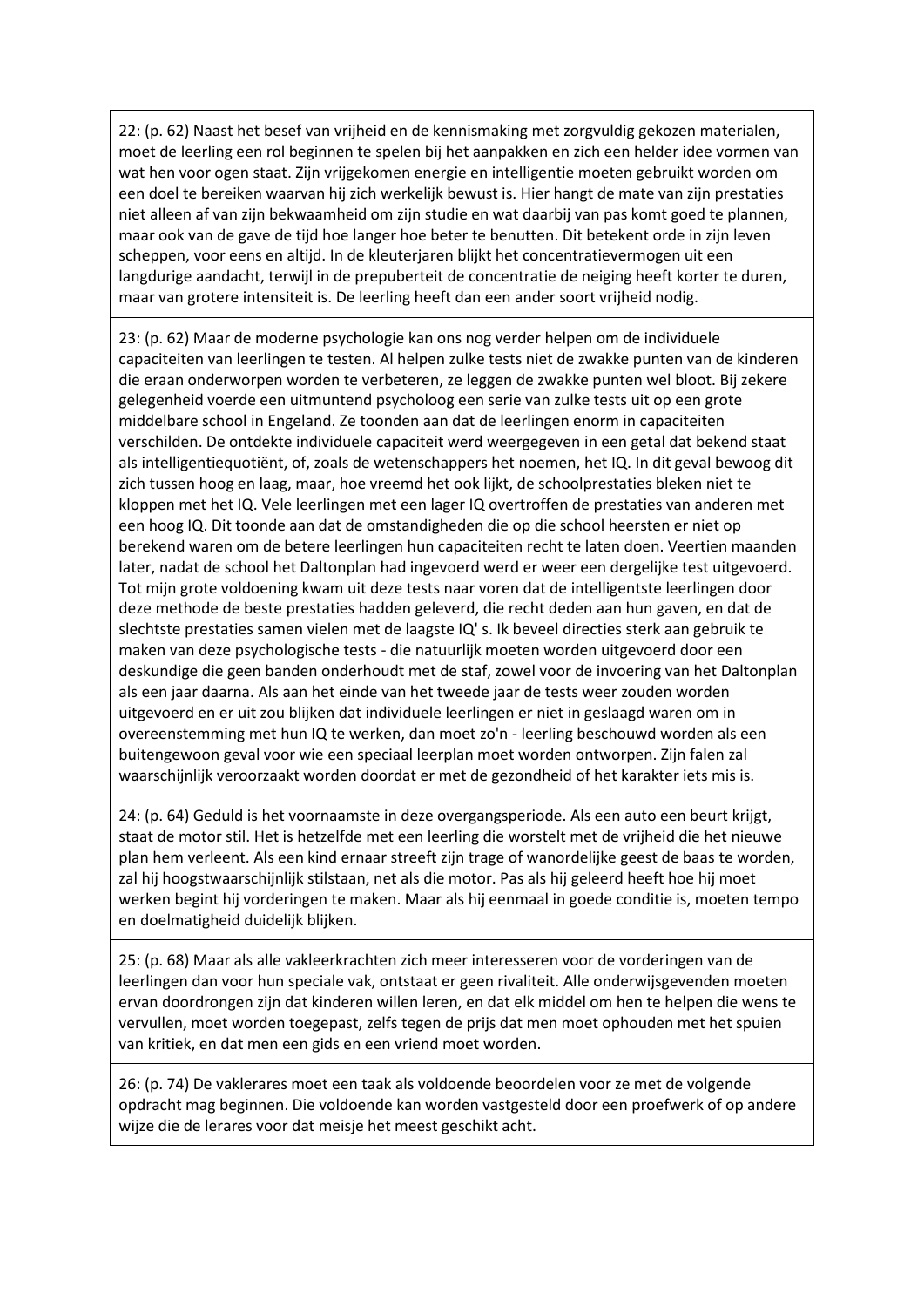22: (p. 62) Naast het besef van vrijheid en de kennismaking met zorgvuldig gekozen materialen, moet de leerling een rol beginnen te spelen bij het aanpakken en zich een helder idee vormen van wat hen voor ogen staat. Zijn vrijgekomen energie en intelligentie moeten gebruikt worden om een doel te bereiken waarvan hij zich werkelijk bewust is. Hier hangt de mate van zijn prestaties niet alleen af van zijn bekwaamheid om zijn studie en wat daarbij van pas komt goed te plannen, maar ook van de gave de tijd hoe langer hoe beter te benutten. Dit betekent orde in zijn leven scheppen, voor eens en altijd. In de kleuterjaren blijkt het concentratievermogen uit een langdurige aandacht, terwijl in de prepuberteit de concentratie de neiging heeft korter te duren, maar van grotere intensiteit is. De leerling heeft dan een ander soort vrijheid nodig.

23: (p. 62) Maar de moderne psychologie kan ons nog verder helpen om de individuele capaciteiten van leerlingen te testen. Al helpen zulke tests niet de zwakke punten van de kinderen die eraan onderworpen worden te verbeteren, ze leggen de zwakke punten wel bloot. Bij zekere gelegenheid voerde een uitmuntend psycholoog een serie van zulke tests uit op een grote middelbare school in Engeland. Ze toonden aan dat de leerlingen enorm in capaciteiten verschilden. De ontdekte individuele capaciteit werd weergegeven in een getal dat bekend staat als intelligentiequotiënt, of, zoals de wetenschappers het noemen, het IQ. In dit geval bewoog dit zich tussen hoog en laag, maar, hoe vreemd het ook lijkt, de schoolprestaties bleken niet te kloppen met het IQ. Vele leerlingen met een lager IQ overtroffen de prestaties van anderen met een hoog IQ. Dit toonde aan dat de omstandigheden die op die school heersten er niet op berekend waren om de betere leerlingen hun capaciteiten recht te laten doen. Veertien maanden later, nadat de school het Daltonplan had ingevoerd werd er weer een dergelijke test uitgevoerd. Tot mijn grote voldoening kwam uit deze tests naar voren dat de intelligentste leerlingen door deze methode de beste prestaties hadden geleverd, die recht deden aan hun gaven, en dat de slechtste prestaties samen vielen met de laagste IQ' s. Ik beveel directies sterk aan gebruik te maken van deze psychologische tests - die natuurlijk moeten worden uitgevoerd door een deskundige die geen banden onderhoudt met de staf, zowel voor de invoering van het Daltonplan als een jaar daarna. Als aan het einde van het tweede jaar de tests weer zouden worden uitgevoerd en er uit zou blijken dat individuele leerlingen er niet in geslaagd waren om in overeenstemming met hun IQ te werken, dan moet zo'n - leerling beschouwd worden als een buitengewoon geval voor wie een speciaal leerplan moet worden ontworpen. Zijn falen zal waarschijnlijk veroorzaakt worden doordat er met de gezondheid of het karakter iets mis is.

24: (p. 64) Geduld is het voornaamste in deze overgangsperiode. Als een auto een beurt krijgt, staat de motor stil. Het is hetzelfde met een leerling die worstelt met de vrijheid die het nieuwe plan hem verleent. Als een kind ernaar streeft zijn trage of wanordelijke geest de baas te worden, zal hij hoogstwaarschijnlijk stilstaan, net als die motor. Pas als hij geleerd heeft hoe hij moet werken begint hij vorderingen te maken. Maar als hij eenmaal in goede conditie is, moeten tempo en doelmatigheid duidelijk blijken.

25: (p. 68) Maar als alle vakleerkrachten zich meer interesseren voor de vorderingen van de leerlingen dan voor hun speciale vak, ontstaat er geen rivaliteit. Alle onderwijsgevenden moeten ervan doordrongen zijn dat kinderen willen leren, en dat elk middel om hen te helpen die wens te vervullen, moet worden toegepast, zelfs tegen de prijs dat men moet ophouden met het spuien van kritiek, en dat men een gids en een vriend moet worden.

26: (p. 74) De vaklerares moet een taak als voldoende beoordelen voor ze met de volgende opdracht mag beginnen. Die voldoende kan worden vastgesteld door een proefwerk of op andere wijze die de lerares voor dat meisje het meest geschikt acht.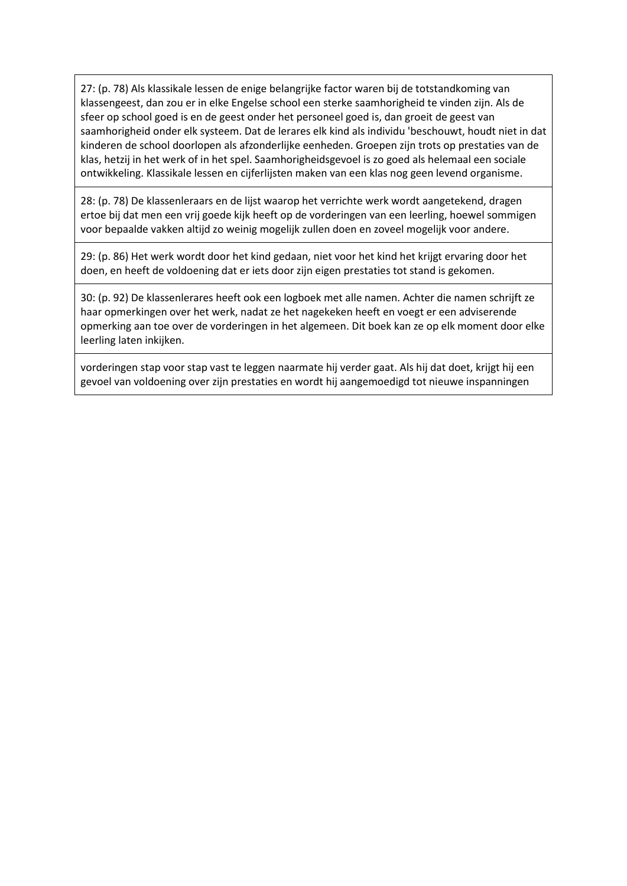| |
|---|
| 27: (p. 78) Als klassikale lessen de enige belangrijke factor waren bij de totstandkoming van klassengeest, dan zou er in elke Engelse school een sterke saamhorigheid te vinden zijn. Als de sfeer op school goed is en de geest onder het personeel goed is, dan groeit de geest van saamhorigheid onder elk systeem. Dat de lerares elk kind als individu 'beschouwt, houdt niet in dat kinderen de school doorlopen als afzonderlijke eenheden. Groepen zijn trots op prestaties van de klas, hetzij in het werk of in het spel. Saamhorigheidsgevoel is zo goed als helemaal een sociale ontwikkeling. Klassikale lessen en cijferlijsten maken van een klas nog geen levend organisme. |
| 28: (p. 78) De klassenleraars en de lijst waarop het verrichte werk wordt aangetekend, dragen ertoe bij dat men een vrij goede kijk heeft op de vorderingen van een leerling, hoewel sommigen voor bepaalde vakken altijd zo weinig mogelijk zullen doen en zoveel mogelijk voor andere. |
| 29: (p. 86) Het werk wordt door het kind gedaan, niet voor het kind het krijgt ervaring door het doen, en heeft de voldoening dat er iets door zijn eigen prestaties tot stand is gekomen. |
| 30: (p. 92) De klassenlerares heeft ook een logboek met alle namen. Achter die namen schrijft ze haar opmerkingen over het werk, nadat ze het nagekeken heeft en voegt er een adviserende opmerking aan toe over de vorderingen in het algemeen. Dit boek kan ze op elk moment door elke leerling laten inkijken. |
| vorderingen stap voor stap vast te leggen naarmate hij verder gaat. Als hij dat doet, krijgt hij een gevoel van voldoening over zijn prestaties en wordt hij aangemoedigd tot nieuwe inspanningen |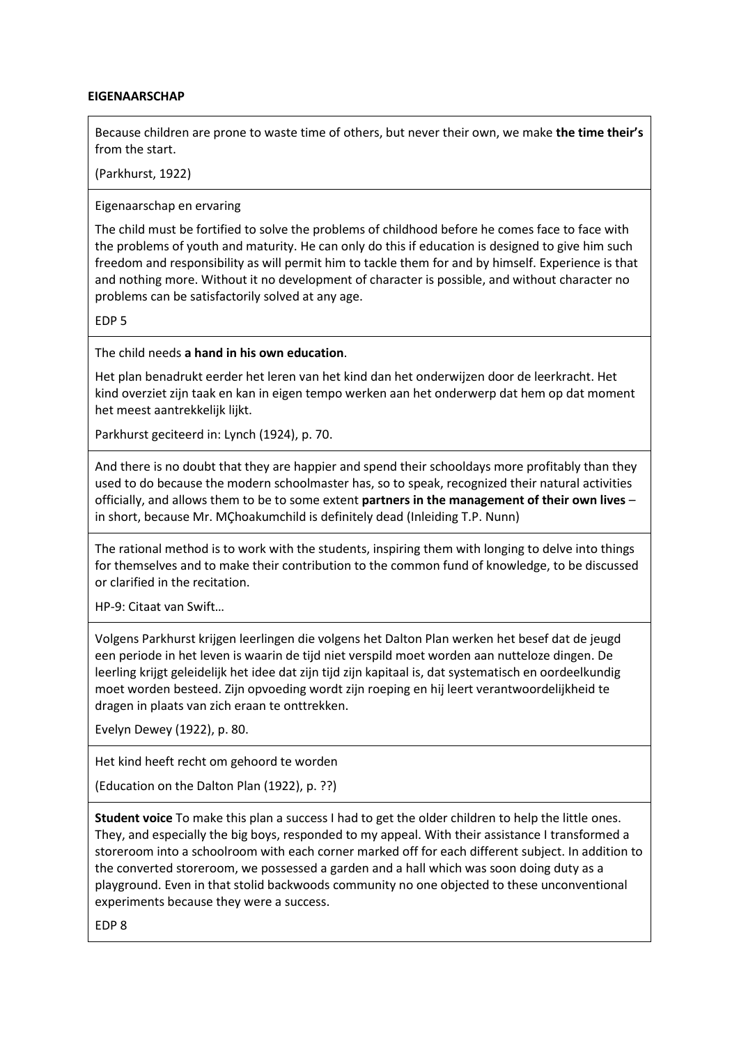**EIGENAARSCHAP**

Because children are prone to waste time of others, but never their own, we make **the time their's** from the start.

(Parkhurst, 1922)

---

Eigenaarschap en ervaring

The child must be fortified to solve the problems of childhood before he comes face to face with the problems of youth and maturity. He can only do this if education is designed to give him such freedom and responsibility as will permit him to tackle them for and by himself. Experience is that and nothing more. Without it no development of character is possible, and without character no problems can be satisfactorily solved at any age.

EDP 5

---

The child needs **a hand in his own education**.

Het plan benadrukt eerder het leren van het kind dan het onderwijzen door de leerkracht. Het kind overziet zijn taak en kan in eigen tempo werken aan het onderwerp dat hem op dat moment het meest aantrekkelijk lijkt.

Parkhurst geciteerd in: Lynch (1924), p. 70.

---

And there is no doubt that they are happier and spend their schooldays more profitably than they used to do because the modern schoolmaster has, so to speak, recognized their natural activities officially, and allows them to be to some extent **partners in the management of their own lives** – in short, because Mr. MÇhoakumchild is definitely dead (Inleiding T.P. Nunn)

---

The rational method is to work with the students, inspiring them with longing to delve into things for themselves and to make their contribution to the common fund of knowledge, to be discussed or clarified in the recitation.

HP-9: Citaat van Swift…

---

Volgens Parkhurst krijgen leerlingen die volgens het Dalton Plan werken het besef dat de jeugd een periode in het leven is waarin de tijd niet verspild moet worden aan nutteloze dingen. De leerling krijgt geleidelijk het idee dat zijn tijd zijn kapitaal is, dat systematisch en oordeelkundig moet worden besteed. Zijn opvoeding wordt zijn roeping en hij leert verantwoordelijkheid te dragen in plaats van zich eraan te onttrekken.

Evelyn Dewey (1922), p. 80.

---

Het kind heeft recht om gehoord te worden

(Education on the Dalton Plan (1922), p. ??)

---

**Student voice** To make this plan a success I had to get the older children to help the little ones. They, and especially the big boys, responded to my appeal. With their assistance I transformed a storeroom into a schoolroom with each corner marked off for each different subject. In addition to the converted storeroom, we possessed a garden and a hall which was soon doing duty as a playground. Even in that stolid backwoods community no one objected to these unconventional experiments because they were a success.

EDP 8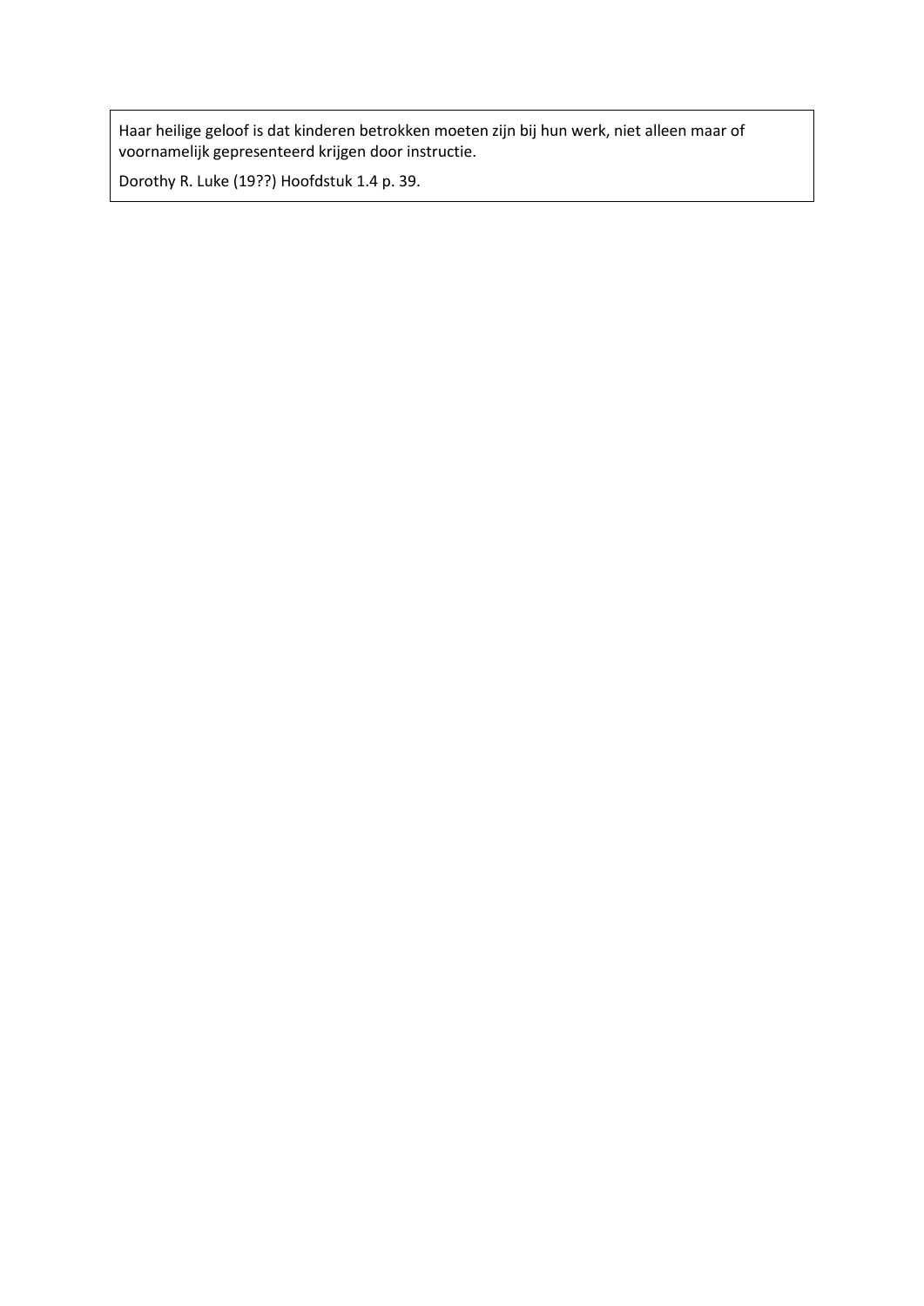Haar heilige geloof is dat kinderen betrokken moeten zijn bij hun werk, niet alleen maar of voornamelijk gepresenteerd krijgen door instructie.

Dorothy R. Luke (19??) Hoofdstuk 1.4 p. 39.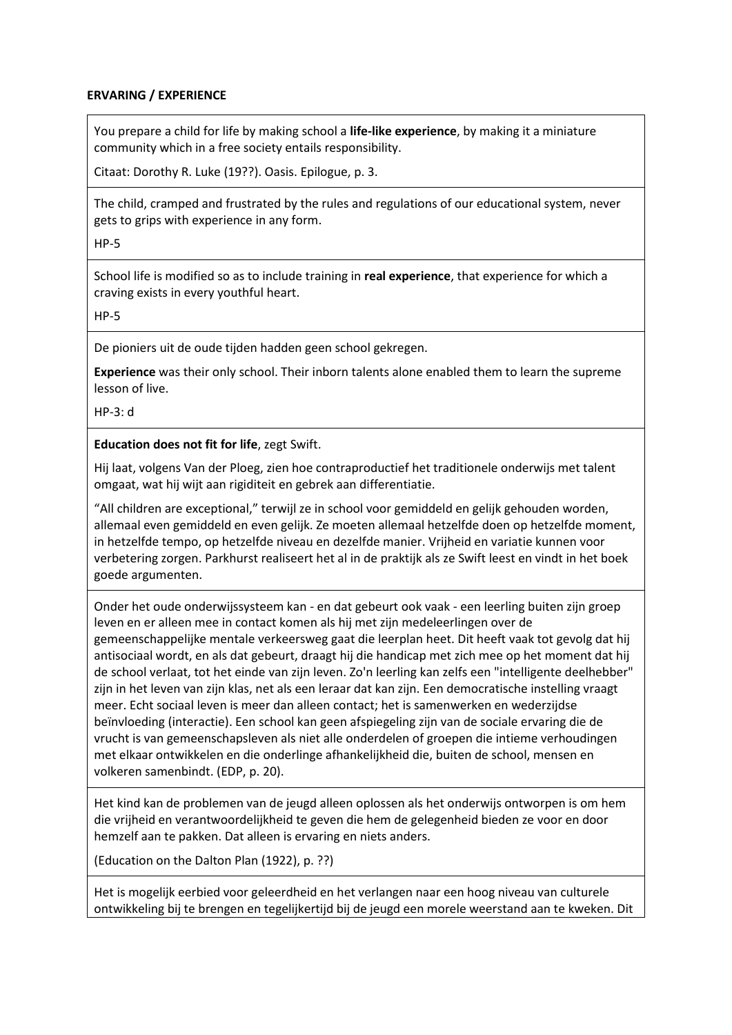**ERVARING / EXPERIENCE**

You prepare a child for life by making school a **life-like experience**, by making it a miniature community which in a free society entails responsibility.

Citaat: Dorothy R. Luke (19??). Oasis. Epilogue, p. 3.

---

The child, cramped and frustrated by the rules and regulations of our educational system, never gets to grips with experience in any form.

HP-5

---

School life is modified so as to include training in **real experience**, that experience for which a craving exists in every youthful heart.

HP-5

---

De pioniers uit de oude tijden hadden geen school gekregen.

**Experience** was their only school. Their inborn talents alone enabled them to learn the supreme lesson of live.

HP-3: d

---

**Education does not fit for life**, zegt Swift.

Hij laat, volgens Van der Ploeg, zien hoe contraproductief het traditionele onderwijs met talent omgaat, wat hij wijt aan rigiditeit en gebrek aan differentiatie.

"All children are exceptional," terwijl ze in school voor gemiddeld en gelijk gehouden worden, allemaal even gemiddeld en even gelijk. Ze moeten allemaal hetzelfde doen op hetzelfde moment, in hetzelfde tempo, op hetzelfde niveau en dezelfde manier. Vrijheid en variatie kunnen voor verbetering zorgen. Parkhurst realiseert het al in de praktijk als ze Swift leest en vindt in het boek goede argumenten.

---

Onder het oude onderwijssysteem kan - en dat gebeurt ook vaak - een leerling buiten zijn groep leven en er alleen mee in contact komen als hij met zijn medeleerlingen over de gemeenschappelijke mentale verkeersweg gaat die leerplan heet. Dit heeft vaak tot gevolg dat hij antisociaal wordt, en als dat gebeurt, draagt hij die handicap met zich mee op het moment dat hij de school verlaat, tot het einde van zijn leven. Zo'n leerling kan zelfs een "intelligente deelhebber" zijn in het leven van zijn klas, net als een leraar dat kan zijn. Een democratische instelling vraagt meer. Echt sociaal leven is meer dan alleen contact; het is samenwerken en wederzijdse beïnvloeding (interactie). Een school kan geen afspiegeling zijn van de sociale ervaring die de vrucht is van gemeenschapsleven als niet alle onderdelen of groepen die intieme verhoudingen met elkaar ontwikkelen en die onderlinge afhankelijkheid die, buiten de school, mensen en volkeren samenbindt. (EDP, p. 20).

---

Het kind kan de problemen van de jeugd alleen oplossen als het onderwijs ontworpen is om hem die vrijheid en verantwoordelijkheid te geven die hem de gelegenheid bieden ze voor en door hemzelf aan te pakken. Dat alleen is ervaring en niets anders.

(Education on the Dalton Plan (1922), p. ??)

---

Het is mogelijk eerbied voor geleerdheid en het verlangen naar een hoog niveau van culturele ontwikkeling bij te brengen en tegelijkertijd bij de jeugd een morele weerstand aan te kweken. Dit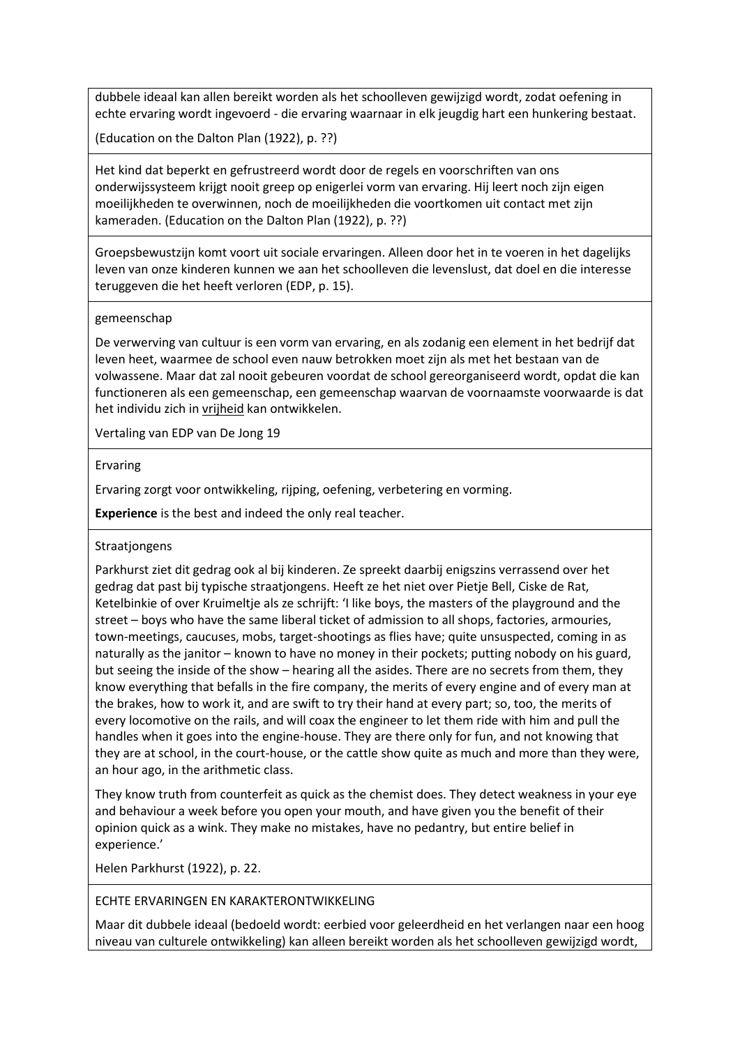dubbele ideaal kan allen bereikt worden als het schoolleven gewijzigd wordt, zodat oefening in echte ervaring wordt ingevoerd - die ervaring waarnaar in elk jeugdig hart een hunkering bestaat.

(Education on the Dalton Plan (1922), p. ??)

Het kind dat beperkt en gefrustreerd wordt door de regels en voorschriften van ons onderwijssysteem krijgt nooit greep op enigerlei vorm van ervaring. Hij leert noch zijn eigen moeilijkheden te overwinnen, noch de moeilijkheden die voortkomen uit contact met zijn kameraden. (Education on the Dalton Plan (1922), p. ??)

Groepsbewustzijn komt voort uit sociale ervaringen. Alleen door het in te voeren in het dagelijks leven van onze kinderen kunnen we aan het schoolleven die levenslust, dat doel en die interesse teruggeven die het heeft verloren (EDP, p. 15).

gemeenschap

De verwerving van cultuur is een vorm van ervaring, en als zodanig een element in het bedrijf dat leven heet, waarmee de school even nauw betrokken moet zijn als met het bestaan van de volwassene. Maar dat zal nooit gebeuren voordat de school gereorganiseerd wordt, opdat die kan functioneren als een gemeenschap, een gemeenschap waarvan de voornaamste voorwaarde is dat het individu zich in vrijheid kan ontwikkelen.

Vertaling van EDP van De Jong 19

Ervaring

Ervaring zorgt voor ontwikkeling, rijping, oefening, verbetering en vorming.

**Experience** is the best and indeed the only real teacher.

Straatjongens

Parkhurst ziet dit gedrag ook al bij kinderen. Ze spreekt daarbij enigszins verrassend over het gedrag dat past bij typische straatjongens. Heeft ze het niet over Pietje Bell, Ciske de Rat, Ketelbinkie of over Kruimeltje als ze schrijft: 'I like boys, the masters of the playground and the street – boys who have the same liberal ticket of admission to all shops, factories, armouries, town-meetings, caucuses, mobs, target-shootings as flies have; quite unsuspected, coming in as naturally as the janitor – known to have no money in their pockets; putting nobody on his guard, but seeing the inside of the show – hearing all the asides. There are no secrets from them, they know everything that befalls in the fire company, the merits of every engine and of every man at the brakes, how to work it, and are swift to try their hand at every part; so, too, the merits of every locomotive on the rails, and will coax the engineer to let them ride with him and pull the handles when it goes into the engine-house. They are there only for fun, and not knowing that they are at school, in the court-house, or the cattle show quite as much and more than they were, an hour ago, in the arithmetic class.

They know truth from counterfeit as quick as the chemist does. They detect weakness in your eye and behaviour a week before you open your mouth, and have given you the benefit of their opinion quick as a wink. They make no mistakes, have no pedantry, but entire belief in experience.'

Helen Parkhurst (1922), p. 22.

ECHTE ERVARINGEN EN KARAKTERONTWIKKELING

Maar dit dubbele ideaal (bedoeld wordt: eerbied voor geleerdheid en het verlangen naar een hoog niveau van culturele ontwikkeling) kan alleen bereikt worden als het schoolleven gewijzigd wordt,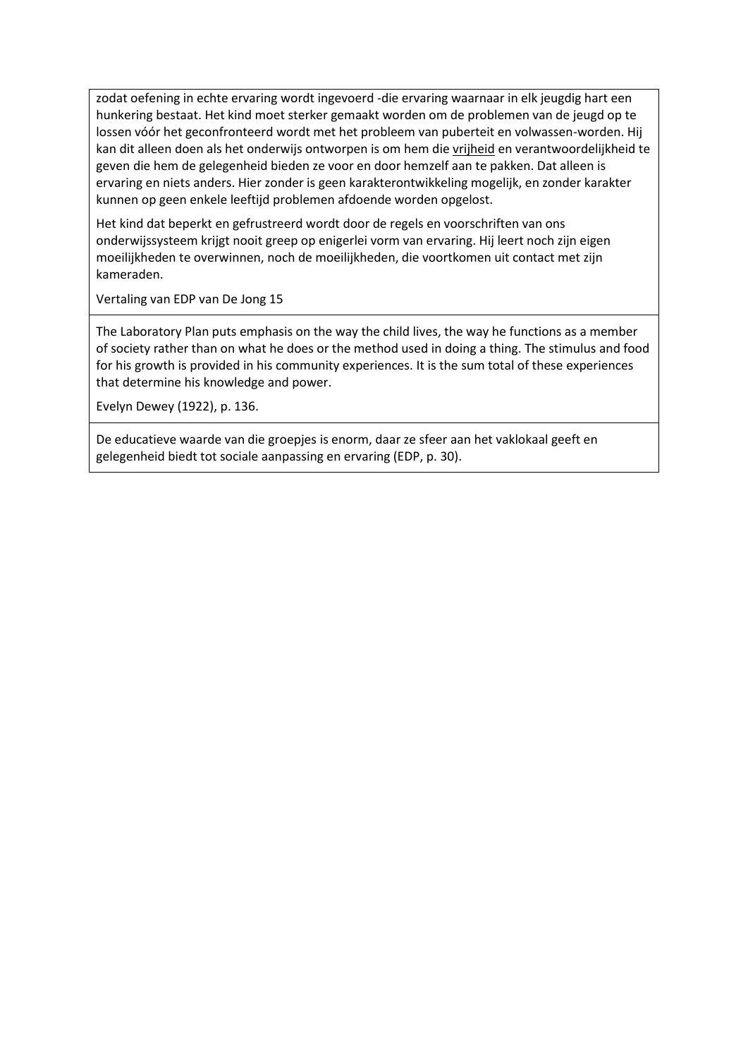| |
|---|
| zodat oefening in echte ervaring wordt ingevoerd -die ervaring waarnaar in elk jeugdig hart een hunkering bestaat. Het kind moet sterker gemaakt worden om de problemen van de jeugd op te lossen vóór het geconfronteerd wordt met het probleem van puberteit en volwassen-worden. Hij kan dit alleen doen als het onderwijs ontworpen is om hem die <u>vrijheid</u> en verantwoordelijkheid te geven die hem de gelegenheid bieden ze voor en door hemzelf aan te pakken. Dat alleen is ervaring en niets anders. Hier zonder is geen karakterontwikkeling mogelijk, en zonder karakter kunnen op geen enkele leeftijd problemen afdoende worden opgelost.<br><br>Het kind dat beperkt en gefrustreerd wordt door de regels en voorschriften van ons onderwijssysteem krijgt nooit greep op enigerlei vorm van ervaring. Hij leert noch zijn eigen moeilijkheden te overwinnen, noch de moeilijkheden, die voortkomen uit contact met zijn kameraden.<br><br>Vertaling van EDP van De Jong 15 |
| The Laboratory Plan puts emphasis on the way the child lives, the way he functions as a member of society rather than on what he does or the method used in doing a thing. The stimulus and food for his growth is provided in his community experiences. It is the sum total of these experiences that determine his knowledge and power.<br><br>Evelyn Dewey (1922), p. 136. |
| De educatieve waarde van die groepjes is enorm, daar ze sfeer aan het vaklokaal geeft en gelegenheid biedt tot sociale aanpassing en ervaring (EDP, p. 30). |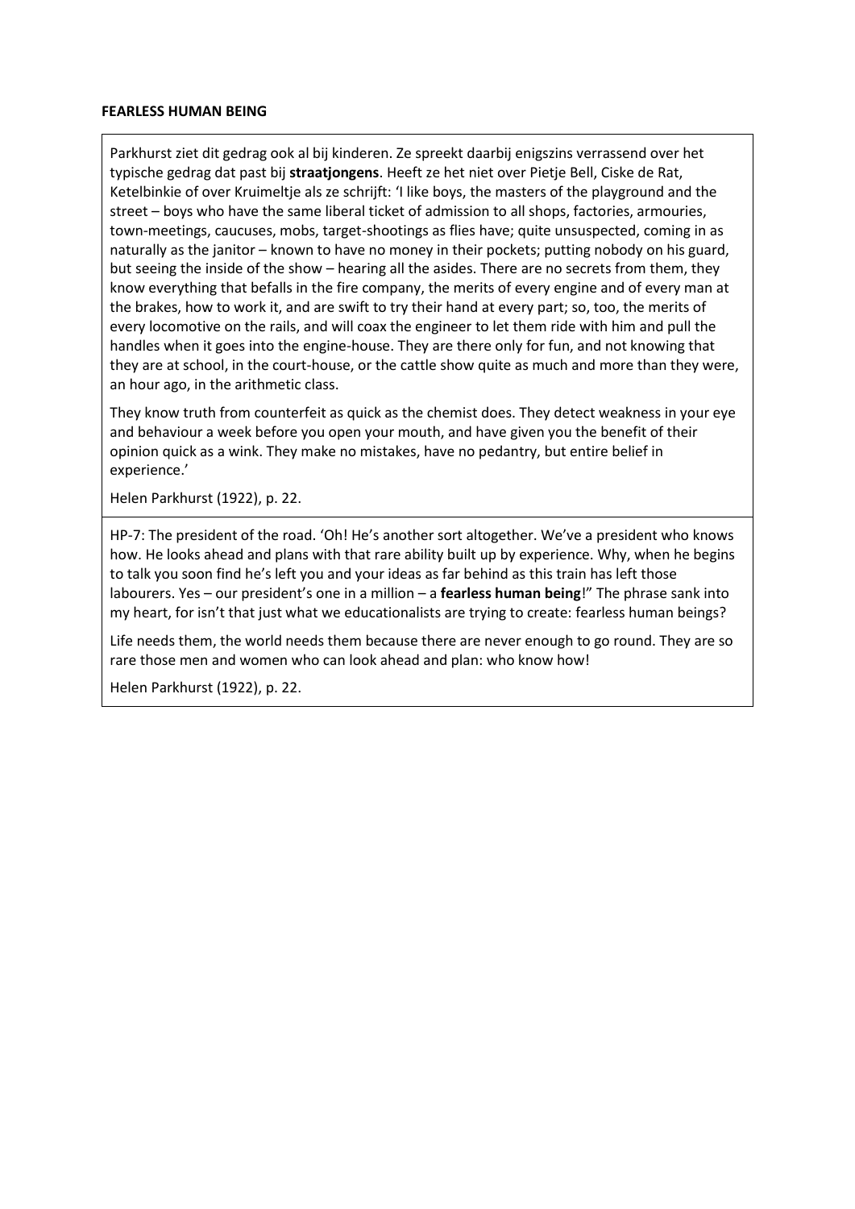**FEARLESS HUMAN BEING**

Parkhurst ziet dit gedrag ook al bij kinderen. Ze spreekt daarbij enigszins verrassend over het typische gedrag dat past bij **straatjongens**. Heeft ze het niet over Pietje Bell, Ciske de Rat, Ketelbinkie of over Kruimeltje als ze schrijft: 'I like boys, the masters of the playground and the street – boys who have the same liberal ticket of admission to all shops, factories, armouries, town-meetings, caucuses, mobs, target-shootings as flies have; quite unsuspected, coming in as naturally as the janitor – known to have no money in their pockets; putting nobody on his guard, but seeing the inside of the show – hearing all the asides. There are no secrets from them, they know everything that befalls in the fire company, the merits of every engine and of every man at the brakes, how to work it, and are swift to try their hand at every part; so, too, the merits of every locomotive on the rails, and will coax the engineer to let them ride with him and pull the handles when it goes into the engine-house. They are there only for fun, and not knowing that they are at school, in the court-house, or the cattle show quite as much and more than they were, an hour ago, in the arithmetic class.

They know truth from counterfeit as quick as the chemist does. They detect weakness in your eye and behaviour a week before you open your mouth, and have given you the benefit of their opinion quick as a wink. They make no mistakes, have no pedantry, but entire belief in experience.'

Helen Parkhurst (1922), p. 22.

HP-7: The president of the road. 'Oh! He's another sort altogether. We've a president who knows how. He looks ahead and plans with that rare ability built up by experience. Why, when he begins to talk you soon find he's left you and your ideas as far behind as this train has left those labourers. Yes – our president's one in a million – a **fearless human being**!" The phrase sank into my heart, for isn't that just what we educationalists are trying to create: fearless human beings?

Life needs them, the world needs them because there are never enough to go round. They are so rare those men and women who can look ahead and plan: who know how!

Helen Parkhurst (1922), p. 22.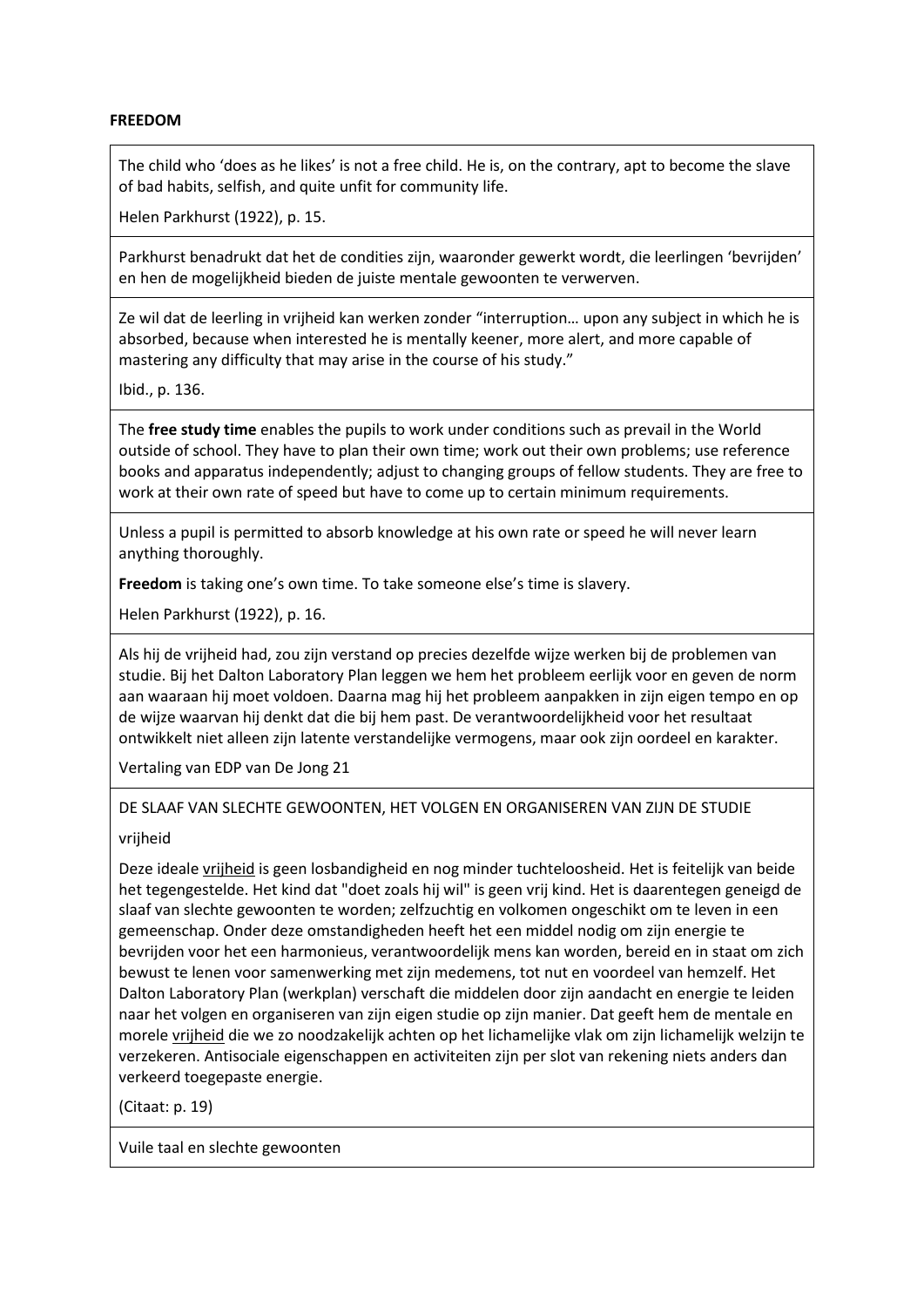**FREEDOM**

The child who 'does as he likes' is not a free child. He is, on the contrary, apt to become the slave of bad habits, selfish, and quite unfit for community life.

Helen Parkhurst (1922), p. 15.

Parkhurst benadrukt dat het de condities zijn, waaronder gewerkt wordt, die leerlingen 'bevrijden' en hen de mogelijkheid bieden de juiste mentale gewoonten te verwerven.

Ze wil dat de leerling in vrijheid kan werken zonder "interruption… upon any subject in which he is absorbed, because when interested he is mentally keener, more alert, and more capable of mastering any difficulty that may arise in the course of his study."

Ibid., p. 136.

The **free study time** enables the pupils to work under conditions such as prevail in the World outside of school. They have to plan their own time; work out their own problems; use reference books and apparatus independently; adjust to changing groups of fellow students. They are free to work at their own rate of speed but have to come up to certain minimum requirements.

Unless a pupil is permitted to absorb knowledge at his own rate or speed he will never learn anything thoroughly.

**Freedom** is taking one's own time. To take someone else's time is slavery.

Helen Parkhurst (1922), p. 16.

Als hij de vrijheid had, zou zijn verstand op precies dezelfde wijze werken bij de problemen van studie. Bij het Dalton Laboratory Plan leggen we hem het probleem eerlijk voor en geven de norm aan waaraan hij moet voldoen. Daarna mag hij het probleem aanpakken in zijn eigen tempo en op de wijze waarvan hij denkt dat die bij hem past. De verantwoordelijkheid voor het resultaat ontwikkelt niet alleen zijn latente verstandelijke vermogens, maar ook zijn oordeel en karakter.

Vertaling van EDP van De Jong 21

DE SLAAF VAN SLECHTE GEWOONTEN, HET VOLGEN EN ORGANISEREN VAN ZIJN DE STUDIE

vrijheid

Deze ideale vrijheid is geen losbandigheid en nog minder tuchteloosheid. Het is feitelijk van beide het tegengestelde. Het kind dat "doet zoals hij wil" is geen vrij kind. Het is daarentegen geneigd de slaaf van slechte gewoonten te worden; zelfzuchtig en volkomen ongeschikt om te leven in een gemeenschap. Onder deze omstandigheden heeft het een middel nodig om zijn energie te bevrijden voor het een harmonieus, verantwoordelijk mens kan worden, bereid en in staat om zich bewust te lenen voor samenwerking met zijn medemens, tot nut en voordeel van hemzelf. Het Dalton Laboratory Plan (werkplan) verschaft die middelen door zijn aandacht en energie te leiden naar het volgen en organiseren van zijn eigen studie op zijn manier. Dat geeft hem de mentale en morele vrijheid die we zo noodzakelijk achten op het lichamelijke vlak om zijn lichamelijk welzijn te verzekeren. Antisociale eigenschappen en activiteiten zijn per slot van rekening niets anders dan verkeerd toegepaste energie.

(Citaat: p. 19)

Vuile taal en slechte gewoonten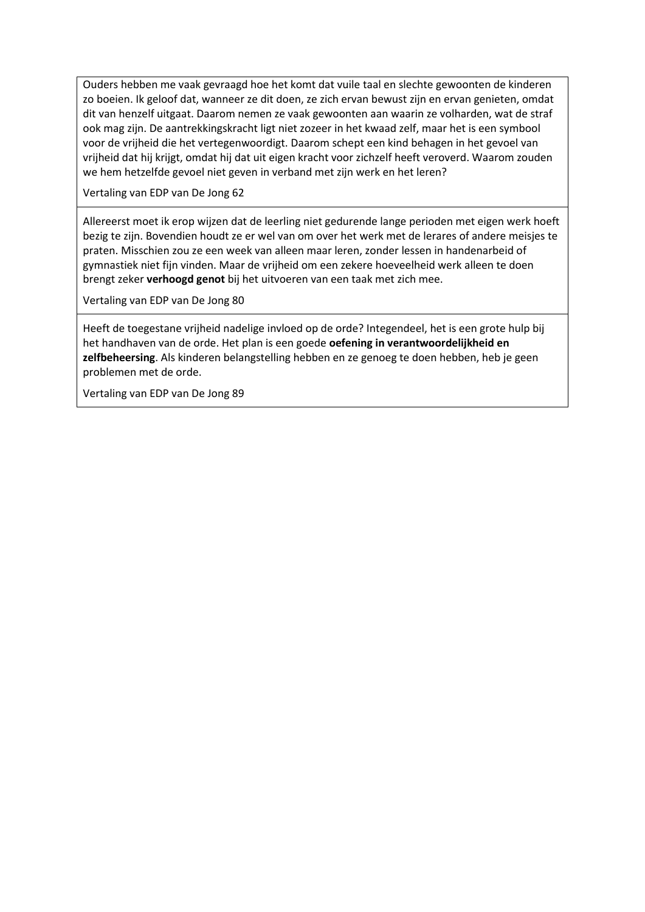Ouders hebben me vaak gevraagd hoe het komt dat vuile taal en slechte gewoonten de kinderen zo boeien. Ik geloof dat, wanneer ze dit doen, ze zich ervan bewust zijn en ervan genieten, omdat dit van henzelf uitgaat. Daarom nemen ze vaak gewoonten aan waarin ze volharden, wat de straf ook mag zijn. De aantrekkingskracht ligt niet zozeer in het kwaad zelf, maar het is een symbool voor de vrijheid die het vertegenwoordigt. Daarom schept een kind behagen in het gevoel van vrijheid dat hij krijgt, omdat hij dat uit eigen kracht voor zichzelf heeft veroverd. Waarom zouden we hem hetzelfde gevoel niet geven in verband met zijn werk en het leren?

Vertaling van EDP van De Jong 62

---

Allereerst moet ik erop wijzen dat de leerling niet gedurende lange perioden met eigen werk hoeft bezig te zijn. Bovendien houdt ze er wel van om over het werk met de lerares of andere meisjes te praten. Misschien zou ze een week van alleen maar leren, zonder lessen in handenarbeid of gymnastiek niet fijn vinden. Maar de vrijheid om een zekere hoeveelheid werk alleen te doen brengt zeker **verhoogd genot** bij het uitvoeren van een taak met zich mee.

Vertaling van EDP van De Jong 80

---

Heeft de toegestane vrijheid nadelige invloed op de orde? Integendeel, het is een grote hulp bij het handhaven van de orde. Het plan is een goede **oefening in verantwoordelijkheid en zelfbeheersing**. Als kinderen belangstelling hebben en ze genoeg te doen hebben, heb je geen problemen met de orde.

Vertaling van EDP van De Jong 89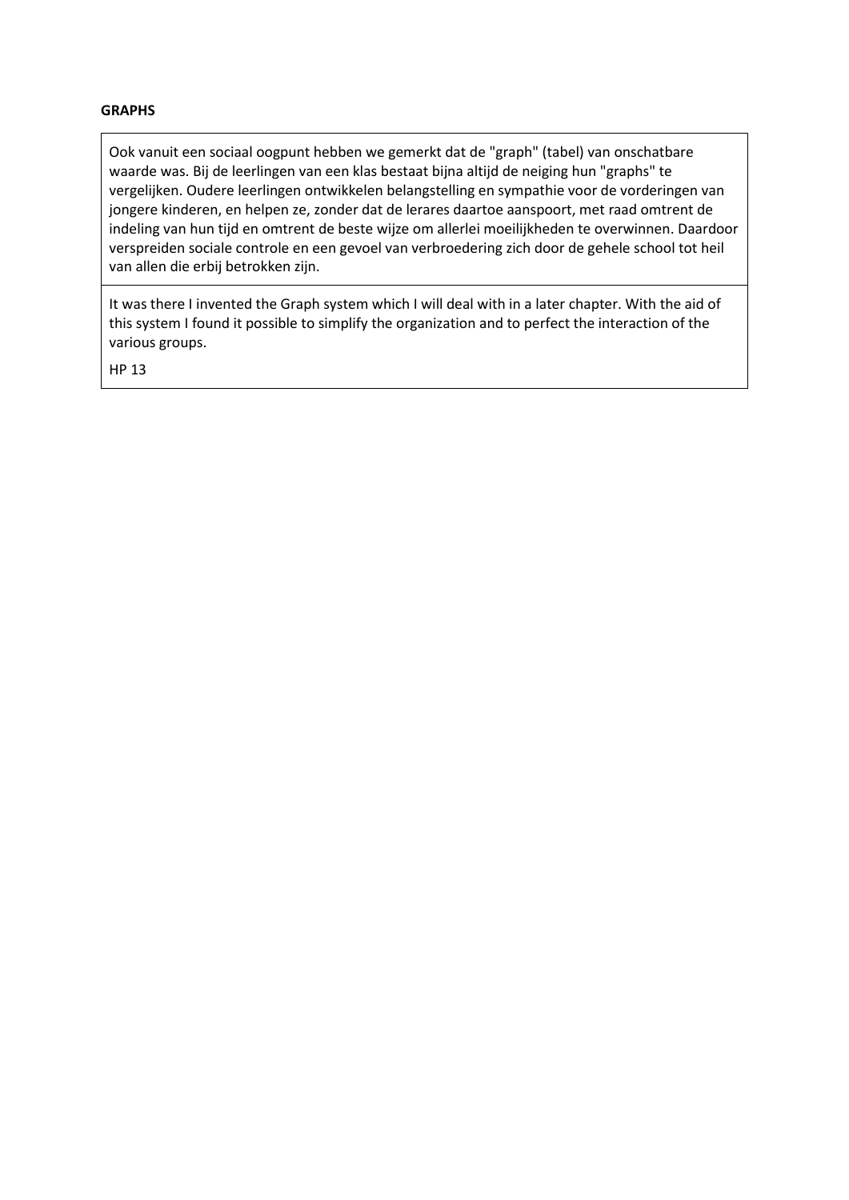**GRAPHS**

Ook vanuit een sociaal oogpunt hebben we gemerkt dat de "graph" (tabel) van onschatbare waarde was. Bij de leerlingen van een klas bestaat bijna altijd de neiging hun "graphs" te vergelijken. Oudere leerlingen ontwikkelen belangstelling en sympathie voor de vorderingen van jongere kinderen, en helpen ze, zonder dat de lerares daartoe aanspoort, met raad omtrent de indeling van hun tijd en omtrent de beste wijze om allerlei moeilijkheden te overwinnen. Daardoor verspreiden sociale controle en een gevoel van verbroedering zich door de gehele school tot heil van allen die erbij betrokken zijn.

It was there I invented the Graph system which I will deal with in a later chapter. With the aid of this system I found it possible to simplify the organization and to perfect the interaction of the various groups.

HP 13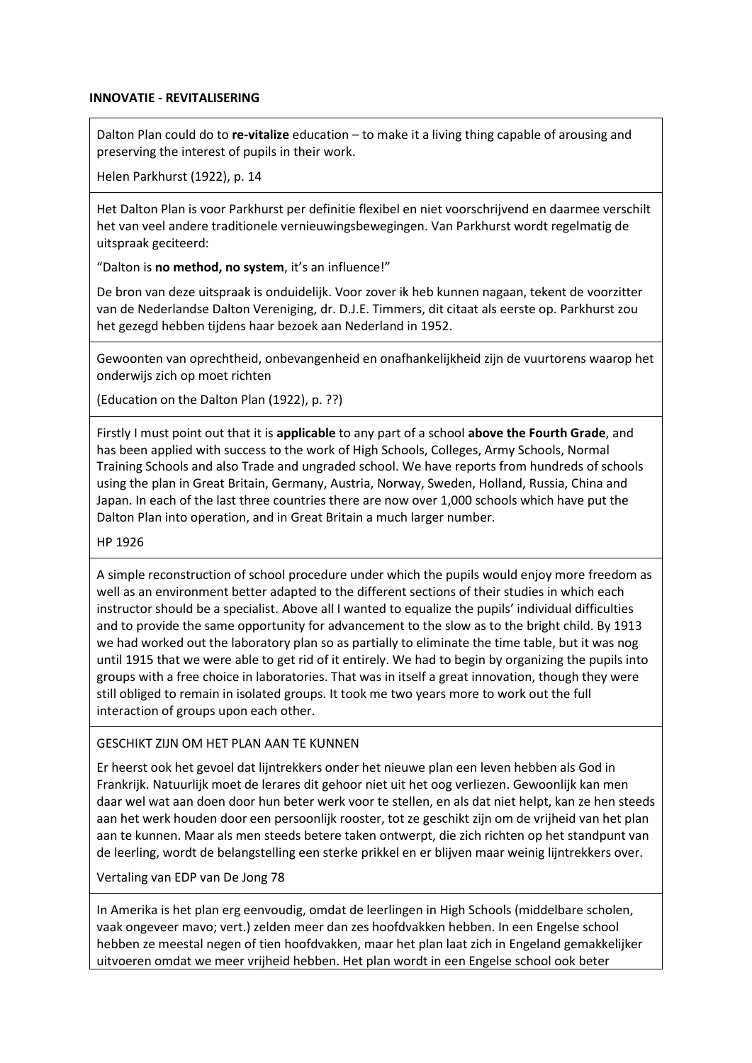**INNOVATIE - REVITALISERING**

Dalton Plan could do to **re-vitalize** education – to make it a living thing capable of arousing and preserving the interest of pupils in their work.

Helen Parkhurst (1922), p. 14

---

Het Dalton Plan is voor Parkhurst per definitie flexibel en niet voorschrijvend en daarmee verschilt het van veel andere traditionele vernieuwingsbewegingen. Van Parkhurst wordt regelmatig de uitspraak geciteerd:

"Dalton is **no method, no system**, it's an influence!"

De bron van deze uitspraak is onduidelijk. Voor zover ik heb kunnen nagaan, tekent de voorzitter van de Nederlandse Dalton Vereniging, dr. D.J.E. Timmers, dit citaat als eerste op. Parkhurst zou het gezegd hebben tijdens haar bezoek aan Nederland in 1952.

---

Gewoonten van oprechtheid, onbevangenheid en onafhankelijkheid zijn de vuurtorens waarop het onderwijs zich op moet richten

(Education on the Dalton Plan (1922), p. ??)

---

Firstly I must point out that it is **applicable** to any part of a school **above the Fourth Grade**, and has been applied with success to the work of High Schools, Colleges, Army Schools, Normal Training Schools and also Trade and ungraded school. We have reports from hundreds of schools using the plan in Great Britain, Germany, Austria, Norway, Sweden, Holland, Russia, China and Japan. In each of the last three countries there are now over 1,000 schools which have put the Dalton Plan into operation, and in Great Britain a much larger number.

HP 1926

---

A simple reconstruction of school procedure under which the pupils would enjoy more freedom as well as an environment better adapted to the different sections of their studies in which each instructor should be a specialist. Above all I wanted to equalize the pupils' individual difficulties and to provide the same opportunity for advancement to the slow as to the bright child. By 1913 we had worked out the laboratory plan so as partially to eliminate the time table, but it was nog until 1915 that we were able to get rid of it entirely. We had to begin by organizing the pupils into groups with a free choice in laboratories. That was in itself a great innovation, though they were still obliged to remain in isolated groups. It took me two years more to work out the full interaction of groups upon each other.

---

GESCHIKT ZIJN OM HET PLAN AAN TE KUNNEN

Er heerst ook het gevoel dat lijntrekkers onder het nieuwe plan een leven hebben als God in Frankrijk. Natuurlijk moet de lerares dit gehoor niet uit het oog verliezen. Gewoonlijk kan men daar wel wat aan doen door hun beter werk voor te stellen, en als dat niet helpt, kan ze hen steeds aan het werk houden door een persoonlijk rooster, tot ze geschikt zijn om de vrijheid van het plan aan te kunnen. Maar als men steeds betere taken ontwerpt, die zich richten op het standpunt van de leerling, wordt de belangstelling een sterke prikkel en er blijven maar weinig lijntrekkers over.

Vertaling van EDP van De Jong 78

---

In Amerika is het plan erg eenvoudig, omdat de leerlingen in High Schools (middelbare scholen, vaak ongeveer mavo; vert.) zelden meer dan zes hoofdvakken hebben. In een Engelse school hebben ze meestal negen of tien hoofdvakken, maar het plan laat zich in Engeland gemakkelijker uitvoeren omdat we meer vrijheid hebben. Het plan wordt in een Engelse school ook beter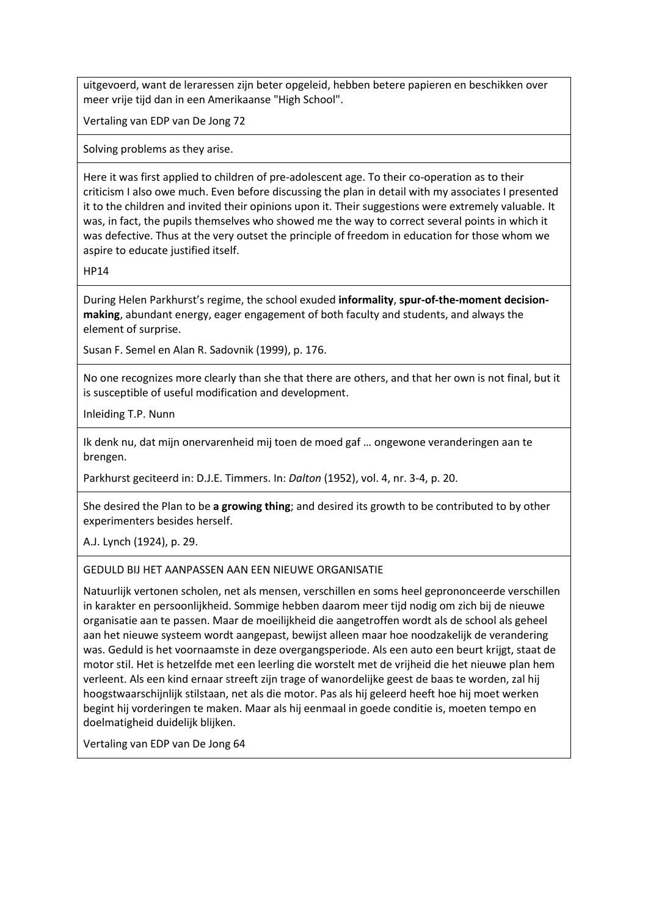uitgevoerd, want de leraressen zijn beter opgeleid, hebben betere papieren en beschikken over meer vrije tijd dan in een Amerikaanse "High School".

Vertaling van EDP van De Jong 72

---

Solving problems as they arise.

---

Here it was first applied to children of pre-adolescent age. To their co-operation as to their criticism I also owe much. Even before discussing the plan in detail with my associates I presented it to the children and invited their opinions upon it. Their suggestions were extremely valuable. It was, in fact, the pupils themselves who showed me the way to correct several points in which it was defective. Thus at the very outset the principle of freedom in education for those whom we aspire to educate justified itself.

HP14

---

During Helen Parkhurst's regime, the school exuded **informality**, **spur-of-the-moment decision-making**, abundant energy, eager engagement of both faculty and students, and always the element of surprise.

Susan F. Semel en Alan R. Sadovnik (1999), p. 176.

---

No one recognizes more clearly than she that there are others, and that her own is not final, but it is susceptible of useful modification and development.

Inleiding T.P. Nunn

---

Ik denk nu, dat mijn onervarenheid mij toen de moed gaf … ongewone veranderingen aan te brengen.

Parkhurst geciteerd in: D.J.E. Timmers. In: *Dalton* (1952), vol. 4, nr. 3-4, p. 20.

---

She desired the Plan to be **a growing thing**; and desired its growth to be contributed to by other experimenters besides herself.

A.J. Lynch (1924), p. 29.

---

GEDULD BIJ HET AANPASSEN AAN EEN NIEUWE ORGANISATIE

Natuurlijk vertonen scholen, net als mensen, verschillen en soms heel geprononceerde verschillen in karakter en persoonlijkheid. Sommige hebben daarom meer tijd nodig om zich bij de nieuwe organisatie aan te passen. Maar de moeilijkheid die aangetroffen wordt als de school als geheel aan het nieuwe systeem wordt aangepast, bewijst alleen maar hoe noodzakelijk de verandering was. Geduld is het voornaamste in deze overgangsperiode. Als een auto een beurt krijgt, staat de motor stil. Het is hetzelfde met een leerling die worstelt met de vrijheid die het nieuwe plan hem verleent. Als een kind ernaar streeft zijn trage of wanordelijke geest de baas te worden, zal hij hoogstwaarschijnlijk stilstaan, net als die motor. Pas als hij geleerd heeft hoe hij moet werken begint hij vorderingen te maken. Maar als hij eenmaal in goede conditie is, moeten tempo en doelmatigheid duidelijk blijken.

Vertaling van EDP van De Jong 64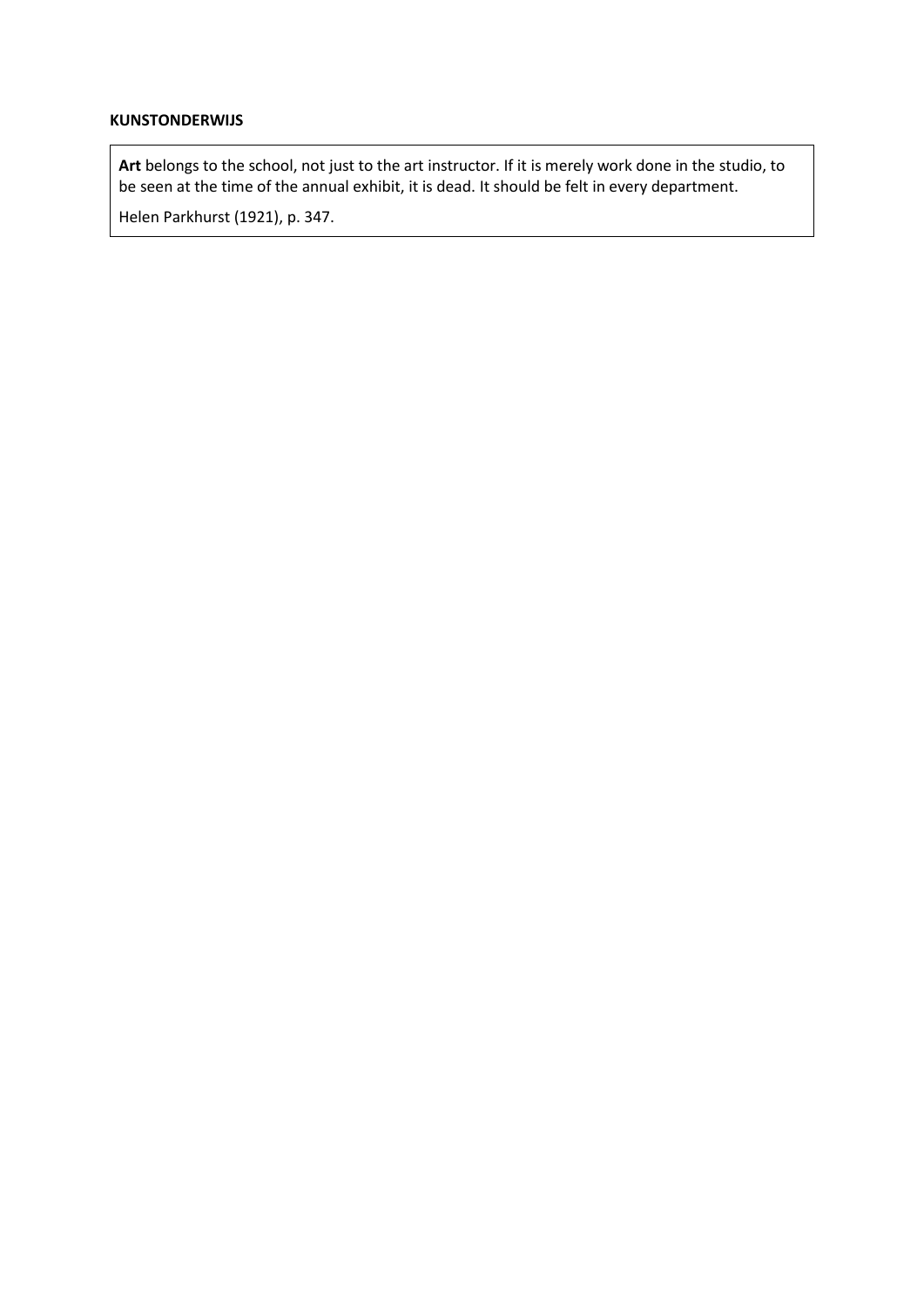**KUNSTONDERWIJS**

**Art** belongs to the school, not just to the art instructor. If it is merely work done in the studio, to be seen at the time of the annual exhibit, it is dead. It should be felt in every department.

Helen Parkhurst (1921), p. 347.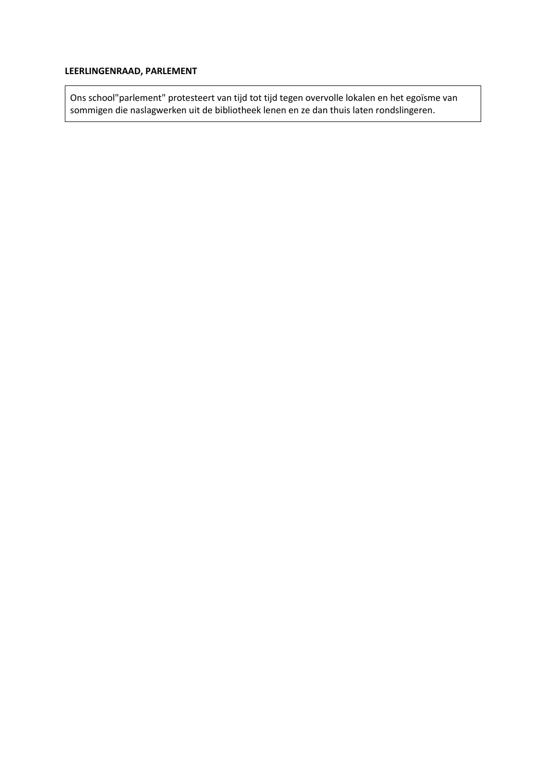**LEERLINGENRAAD, PARLEMENT**

Ons school"parlement" protesteert van tijd tot tijd tegen overvolle lokalen en het egoïsme van sommigen die naslagwerken uit de bibliotheek lenen en ze dan thuis laten rondslingeren.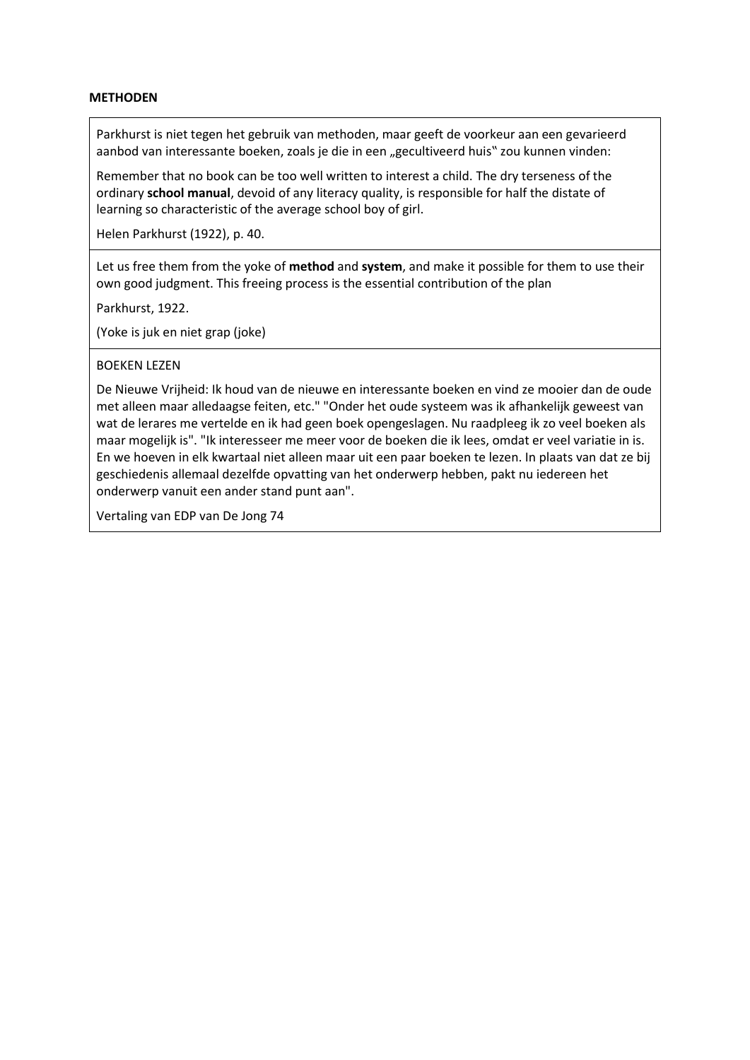**METHODEN**

Parkhurst is niet tegen het gebruik van methoden, maar geeft de voorkeur aan een gevarieerd aanbod van interessante boeken, zoals je die in een „gecultiveerd huis‟ zou kunnen vinden:

Remember that no book can be too well written to interest a child. The dry terseness of the ordinary **school manual**, devoid of any literacy quality, is responsible for half the distate of learning so characteristic of the average school boy of girl.

Helen Parkhurst (1922), p. 40.

---

Let us free them from the yoke of **method** and **system**, and make it possible for them to use their own good judgment. This freeing process is the essential contribution of the plan

Parkhurst, 1922.

(Yoke is juk en niet grap (joke)

---

BOEKEN LEZEN

De Nieuwe Vrijheid: Ik houd van de nieuwe en interessante boeken en vind ze mooier dan de oude met alleen maar alledaagse feiten, etc." "Onder het oude systeem was ik afhankelijk geweest van wat de lerares me vertelde en ik had geen boek opengeslagen. Nu raadpleeg ik zo veel boeken als maar mogelijk is". "Ik interesseer me meer voor de boeken die ik lees, omdat er veel variatie in is. En we hoeven in elk kwartaal niet alleen maar uit een paar boeken te lezen. In plaats van dat ze bij geschiedenis allemaal dezelfde opvatting van het onderwerp hebben, pakt nu iedereen het onderwerp vanuit een ander stand punt aan".

Vertaling van EDP van De Jong 74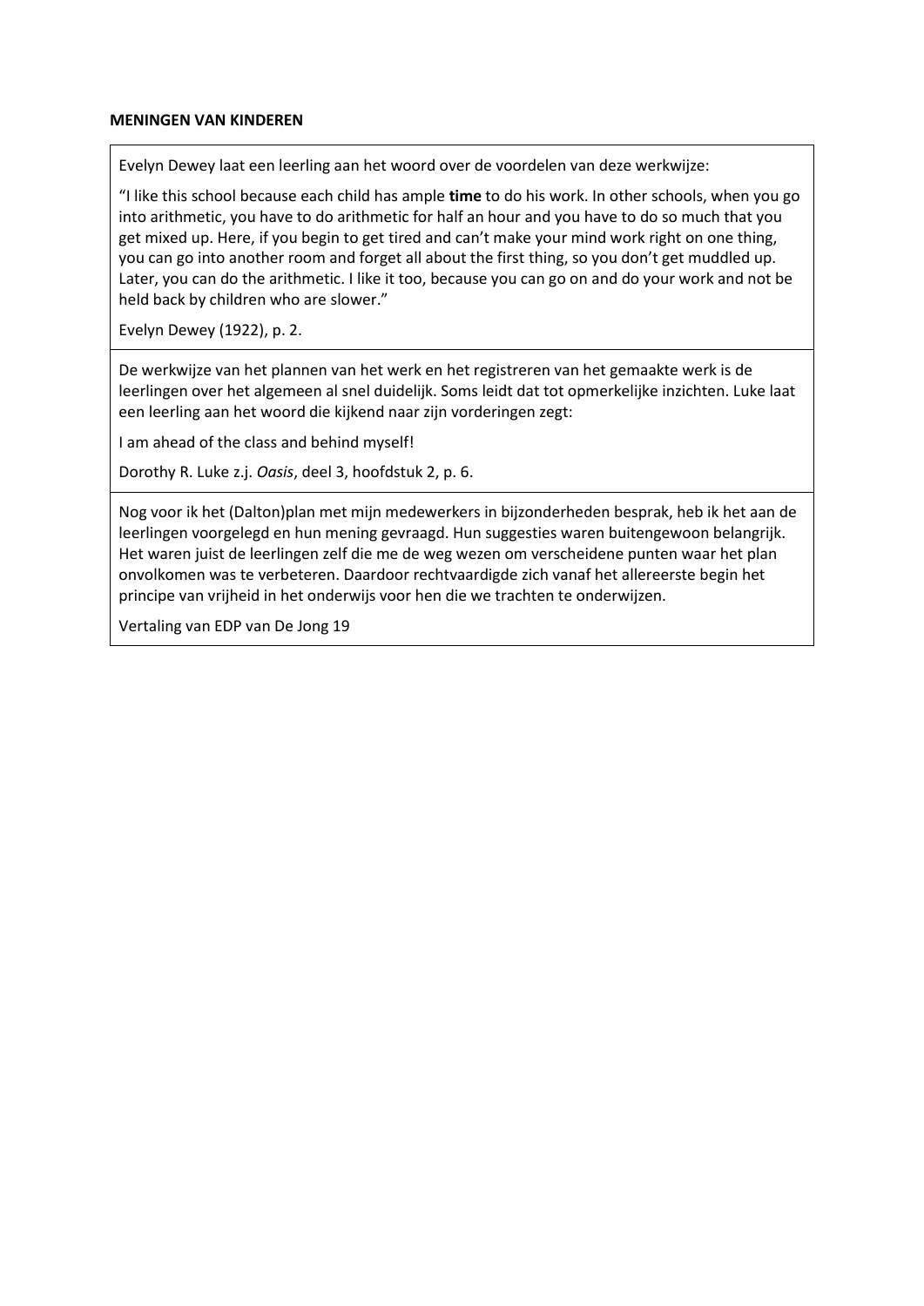**MENINGEN VAN KINDEREN**

Evelyn Dewey laat een leerling aan het woord over de voordelen van deze werkwijze:

“I like this school because each child has ample **time** to do his work. In other schools, when you go into arithmetic, you have to do arithmetic for half an hour and you have to do so much that you get mixed up. Here, if you begin to get tired and can’t make your mind work right on one thing, you can go into another room and forget all about the first thing, so you don’t get muddled up. Later, you can do the arithmetic. I like it too, because you can go on and do your work and not be held back by children who are slower.”

Evelyn Dewey (1922), p. 2.

---

De werkwijze van het plannen van het werk en het registreren van het gemaakte werk is de leerlingen over het algemeen al snel duidelijk. Soms leidt dat tot opmerkelijke inzichten. Luke laat een leerling aan het woord die kijkend naar zijn vorderingen zegt:

I am ahead of the class and behind myself!

Dorothy R. Luke z.j. *Oasis*, deel 3, hoofdstuk 2, p. 6.

---

Nog voor ik het (Dalton)plan met mijn medewerkers in bijzonderheden besprak, heb ik het aan de leerlingen voorgelegd en hun mening gevraagd. Hun suggesties waren buitengewoon belangrijk. Het waren juist de leerlingen zelf die me de weg wezen om verscheidene punten waar het plan onvolkomen was te verbeteren. Daardoor rechtvaardigde zich vanaf het allereerste begin het principe van vrijheid in het onderwijs voor hen die we trachten te onderwijzen.

Vertaling van EDP van De Jong 19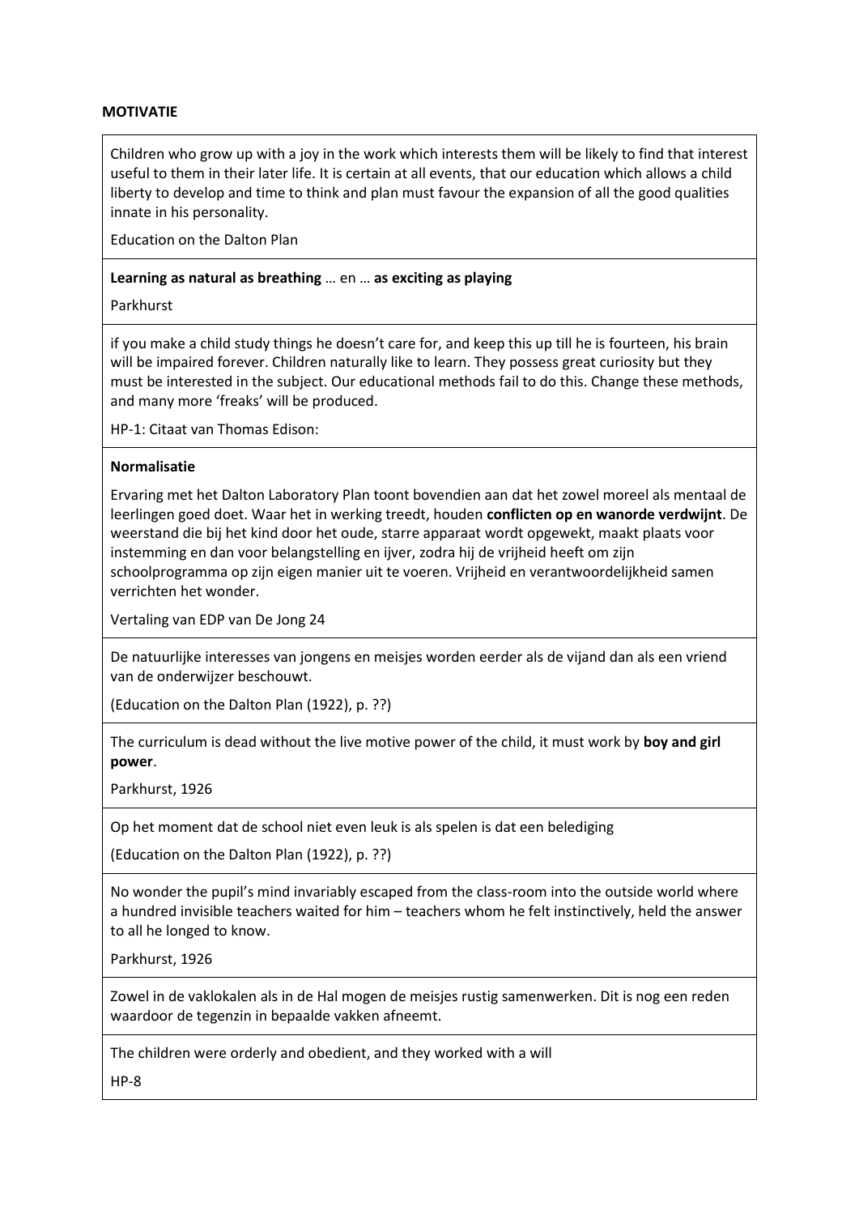**MOTIVATIE**

Children who grow up with a joy in the work which interests them will be likely to find that interest useful to them in their later life. It is certain at all events, that our education which allows a child liberty to develop and time to think and plan must favour the expansion of all the good qualities innate in his personality.

Education on the Dalton Plan

---

**Learning as natural as breathing** … en … **as exciting as playing**

Parkhurst

---

if you make a child study things he doesn't care for, and keep this up till he is fourteen, his brain will be impaired forever. Children naturally like to learn. They possess great curiosity but they must be interested in the subject. Our educational methods fail to do this. Change these methods, and many more 'freaks' will be produced.

HP-1: Citaat van Thomas Edison:

---

**Normalisatie**

Ervaring met het Dalton Laboratory Plan toont bovendien aan dat het zowel moreel als mentaal de leerlingen goed doet. Waar het in werking treedt, houden **conflicten op en wanorde verdwijnt**. De weerstand die bij het kind door het oude, starre apparaat wordt opgewekt, maakt plaats voor instemming en dan voor belangstelling en ijver, zodra hij de vrijheid heeft om zijn schoolprogramma op zijn eigen manier uit te voeren. Vrijheid en verantwoordelijkheid samen verrichten het wonder.

Vertaling van EDP van De Jong 24

---

De natuurlijke interesses van jongens en meisjes worden eerder als de vijand dan als een vriend van de onderwijzer beschouwt.

(Education on the Dalton Plan (1922), p. ??)

---

The curriculum is dead without the live motive power of the child, it must work by **boy and girl power**.

Parkhurst, 1926

---

Op het moment dat de school niet even leuk is als spelen is dat een belediging

(Education on the Dalton Plan (1922), p. ??)

---

No wonder the pupil's mind invariably escaped from the class-room into the outside world where a hundred invisible teachers waited for him – teachers whom he felt instinctively, held the answer to all he longed to know.

Parkhurst, 1926

---

Zowel in de vaklokalen als in de Hal mogen de meisjes rustig samenwerken. Dit is nog een reden waardoor de tegenzin in bepaalde vakken afneemt.

---

The children were orderly and obedient, and they worked with a will

HP-8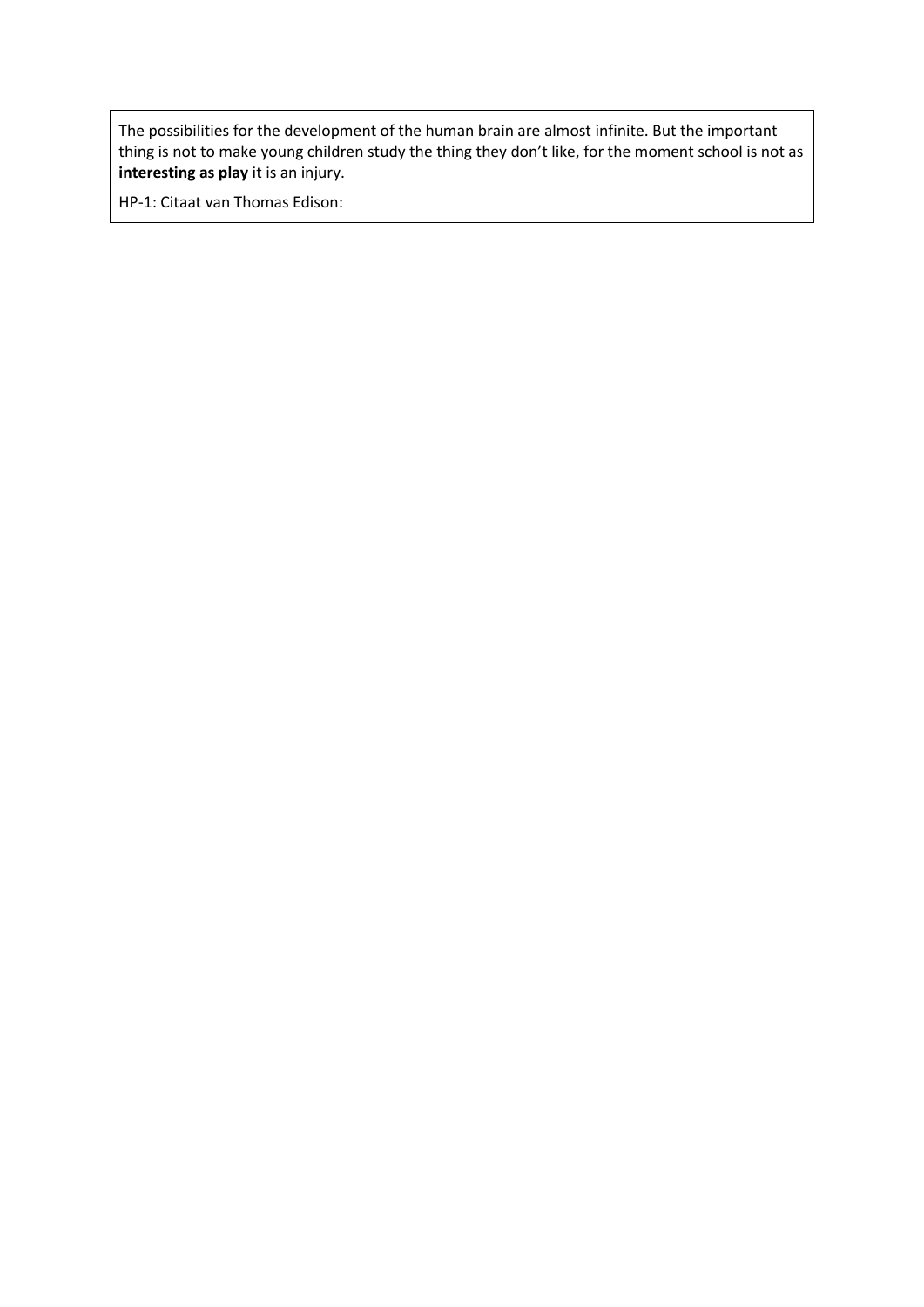The possibilities for the development of the human brain are almost infinite. But the important thing is not to make young children study the thing they don't like, for the moment school is not as **interesting as play** it is an injury.

HP-1: Citaat van Thomas Edison: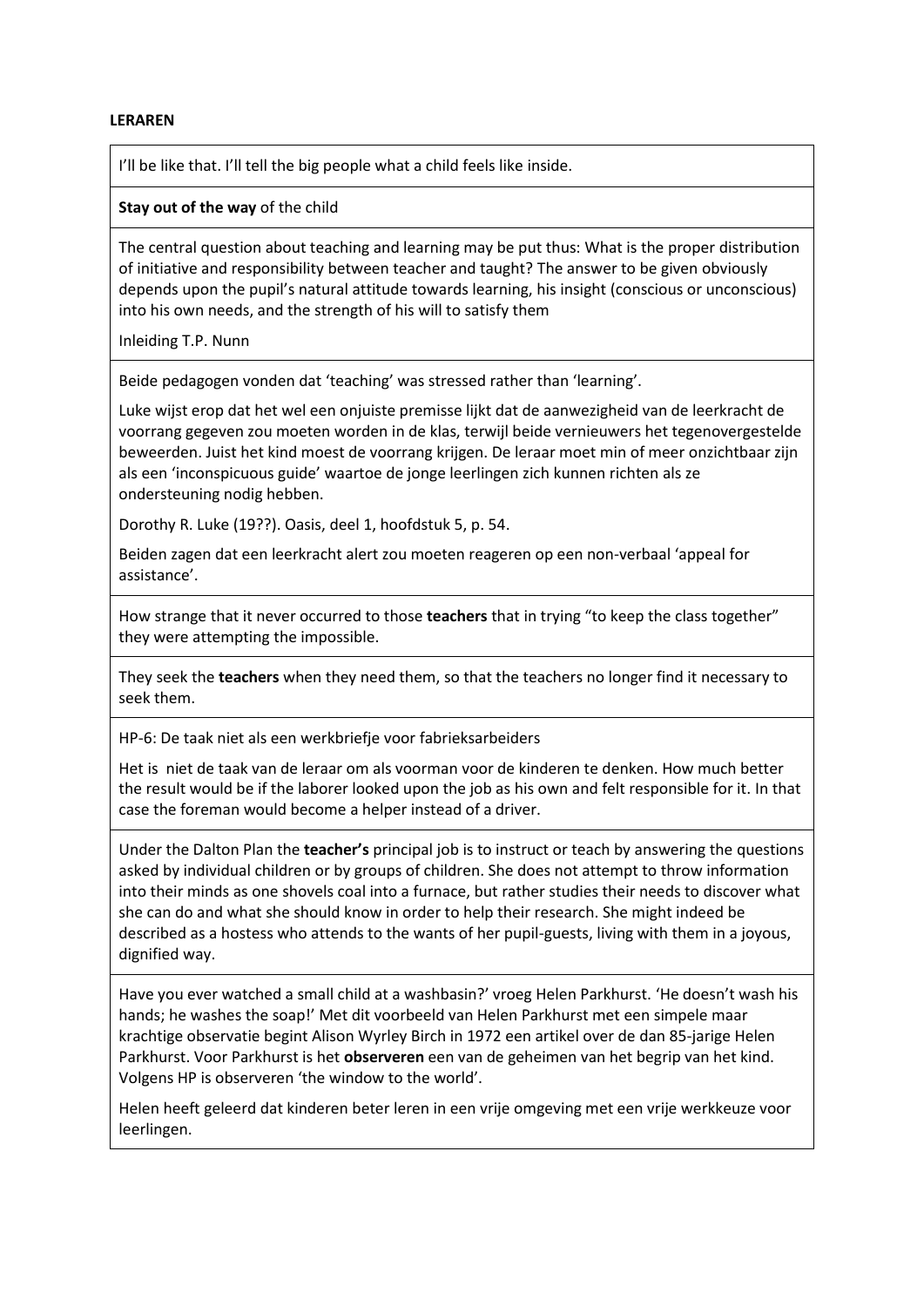**LERAREN**

I'll be like that. I'll tell the big people what a child feels like inside.

---

**Stay out of the way** of the child

---

The central question about teaching and learning may be put thus: What is the proper distribution of initiative and responsibility between teacher and taught? The answer to be given obviously depends upon the pupil's natural attitude towards learning, his insight (conscious or unconscious) into his own needs, and the strength of his will to satisfy them

Inleiding T.P. Nunn

---

Beide pedagogen vonden dat 'teaching' was stressed rather than 'learning'.

Luke wijst erop dat het wel een onjuiste premisse lijkt dat de aanwezigheid van de leerkracht de voorrang gegeven zou moeten worden in de klas, terwijl beide vernieuwers het tegenovergestelde beweerden. Juist het kind moest de voorrang krijgen. De leraar moet min of meer onzichtbaar zijn als een 'inconspicuous guide' waartoe de jonge leerlingen zich kunnen richten als ze ondersteuning nodig hebben.

Dorothy R. Luke (19??). Oasis, deel 1, hoofdstuk 5, p. 54.

Beiden zagen dat een leerkracht alert zou moeten reageren op een non-verbaal 'appeal for assistance'.

---

How strange that it never occurred to those **teachers** that in trying "to keep the class together" they were attempting the impossible.

---

They seek the **teachers** when they need them, so that the teachers no longer find it necessary to seek them.

---

HP-6: De taak niet als een werkbriefje voor fabrieksarbeiders

Het is niet de taak van de leraar om als voorman voor de kinderen te denken. How much better the result would be if the laborer looked upon the job as his own and felt responsible for it. In that case the foreman would become a helper instead of a driver.

---

Under the Dalton Plan the **teacher's** principal job is to instruct or teach by answering the questions asked by individual children or by groups of children. She does not attempt to throw information into their minds as one shovels coal into a furnace, but rather studies their needs to discover what she can do and what she should know in order to help their research. She might indeed be described as a hostess who attends to the wants of her pupil-guests, living with them in a joyous, dignified way.

---

Have you ever watched a small child at a washbasin?' vroeg Helen Parkhurst. 'He doesn't wash his hands; he washes the soap!' Met dit voorbeeld van Helen Parkhurst met een simpele maar krachtige observatie begint Alison Wyrley Birch in 1972 een artikel over de dan 85-jarige Helen Parkhurst. Voor Parkhurst is het **observeren** een van de geheimen van het begrip van het kind. Volgens HP is observeren 'the window to the world'.

Helen heeft geleerd dat kinderen beter leren in een vrije omgeving met een vrije werkkeuze voor leerlingen.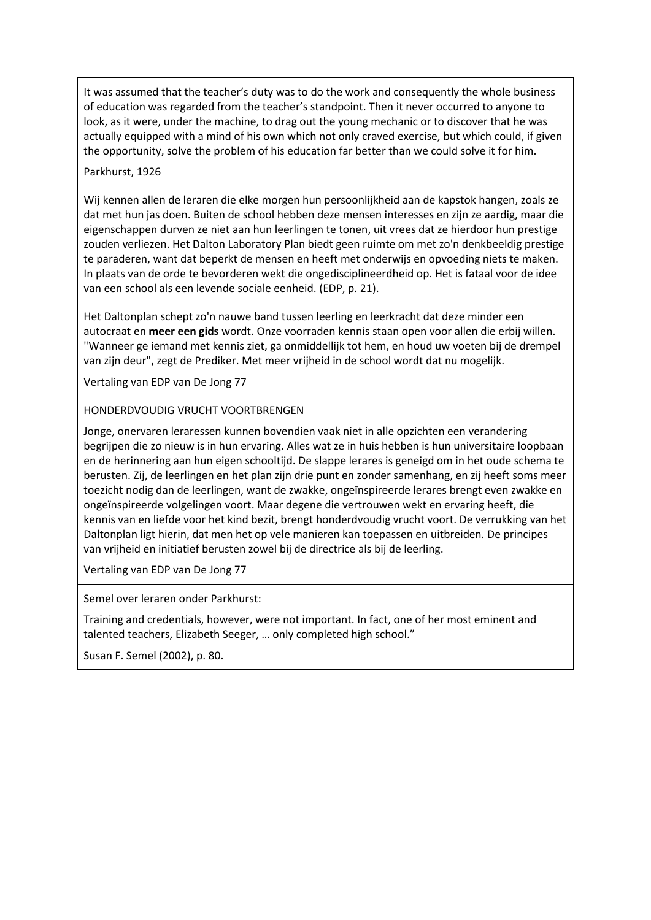It was assumed that the teacher's duty was to do the work and consequently the whole business of education was regarded from the teacher's standpoint. Then it never occurred to anyone to look, as it were, under the machine, to drag out the young mechanic or to discover that he was actually equipped with a mind of his own which not only craved exercise, but which could, if given the opportunity, solve the problem of his education far better than we could solve it for him.

Parkhurst, 1926

---

Wij kennen allen de leraren die elke morgen hun persoonlijkheid aan de kapstok hangen, zoals ze dat met hun jas doen. Buiten de school hebben deze mensen interesses en zijn ze aardig, maar die eigenschappen durven ze niet aan hun leerlingen te tonen, uit vrees dat ze hierdoor hun prestige zouden verliezen. Het Dalton Laboratory Plan biedt geen ruimte om met zo'n denkbeeldig prestige te paraderen, want dat beperkt de mensen en heeft met onderwijs en opvoeding niets te maken. In plaats van de orde te bevorderen wekt die ongedisciplineerdheid op. Het is fataal voor de idee van een school als een levende sociale eenheid. (EDP, p. 21).

---

Het Daltonplan schept zo'n nauwe band tussen leerling en leerkracht dat deze minder een autocraat en **meer een gids** wordt. Onze voorraden kennis staan open voor allen die erbij willen. "Wanneer ge iemand met kennis ziet, ga onmiddellijk tot hem, en houd uw voeten bij de drempel van zijn deur", zegt de Prediker. Met meer vrijheid in de school wordt dat nu mogelijk.

Vertaling van EDP van De Jong 77

---

HONDERDVOUDIG VRUCHT VOORTBRENGEN

Jonge, onervaren leraressen kunnen bovendien vaak niet in alle opzichten een verandering begrijpen die zo nieuw is in hun ervaring. Alles wat ze in huis hebben is hun universitaire loopbaan en de herinnering aan hun eigen schooltijd. De slappe lerares is geneigd om in het oude schema te berusten. Zij, de leerlingen en het plan zijn drie punt en zonder samenhang, en zij heeft soms meer toezicht nodig dan de leerlingen, want de zwakke, ongeïnspireerde lerares brengt even zwakke en ongeïnspireerde volgelingen voort. Maar degene die vertrouwen wekt en ervaring heeft, die kennis van en liefde voor het kind bezit, brengt honderdvoudig vrucht voort. De verrukking van het Daltonplan ligt hierin, dat men het op vele manieren kan toepassen en uitbreiden. De principes van vrijheid en initiatief berusten zowel bij de directrice als bij de leerling.

Vertaling van EDP van De Jong 77

---

Semel over leraren onder Parkhurst:

Training and credentials, however, were not important. In fact, one of her most eminent and talented teachers, Elizabeth Seeger, … only completed high school."

Susan F. Semel (2002), p. 80.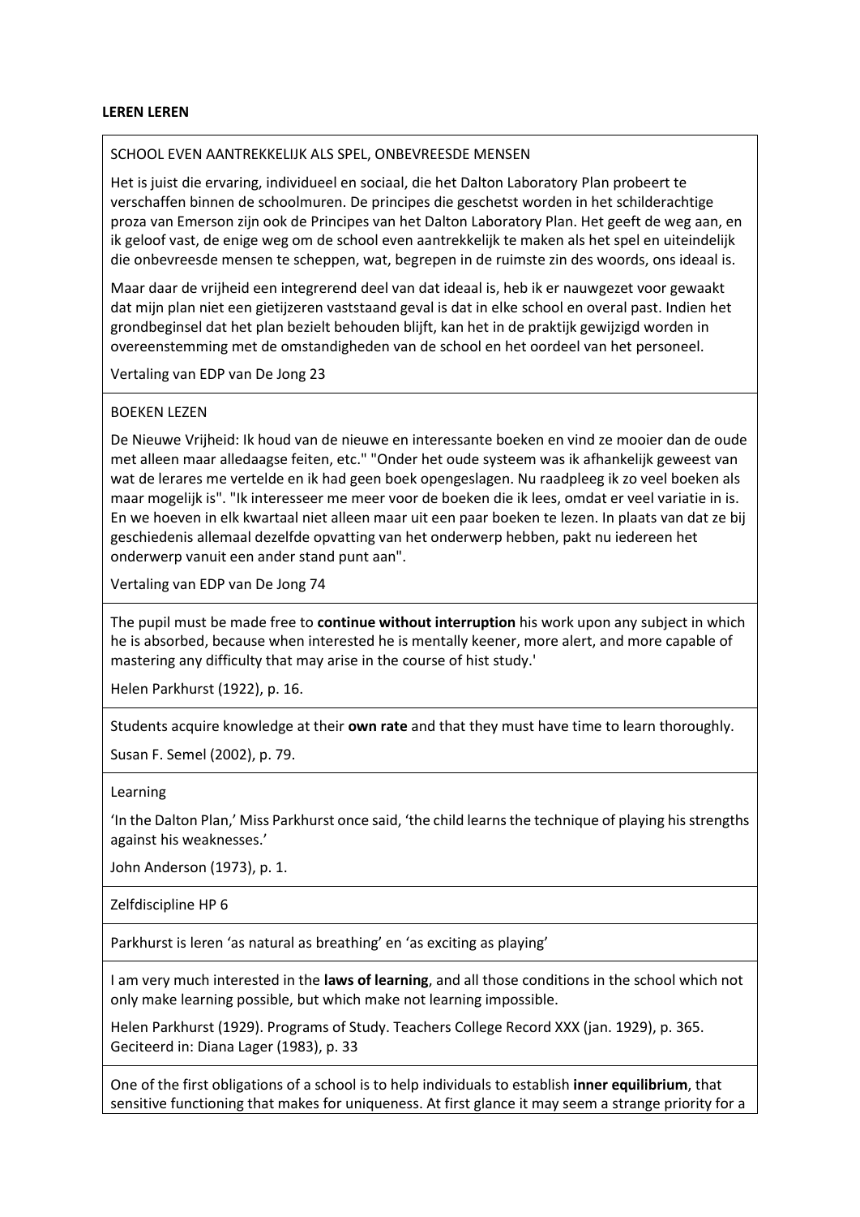**LEREN LEREN**

SCHOOL EVEN AANTREKKELIJK ALS SPEL, ONBEVREESDE MENSEN

Het is juist die ervaring, individueel en sociaal, die het Dalton Laboratory Plan probeert te verschaffen binnen de schoolmuren. De principes die geschetst worden in het schilderachtige proza van Emerson zijn ook de Principes van het Dalton Laboratory Plan. Het geeft de weg aan, en ik geloof vast, de enige weg om de school even aantrekkelijk te maken als het spel en uiteindelijk die onbevreesde mensen te scheppen, wat, begrepen in de ruimste zin des woords, ons ideaal is.

Maar daar de vrijheid een integrerend deel van dat ideaal is, heb ik er nauwgezet voor gewaakt dat mijn plan niet een gietijzeren vaststaand geval is dat in elke school en overal past. Indien het grondbeginsel dat het plan bezielt behouden blijft, kan het in de praktijk gewijzigd worden in overeenstemming met de omstandigheden van de school en het oordeel van het personeel.

Vertaling van EDP van De Jong 23

---

BOEKEN LEZEN

De Nieuwe Vrijheid: Ik houd van de nieuwe en interessante boeken en vind ze mooier dan de oude met alleen maar alledaagse feiten, etc." "Onder het oude systeem was ik afhankelijk geweest van wat de lerares me vertelde en ik had geen boek opengeslagen. Nu raadpleeg ik zo veel boeken als maar mogelijk is". "Ik interesseer me meer voor de boeken die ik lees, omdat er veel variatie in is. En we hoeven in elk kwartaal niet alleen maar uit een paar boeken te lezen. In plaats van dat ze bij geschiedenis allemaal dezelfde opvatting van het onderwerp hebben, pakt nu iedereen het onderwerp vanuit een ander stand punt aan".

Vertaling van EDP van De Jong 74

---

The pupil must be made free to **continue without interruption** his work upon any subject in which he is absorbed, because when interested he is mentally keener, more alert, and more capable of mastering any difficulty that may arise in the course of hist study.'

Helen Parkhurst (1922), p. 16.

---

Students acquire knowledge at their **own rate** and that they must have time to learn thoroughly.

Susan F. Semel (2002), p. 79.

---

Learning

'In the Dalton Plan,' Miss Parkhurst once said, 'the child learns the technique of playing his strengths against his weaknesses.'

John Anderson (1973), p. 1.

---

Zelfdiscipline HP 6

---

Parkhurst is leren 'as natural as breathing' en 'as exciting as playing'

---

I am very much interested in the **laws of learning**, and all those conditions in the school which not only make learning possible, but which make not learning impossible.

Helen Parkhurst (1929). Programs of Study. Teachers College Record XXX (jan. 1929), p. 365. Geciteerd in: Diana Lager (1983), p. 33

---

One of the first obligations of a school is to help individuals to establish **inner equilibrium**, that sensitive functioning that makes for uniqueness. At first glance it may seem a strange priority for a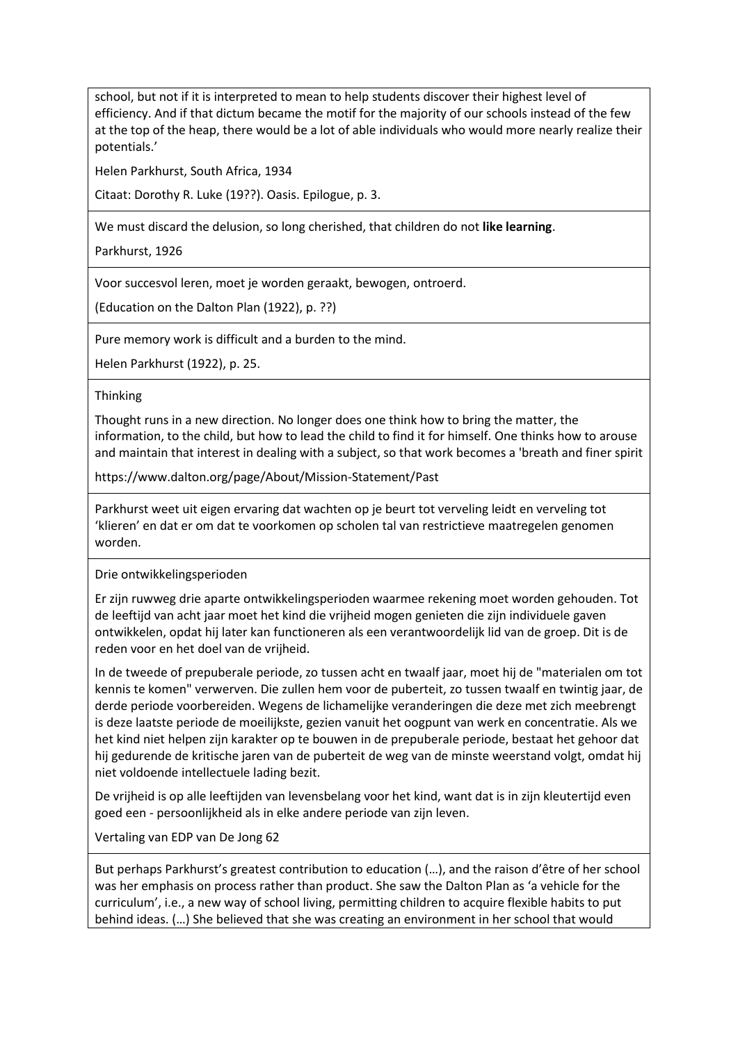school, but not if it is interpreted to mean to help students discover their highest level of efficiency. And if that dictum became the motif for the majority of our schools instead of the few at the top of the heap, there would be a lot of able individuals who would more nearly realize their potentials.'

Helen Parkhurst, South Africa, 1934

Citaat: Dorothy R. Luke (19??). Oasis. Epilogue, p. 3.

---

We must discard the delusion, so long cherished, that children do not **like learning**.

Parkhurst, 1926

---

Voor succesvol leren, moet je worden geraakt, bewogen, ontroerd.

(Education on the Dalton Plan (1922), p. ??)

---

Pure memory work is difficult and a burden to the mind.

Helen Parkhurst (1922), p. 25.

---

Thinking

Thought runs in a new direction. No longer does one think how to bring the matter, the information, to the child, but how to lead the child to find it for himself. One thinks how to arouse and maintain that interest in dealing with a subject, so that work becomes a 'breath and finer spirit

https://www.dalton.org/page/About/Mission-Statement/Past

---

Parkhurst weet uit eigen ervaring dat wachten op je beurt tot verveling leidt en verveling tot 'klieren' en dat er om dat te voorkomen op scholen tal van restrictieve maatregelen genomen worden.

---

Drie ontwikkelingsperioden

Er zijn ruwweg drie aparte ontwikkelingsperioden waarmee rekening moet worden gehouden. Tot de leeftijd van acht jaar moet het kind die vrijheid mogen genieten die zijn individuele gaven ontwikkelen, opdat hij later kan functioneren als een verantwoordelijk lid van de groep. Dit is de reden voor en het doel van de vrijheid.

In de tweede of prepuberale periode, zo tussen acht en twaalf jaar, moet hij de "materialen om tot kennis te komen" verwerven. Die zullen hem voor de puberteit, zo tussen twaalf en twintig jaar, de derde periode voorbereiden. Wegens de lichamelijke veranderingen die deze met zich meebrengt is deze laatste periode de moeilijkste, gezien vanuit het oogpunt van werk en concentratie. Als we het kind niet helpen zijn karakter op te bouwen in de prepuberale periode, bestaat het gehoor dat hij gedurende de kritische jaren van de puberteit de weg van de minste weerstand volgt, omdat hij niet voldoende intellectuele lading bezit.

De vrijheid is op alle leeftijden van levensbelang voor het kind, want dat is in zijn kleutertijd even goed een - persoonlijkheid als in elke andere periode van zijn leven.

Vertaling van EDP van De Jong 62

---

But perhaps Parkhurst's greatest contribution to education (…), and the raison d'être of her school was her emphasis on process rather than product. She saw the Dalton Plan as 'a vehicle for the curriculum', i.e., a new way of school living, permitting children to acquire flexible habits to put behind ideas. (…) She believed that she was creating an environment in her school that would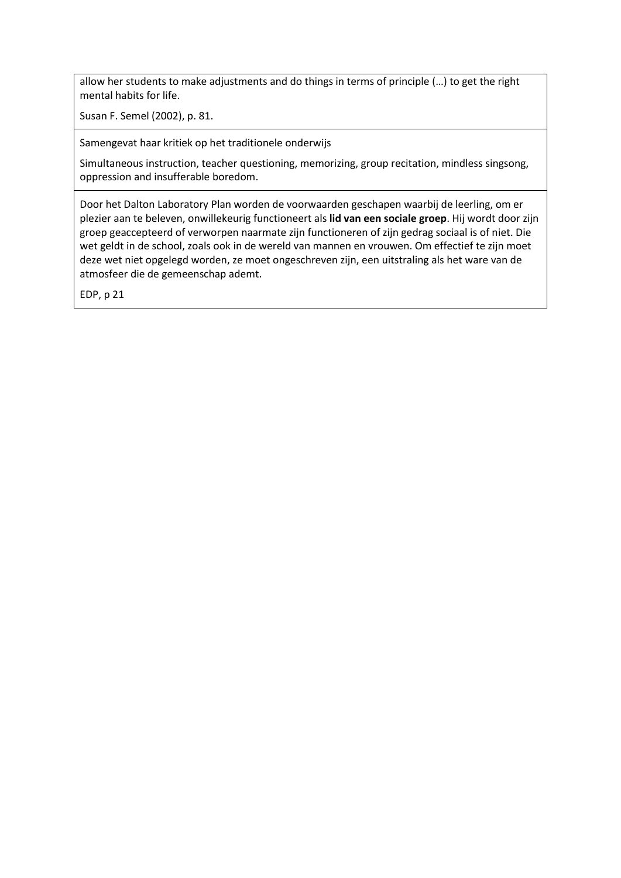allow her students to make adjustments and do things in terms of principle (…) to get the right mental habits for life.

Susan F. Semel (2002), p. 81.

---

Samengevat haar kritiek op het traditionele onderwijs

Simultaneous instruction, teacher questioning, memorizing, group recitation, mindless singsong, oppression and insufferable boredom.

---

Door het Dalton Laboratory Plan worden de voorwaarden geschapen waarbij de leerling, om er plezier aan te beleven, onwillekeurig functioneert als **lid van een sociale groep**. Hij wordt door zijn groep geaccepteerd of verworpen naarmate zijn functioneren of zijn gedrag sociaal is of niet. Die wet geldt in de school, zoals ook in de wereld van mannen en vrouwen. Om effectief te zijn moet deze wet niet opgelegd worden, ze moet ongeschreven zijn, een uitstraling als het ware van de atmosfeer die de gemeenschap ademt.

EDP, p 21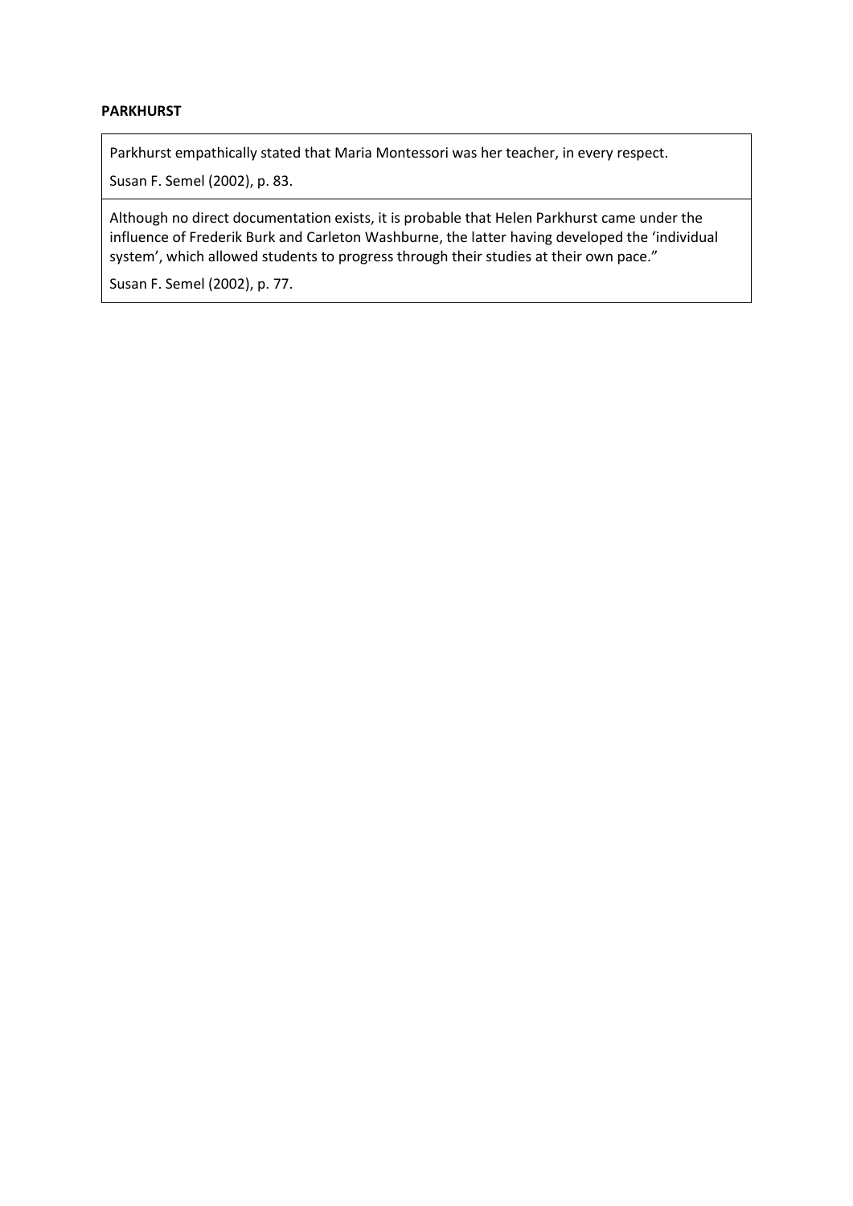**PARKHURST**

| Parkhurst empathically stated that Maria Montessori was her teacher, in every respect.<br><br>Susan F. Semel (2002), p. 83. |
|---|
| Although no direct documentation exists, it is probable that Helen Parkhurst came under the influence of Frederik Burk and Carleton Washburne, the latter having developed the 'individual system', which allowed students to progress through their studies at their own pace."<br><br>Susan F. Semel (2002), p. 77. |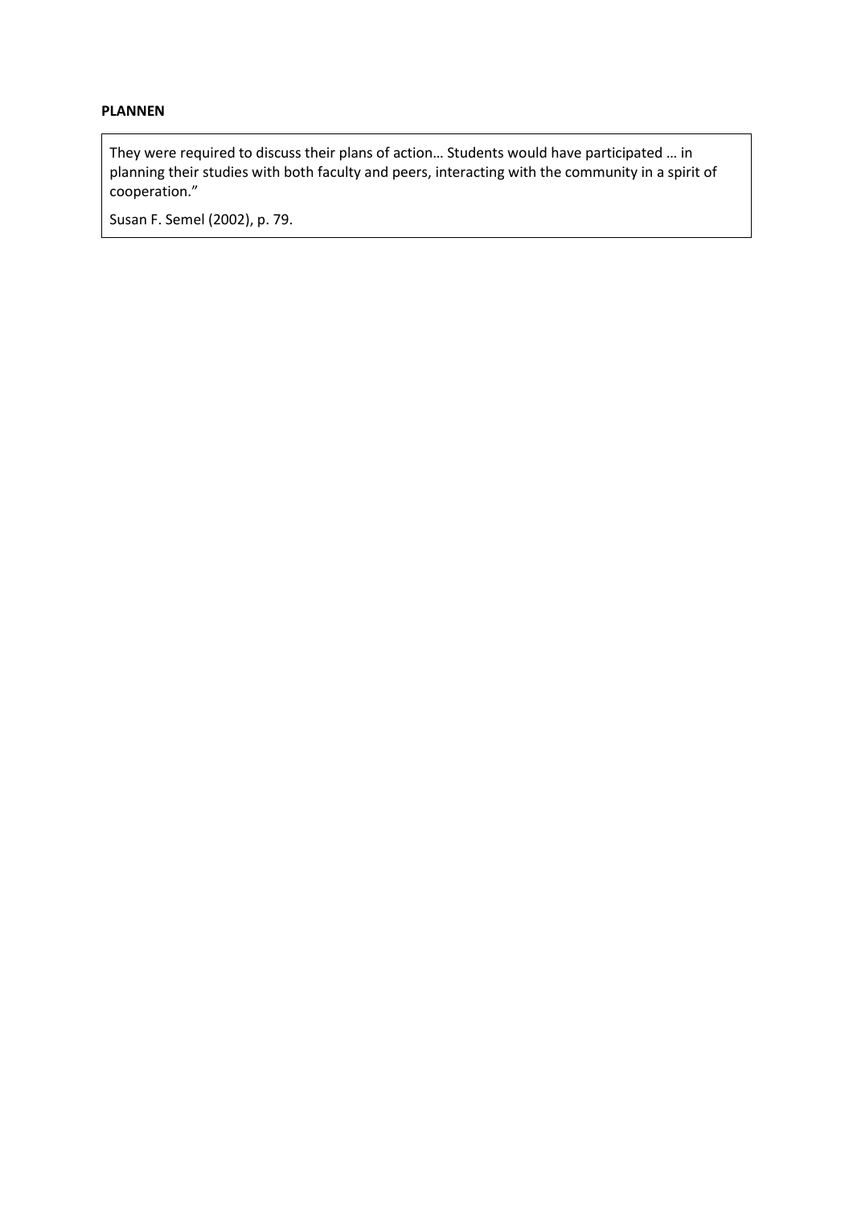**PLANNEN**

They were required to discuss their plans of action… Students would have participated … in planning their studies with both faculty and peers, interacting with the community in a spirit of cooperation."

Susan F. Semel (2002), p. 79.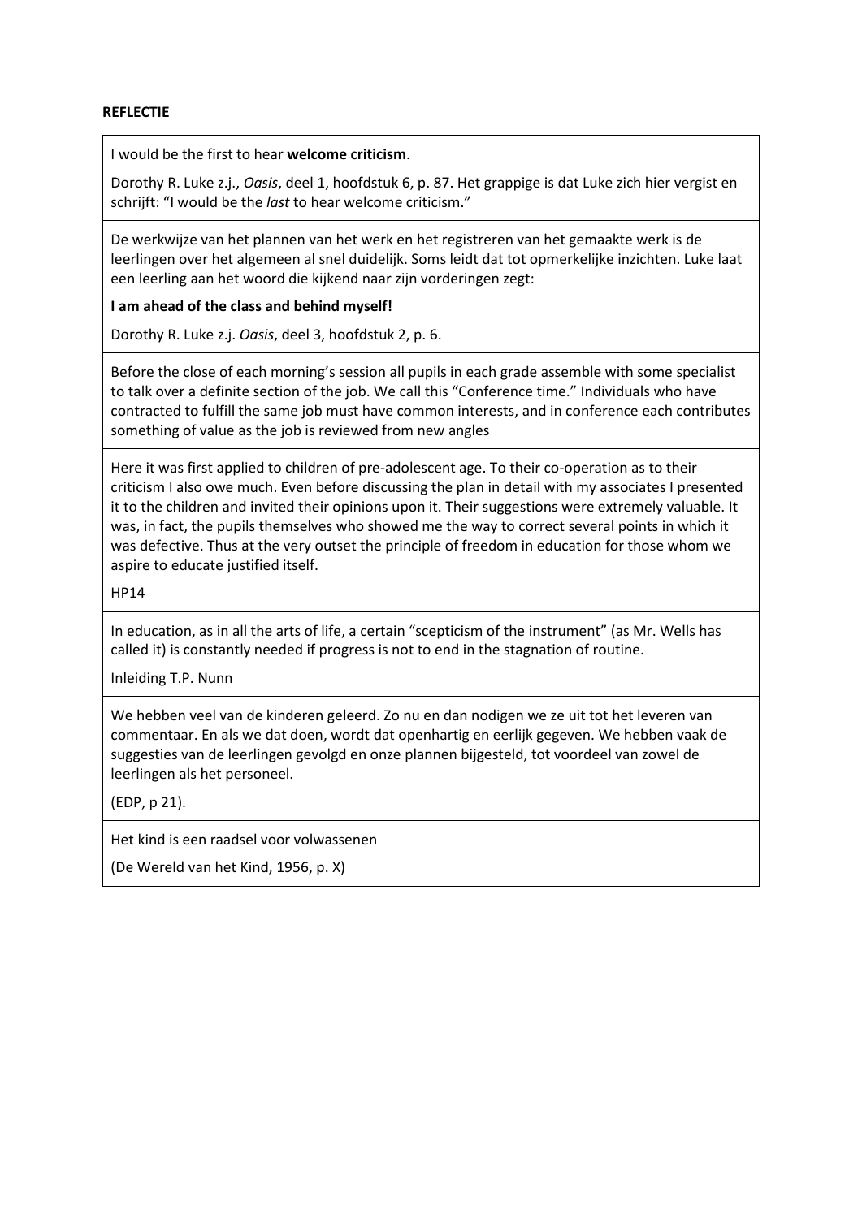**REFLECTIE**

I would be the first to hear **welcome criticism**.

Dorothy R. Luke z.j., *Oasis*, deel 1, hoofdstuk 6, p. 87. Het grappige is dat Luke zich hier vergist en schrijft: "I would be the *last* to hear welcome criticism."

---

De werkwijze van het plannen van het werk en het registreren van het gemaakte werk is de leerlingen over het algemeen al snel duidelijk. Soms leidt dat tot opmerkelijke inzichten. Luke laat een leerling aan het woord die kijkend naar zijn vorderingen zegt:

**I am ahead of the class and behind myself!**

Dorothy R. Luke z.j. *Oasis*, deel 3, hoofdstuk 2, p. 6.

---

Before the close of each morning's session all pupils in each grade assemble with some specialist to talk over a definite section of the job. We call this "Conference time." Individuals who have contracted to fulfill the same job must have common interests, and in conference each contributes something of value as the job is reviewed from new angles

---

Here it was first applied to children of pre-adolescent age. To their co-operation as to their criticism I also owe much. Even before discussing the plan in detail with my associates I presented it to the children and invited their opinions upon it. Their suggestions were extremely valuable. It was, in fact, the pupils themselves who showed me the way to correct several points in which it was defective. Thus at the very outset the principle of freedom in education for those whom we aspire to educate justified itself.

HP14

---

In education, as in all the arts of life, a certain "scepticism of the instrument" (as Mr. Wells has called it) is constantly needed if progress is not to end in the stagnation of routine.

Inleiding T.P. Nunn

---

We hebben veel van de kinderen geleerd. Zo nu en dan nodigen we ze uit tot het leveren van commentaar. En als we dat doen, wordt dat openhartig en eerlijk gegeven. We hebben vaak de suggesties van de leerlingen gevolgd en onze plannen bijgesteld, tot voordeel van zowel de leerlingen als het personeel.

(EDP, p 21).

---

Het kind is een raadsel voor volwassenen

(De Wereld van het Kind, 1956, p. X)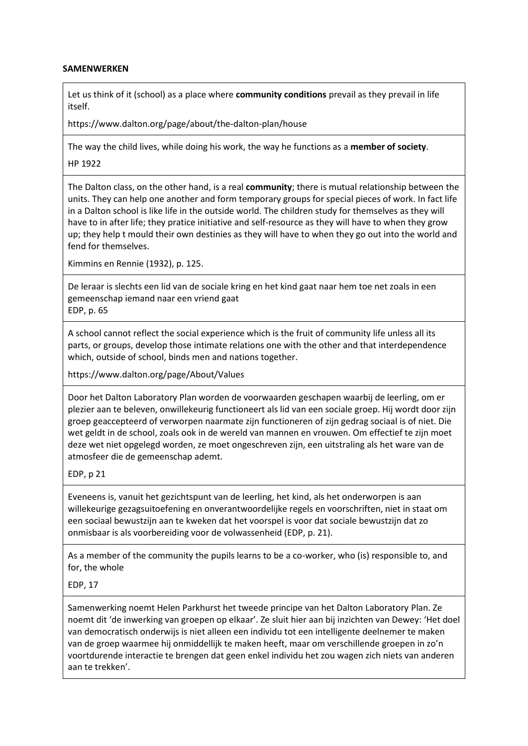**SAMENWERKEN**

Let us think of it (school) as a place where **community conditions** prevail as they prevail in life itself.

https://www.dalton.org/page/about/the-dalton-plan/house

---

The way the child lives, while doing his work, the way he functions as a **member of society**.

HP 1922

---

The Dalton class, on the other hand, is a real **community**; there is mutual relationship between the units. They can help one another and form temporary groups for special pieces of work. In fact life in a Dalton school is like life in the outside world. The children study for themselves as they will have to in after life; they pratice initiative and self-resource as they will have to when they grow up; they help t mould their own destinies as they will have to when they go out into the world and fend for themselves.

Kimmins en Rennie (1932), p. 125.

---

De leraar is slechts een lid van de sociale kring en het kind gaat naar hem toe net zoals in een gemeenschap iemand naar een vriend gaat
EDP, p. 65

---

A school cannot reflect the social experience which is the fruit of community life unless all its parts, or groups, develop those intimate relations one with the other and that interdependence which, outside of school, binds men and nations together.

https://www.dalton.org/page/About/Values

---

Door het Dalton Laboratory Plan worden de voorwaarden geschapen waarbij de leerling, om er plezier aan te beleven, onwillekeurig functioneert als lid van een sociale groep. Hij wordt door zijn groep geaccepteerd of verworpen naarmate zijn functioneren of zijn gedrag sociaal is of niet. Die wet geldt in de school, zoals ook in de wereld van mannen en vrouwen. Om effectief te zijn moet deze wet niet opgelegd worden, ze moet ongeschreven zijn, een uitstraling als het ware van de atmosfeer die de gemeenschap ademt.

EDP, p 21

---

Eveneens is, vanuit het gezichtspunt van de leerling, het kind, als het onderworpen is aan willekeurige gezagsuitoefening en onverantwoordelijke regels en voorschriften, niet in staat om een sociaal bewustzijn aan te kweken dat het voorspel is voor dat sociale bewustzijn dat zo onmisbaar is als voorbereiding voor de volwassenheid (EDP, p. 21).

---

As a member of the community the pupils learns to be a co-worker, who (is) responsible to, and for, the whole

EDP, 17

---

Samenwerking noemt Helen Parkhurst het tweede principe van het Dalton Laboratory Plan. Ze noemt dit 'de inwerking van groepen op elkaar'. Ze sluit hier aan bij inzichten van Dewey: 'Het doel van democratisch onderwijs is niet alleen een individu tot een intelligente deelnemer te maken van de groep waarmee hij onmiddellijk te maken heeft, maar om verschillende groepen in zo'n voortdurende interactie te brengen dat geen enkel individu het zou wagen zich niets van anderen aan te trekken'.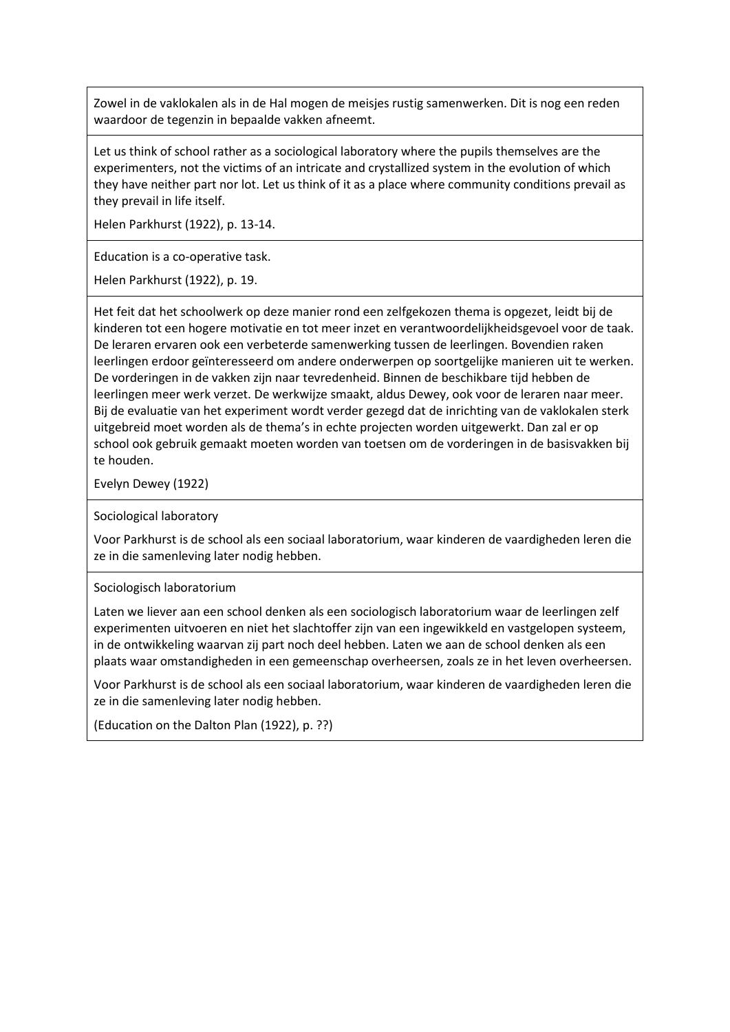Zowel in de vaklokalen als in de Hal mogen de meisjes rustig samenwerken. Dit is nog een reden waardoor de tegenzin in bepaalde vakken afneemt.

---

Let us think of school rather as a sociological laboratory where the pupils themselves are the experimenters, not the victims of an intricate and crystallized system in the evolution of which they have neither part nor lot. Let us think of it as a place where community conditions prevail as they prevail in life itself.

Helen Parkhurst (1922), p. 13-14.

---

Education is a co-operative task.

Helen Parkhurst (1922), p. 19.

---

Het feit dat het schoolwerk op deze manier rond een zelfgekozen thema is opgezet, leidt bij de kinderen tot een hogere motivatie en tot meer inzet en verantwoordelijkheidsgevoel voor de taak. De leraren ervaren ook een verbeterde samenwerking tussen de leerlingen. Bovendien raken leerlingen erdoor geïnteresseerd om andere onderwerpen op soortgelijke manieren uit te werken. De vorderingen in de vakken zijn naar tevredenheid. Binnen de beschikbare tijd hebben de leerlingen meer werk verzet. De werkwijze smaakt, aldus Dewey, ook voor de leraren naar meer. Bij de evaluatie van het experiment wordt verder gezegd dat de inrichting van de vaklokalen sterk uitgebreid moet worden als de thema's in echte projecten worden uitgewerkt. Dan zal er op school ook gebruik gemaakt moeten worden van toetsen om de vorderingen in de basisvakken bij te houden.

Evelyn Dewey (1922)

---

Sociological laboratory

Voor Parkhurst is de school als een sociaal laboratorium, waar kinderen de vaardigheden leren die ze in die samenleving later nodig hebben.

---

Sociologisch laboratorium

Laten we liever aan een school denken als een sociologisch laboratorium waar de leerlingen zelf experimenten uitvoeren en niet het slachtoffer zijn van een ingewikkeld en vastgelopen systeem, in de ontwikkeling waarvan zij part noch deel hebben. Laten we aan de school denken als een plaats waar omstandigheden in een gemeenschap overheersen, zoals ze in het leven overheersen.

Voor Parkhurst is de school als een sociaal laboratorium, waar kinderen de vaardigheden leren die ze in die samenleving later nodig hebben.

(Education on the Dalton Plan (1922), p. ??)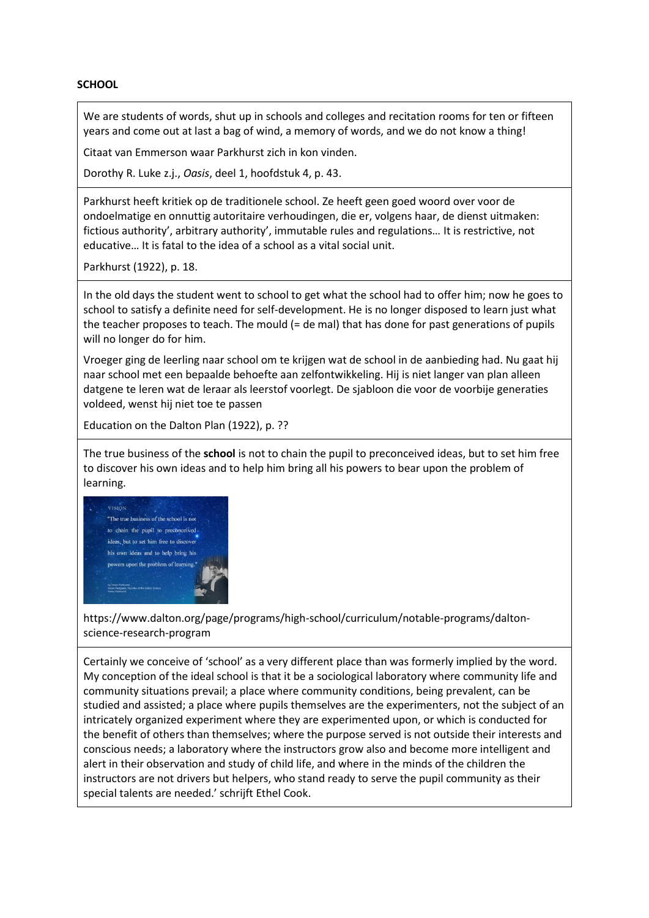**SCHOOL**

We are students of words, shut up in schools and colleges and recitation rooms for ten or fifteen years and come out at last a bag of wind, a memory of words, and we do not know a thing!

Citaat van Emmerson waar Parkhurst zich in kon vinden.

Dorothy R. Luke z.j., *Oasis*, deel 1, hoofdstuk 4, p. 43.

---

Parkhurst heeft kritiek op de traditionele school. Ze heeft geen goed woord over voor de ondoelmatige en onnuttig autoritaire verhoudingen, die er, volgens haar, de dienst uitmaken: fictious authority', arbitrary authority', immutable rules and regulations… It is restrictive, not educative… It is fatal to the idea of a school as a vital social unit.

Parkhurst (1922), p. 18.

---

In the old days the student went to school to get what the school had to offer him; now he goes to school to satisfy a definite need for self-development. He is no longer disposed to learn just what the teacher proposes to teach. The mould (= de mal) that has done for past generations of pupils will no longer do for him.

Vroeger ging de leerling naar school om te krijgen wat de school in de aanbieding had. Nu gaat hij naar school met een bepaalde behoefte aan zelfontwikkeling. Hij is niet langer van plan alleen datgene te leren wat de leraar als leerstof voorlegt. De sjabloon die voor de voorbije generaties voldeed, wenst hij niet toe te passen

Education on the Dalton Plan (1922), p. ??

---

The true business of the **school** is not to chain the pupil to preconceived ideas, but to set him free to discover his own ideas and to help him bring all his powers to bear upon the problem of learning.

https://www.dalton.org/page/programs/high-school/curriculum/notable-programs/dalton-science-research-program

---

Certainly we conceive of 'school' as a very different place than was formerly implied by the word. My conception of the ideal school is that it be a sociological laboratory where community life and community situations prevail; a place where community conditions, being prevalent, can be studied and assisted; a place where pupils themselves are the experimenters, not the subject of an intricately organized experiment where they are experimented upon, or which is conducted for the benefit of others than themselves; where the purpose served is not outside their interests and conscious needs; a laboratory where the instructors grow also and become more intelligent and alert in their observation and study of child life, and where in the minds of the children the instructors are not drivers but helpers, who stand ready to serve the pupil community as their special talents are needed.' schrijft Ethel Cook.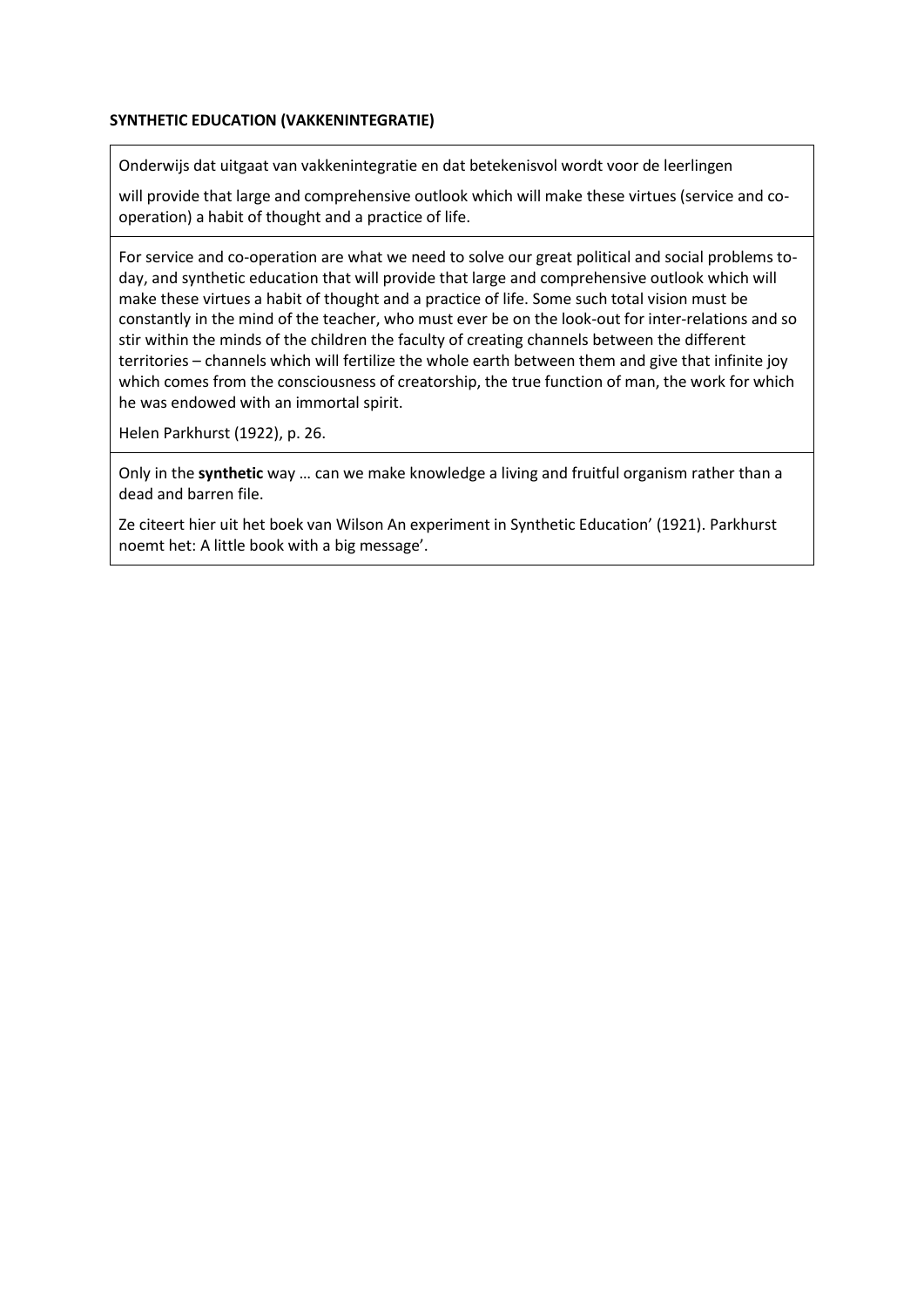**SYNTHETIC EDUCATION (VAKKENINTEGRATIE)**

Onderwijs dat uitgaat van vakkenintegratie en dat betekenisvol wordt voor de leerlingen

will provide that large and comprehensive outlook which will make these virtues (service and co-operation) a habit of thought and a practice of life.

For service and co-operation are what we need to solve our great political and social problems to-day, and synthetic education that will provide that large and comprehensive outlook which will make these virtues a habit of thought and a practice of life. Some such total vision must be constantly in the mind of the teacher, who must ever be on the look-out for inter-relations and so stir within the minds of the children the faculty of creating channels between the different territories – channels which will fertilize the whole earth between them and give that infinite joy which comes from the consciousness of creatorship, the true function of man, the work for which he was endowed with an immortal spirit.

Helen Parkhurst (1922), p. 26.

Only in the **synthetic** way … can we make knowledge a living and fruitful organism rather than a dead and barren file.

Ze citeert hier uit het boek van Wilson An experiment in Synthetic Education' (1921). Parkhurst noemt het: A little book with a big message'.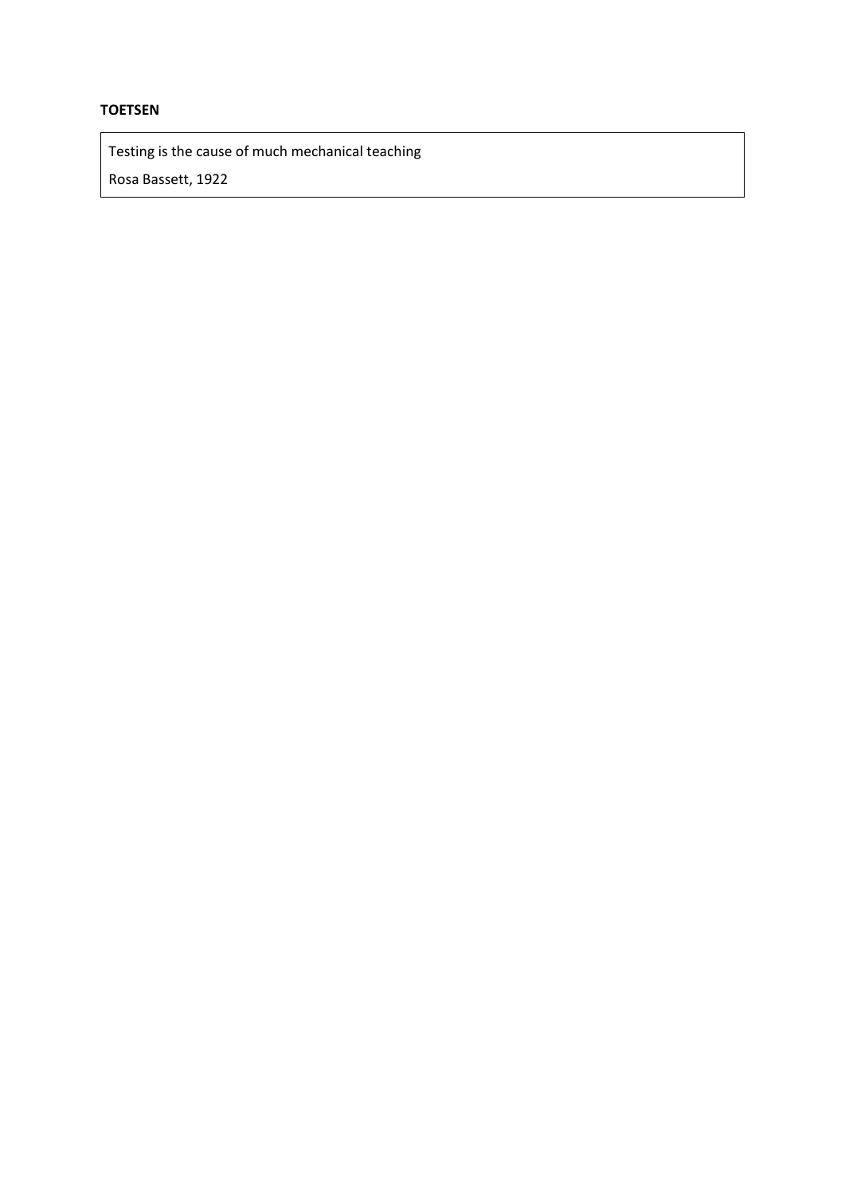**TOETSEN**

> Testing is the cause of much mechanical teaching
>
> Rosa Bassett, 1922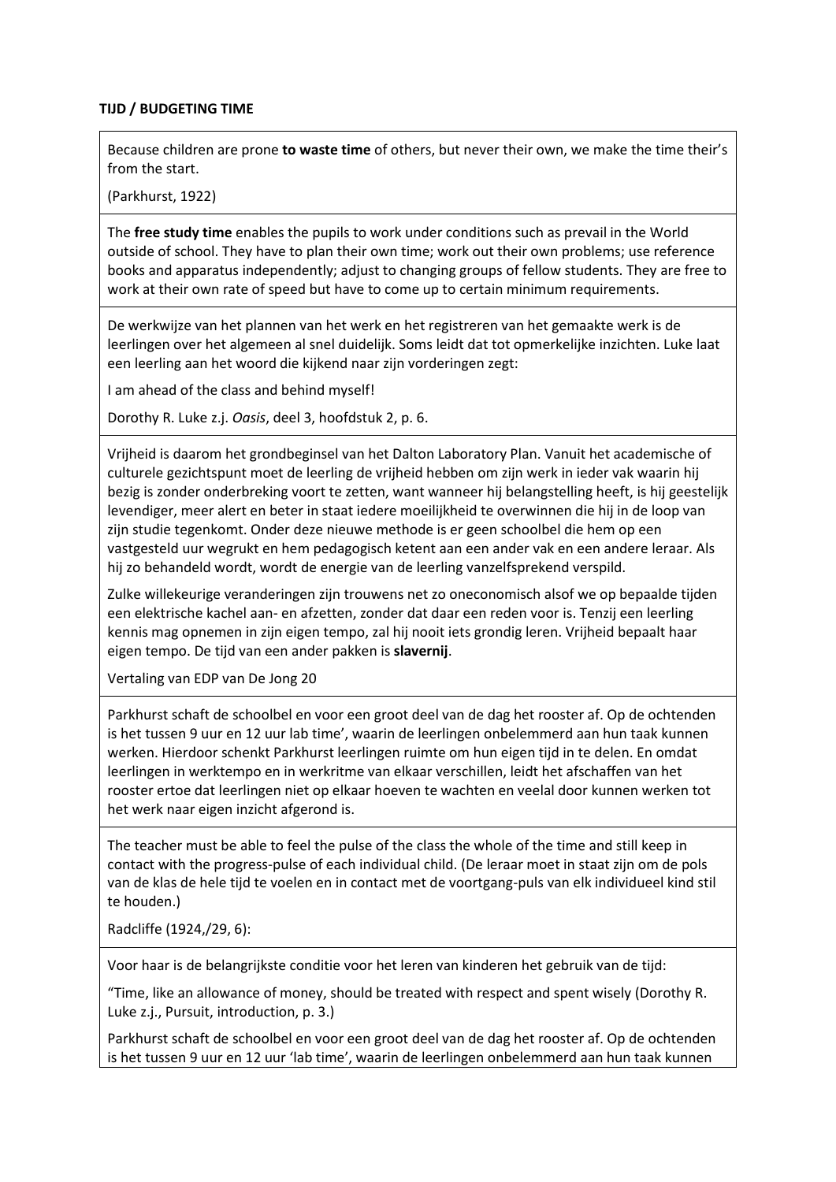**TIJD / BUDGETING TIME**

Because children are prone **to waste time** of others, but never their own, we make the time their's from the start.

(Parkhurst, 1922)

The **free study time** enables the pupils to work under conditions such as prevail in the World outside of school. They have to plan their own time; work out their own problems; use reference books and apparatus independently; adjust to changing groups of fellow students. They are free to work at their own rate of speed but have to come up to certain minimum requirements.

De werkwijze van het plannen van het werk en het registreren van het gemaakte werk is de leerlingen over het algemeen al snel duidelijk. Soms leidt dat tot opmerkelijke inzichten. Luke laat een leerling aan het woord die kijkend naar zijn vorderingen zegt:

I am ahead of the class and behind myself!

Dorothy R. Luke z.j. *Oasis*, deel 3, hoofdstuk 2, p. 6.

Vrijheid is daarom het grondbeginsel van het Dalton Laboratory Plan. Vanuit het academische of culturele gezichtspunt moet de leerling de vrijheid hebben om zijn werk in ieder vak waarin hij bezig is zonder onderbreking voort te zetten, want wanneer hij belangstelling heeft, is hij geestelijk levendiger, meer alert en beter in staat iedere moeilijkheid te overwinnen die hij in de loop van zijn studie tegenkomt. Onder deze nieuwe methode is er geen schoolbel die hem op een vastgesteld uur wegrukt en hem pedagogisch ketent aan een ander vak en een andere leraar. Als hij zo behandeld wordt, wordt de energie van de leerling vanzelfsprekend verspild.

Zulke willekeurige veranderingen zijn trouwens net zo oneconomisch alsof we op bepaalde tijden een elektrische kachel aan- en afzetten, zonder dat daar een reden voor is. Tenzij een leerling kennis mag opnemen in zijn eigen tempo, zal hij nooit iets grondig leren. Vrijheid bepaalt haar eigen tempo. De tijd van een ander pakken is **slavernij**.

Vertaling van EDP van De Jong 20

Parkhurst schaft de schoolbel en voor een groot deel van de dag het rooster af. Op de ochtenden is het tussen 9 uur en 12 uur lab time', waarin de leerlingen onbelemmerd aan hun taak kunnen werken. Hierdoor schenkt Parkhurst leerlingen ruimte om hun eigen tijd in te delen. En omdat leerlingen in werktempo en in werkritme van elkaar verschillen, leidt het afschaffen van het rooster ertoe dat leerlingen niet op elkaar hoeven te wachten en veelal door kunnen werken tot het werk naar eigen inzicht afgerond is.

The teacher must be able to feel the pulse of the class the whole of the time and still keep in contact with the progress-pulse of each individual child. (De leraar moet in staat zijn om de pols van de klas de hele tijd te voelen en in contact met de voortgang-puls van elk individueel kind stil te houden.)

Radcliffe (1924,/29, 6):

Voor haar is de belangrijkste conditie voor het leren van kinderen het gebruik van de tijd:

"Time, like an allowance of money, should be treated with respect and spent wisely (Dorothy R. Luke z.j., Pursuit, introduction, p. 3.)

Parkhurst schaft de schoolbel en voor een groot deel van de dag het rooster af. Op de ochtenden is het tussen 9 uur en 12 uur 'lab time', waarin de leerlingen onbelemmerd aan hun taak kunnen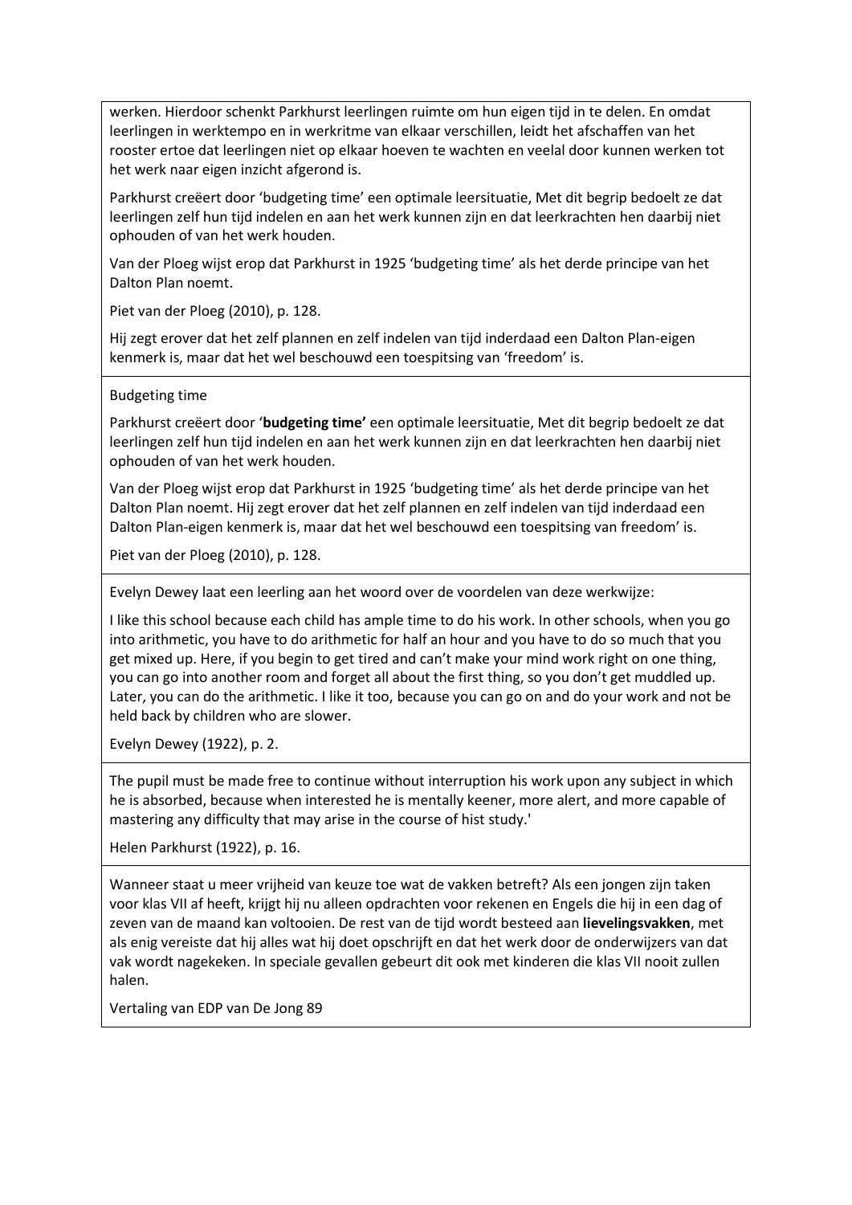werken. Hierdoor schenkt Parkhurst leerlingen ruimte om hun eigen tijd in te delen. En omdat leerlingen in werktempo en in werkritme van elkaar verschillen, leidt het afschaffen van het rooster ertoe dat leerlingen niet op elkaar hoeven te wachten en veelal door kunnen werken tot het werk naar eigen inzicht afgerond is.

Parkhurst creëert door 'budgeting time' een optimale leersituatie, Met dit begrip bedoelt ze dat leerlingen zelf hun tijd indelen en aan het werk kunnen zijn en dat leerkrachten hen daarbij niet ophouden of van het werk houden.

Van der Ploeg wijst erop dat Parkhurst in 1925 'budgeting time' als het derde principe van het Dalton Plan noemt.

Piet van der Ploeg (2010), p. 128.

Hij zegt erover dat het zelf plannen en zelf indelen van tijd inderdaad een Dalton Plan-eigen kenmerk is, maar dat het wel beschouwd een toespitsing van 'freedom' is.

---

Budgeting time

Parkhurst creëert door '**budgeting time'** een optimale leersituatie, Met dit begrip bedoelt ze dat leerlingen zelf hun tijd indelen en aan het werk kunnen zijn en dat leerkrachten hen daarbij niet ophouden of van het werk houden.

Van der Ploeg wijst erop dat Parkhurst in 1925 'budgeting time' als het derde principe van het Dalton Plan noemt. Hij zegt erover dat het zelf plannen en zelf indelen van tijd inderdaad een Dalton Plan-eigen kenmerk is, maar dat het wel beschouwd een toespitsing van freedom' is.

Piet van der Ploeg (2010), p. 128.

---

Evelyn Dewey laat een leerling aan het woord over de voordelen van deze werkwijze:

I like this school because each child has ample time to do his work. In other schools, when you go into arithmetic, you have to do arithmetic for half an hour and you have to do so much that you get mixed up. Here, if you begin to get tired and can't make your mind work right on one thing, you can go into another room and forget all about the first thing, so you don't get muddled up. Later, you can do the arithmetic. I like it too, because you can go on and do your work and not be held back by children who are slower.

Evelyn Dewey (1922), p. 2.

---

The pupil must be made free to continue without interruption his work upon any subject in which he is absorbed, because when interested he is mentally keener, more alert, and more capable of mastering any difficulty that may arise in the course of hist study.'

Helen Parkhurst (1922), p. 16.

---

Wanneer staat u meer vrijheid van keuze toe wat de vakken betreft? Als een jongen zijn taken voor klas VII af heeft, krijgt hij nu alleen opdrachten voor rekenen en Engels die hij in een dag of zeven van de maand kan voltooien. De rest van de tijd wordt besteed aan **lievelingsvakken**, met als enig vereiste dat hij alles wat hij doet opschrijft en dat het werk door de onderwijzers van dat vak wordt nagekeken. In speciale gevallen gebeurt dit ook met kinderen die klas VII nooit zullen halen.

Vertaling van EDP van De Jong 89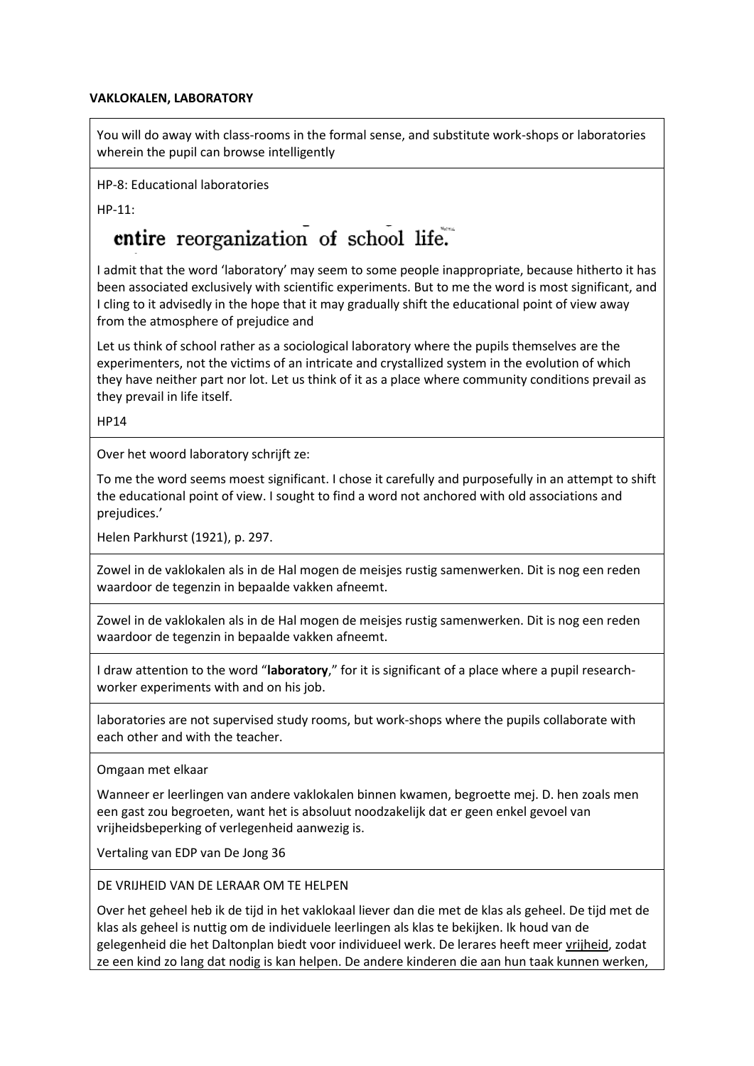**VAKLOKALEN, LABORATORY**

You will do away with class-rooms in the formal sense, and substitute work-shops or laboratories wherein the pupil can browse intelligently

HP-8: Educational laboratories

HP-11:

entire reorganization of school life.

I admit that the word 'laboratory' may seem to some people inappropriate, because hitherto it has been associated exclusively with scientific experiments. But to me the word is most significant, and I cling to it advisedly in the hope that it may gradually shift the educational point of view away from the atmosphere of prejudice and

Let us think of school rather as a sociological laboratory where the pupils themselves are the experimenters, not the victims of an intricate and crystallized system in the evolution of which they have neither part nor lot. Let us think of it as a place where community conditions prevail as they prevail in life itself.

HP14

---

Over het woord laboratory schrijft ze:

To me the word seems moest significant. I chose it carefully and purposefully in an attempt to shift the educational point of view. I sought to find a word not anchored with old associations and prejudices.'

Helen Parkhurst (1921), p. 297.

---

Zowel in de vaklokalen als in de Hal mogen de meisjes rustig samenwerken. Dit is nog een reden waardoor de tegenzin in bepaalde vakken afneemt.

---

Zowel in de vaklokalen als in de Hal mogen de meisjes rustig samenwerken. Dit is nog een reden waardoor de tegenzin in bepaalde vakken afneemt.

---

I draw attention to the word "**laboratory**," for it is significant of a place where a pupil research-worker experiments with and on his job.

---

laboratories are not supervised study rooms, but work-shops where the pupils collaborate with each other and with the teacher.

---

Omgaan met elkaar

Wanneer er leerlingen van andere vaklokalen binnen kwamen, begroette mej. D. hen zoals men een gast zou begroeten, want het is absoluut noodzakelijk dat er geen enkel gevoel van vrijheidsbeperking of verlegenheid aanwezig is.

Vertaling van EDP van De Jong 36

---

DE VRIJHEID VAN DE LERAAR OM TE HELPEN

Over het geheel heb ik de tijd in het vaklokaal liever dan die met de klas als geheel. De tijd met de klas als geheel is nuttig om de individuele leerlingen als klas te bekijken. Ik houd van de gelegenheid die het Daltonplan biedt voor individueel werk. De lerares heeft meer vrijheid, zodat ze een kind zo lang dat nodig is kan helpen. De andere kinderen die aan hun taak kunnen werken,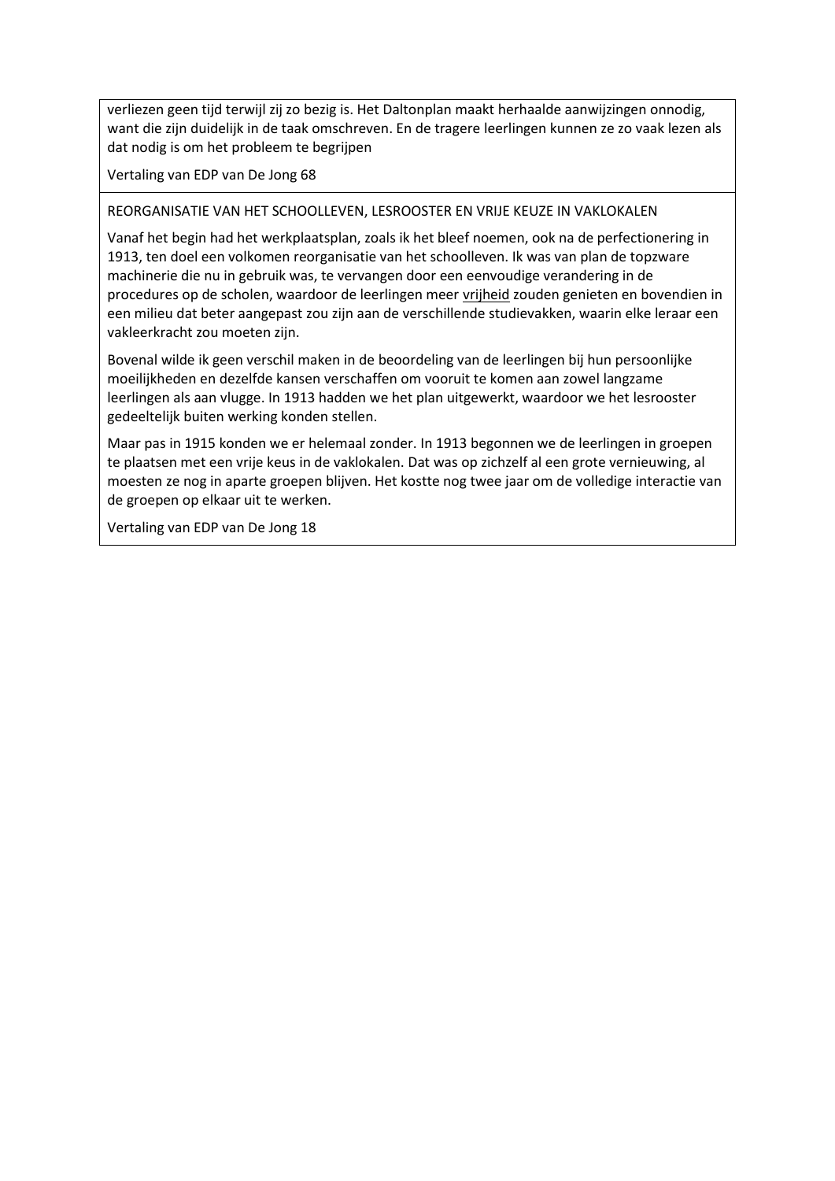verliezen geen tijd terwijl zij zo bezig is. Het Daltonplan maakt herhaalde aanwijzingen onnodig, want die zijn duidelijk in de taak omschreven. En de tragere leerlingen kunnen ze zo vaak lezen als dat nodig is om het probleem te begrijpen

Vertaling van EDP van De Jong 68

REORGANISATIE VAN HET SCHOOLLEVEN, LESROOSTER EN VRIJE KEUZE IN VAKLOKALEN

Vanaf het begin had het werkplaatsplan, zoals ik het bleef noemen, ook na de perfectionering in 1913, ten doel een volkomen reorganisatie van het schoolleven. Ik was van plan de topzware machinerie die nu in gebruik was, te vervangen door een eenvoudige verandering in de procedures op de scholen, waardoor de leerlingen meer vrijheid zouden genieten en bovendien in een milieu dat beter aangepast zou zijn aan de verschillende studievakken, waarin elke leraar een vakleerkracht zou moeten zijn.

Bovenal wilde ik geen verschil maken in de beoordeling van de leerlingen bij hun persoonlijke moeilijkheden en dezelfde kansen verschaffen om vooruit te komen aan zowel langzame leerlingen als aan vlugge. In 1913 hadden we het plan uitgewerkt, waardoor we het lesrooster gedeeltelijk buiten werking konden stellen.

Maar pas in 1915 konden we er helemaal zonder. In 1913 begonnen we de leerlingen in groepen te plaatsen met een vrije keus in de vaklokalen. Dat was op zichzelf al een grote vernieuwing, al moesten ze nog in aparte groepen blijven. Het kostte nog twee jaar om de volledige interactie van de groepen op elkaar uit te werken.

Vertaling van EDP van De Jong 18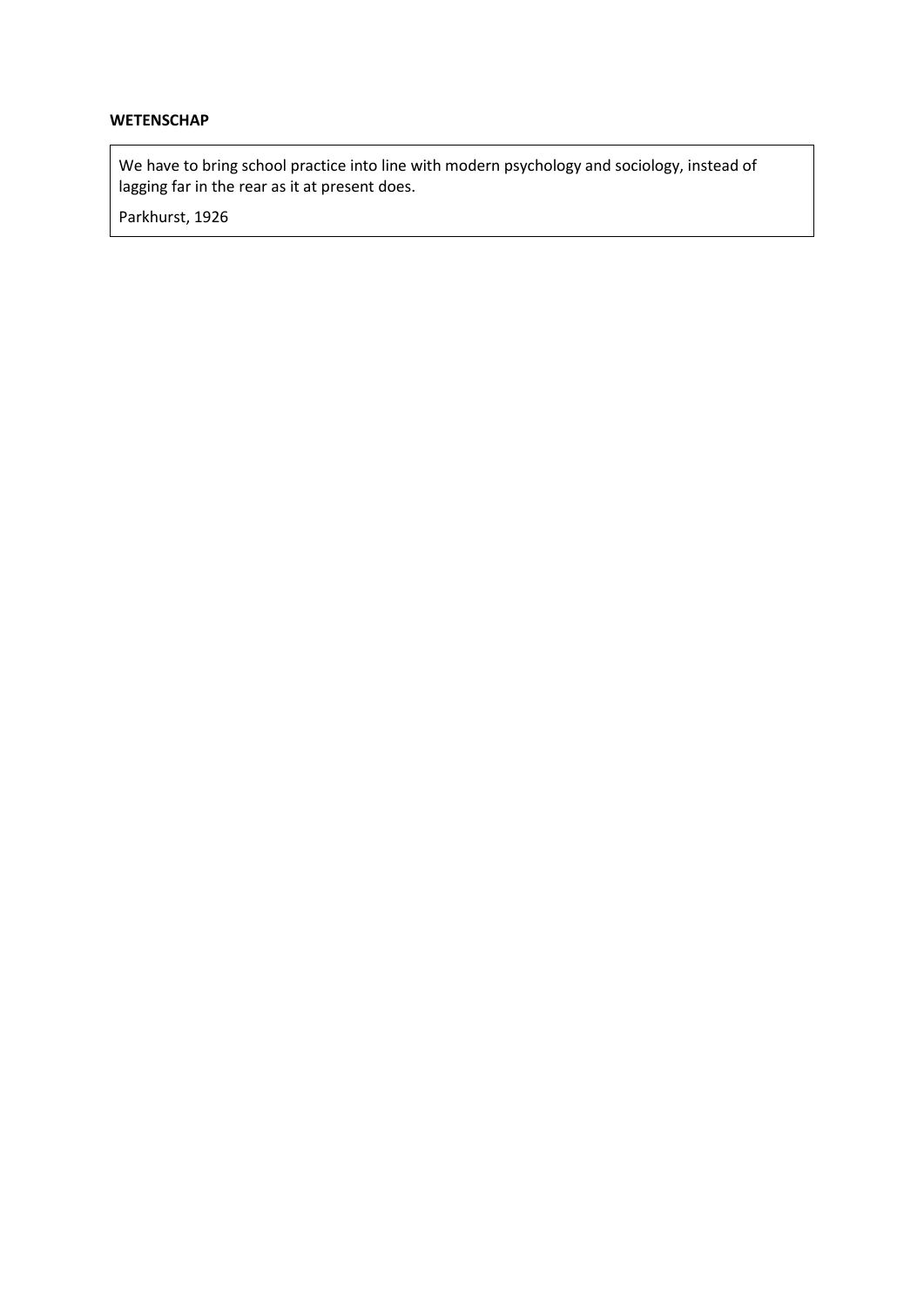**WETENSCHAP**

> We have to bring school practice into line with modern psychology and sociology, instead of lagging far in the rear as it at present does.
>
> Parkhurst, 1926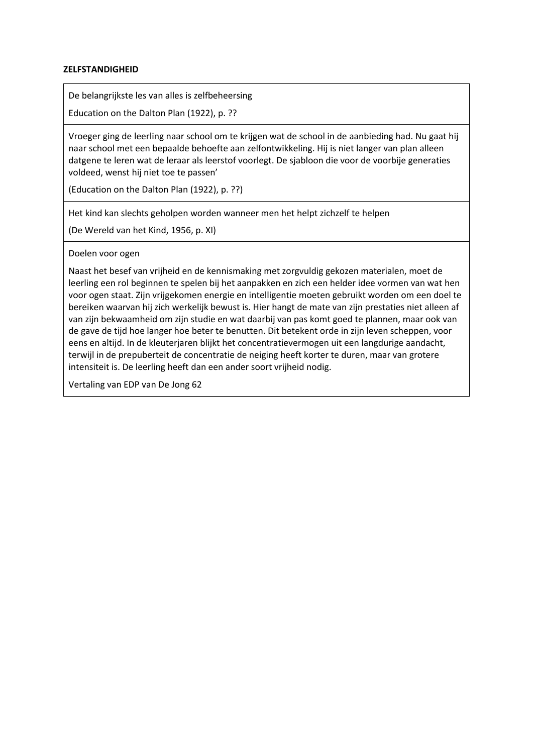**ZELFSTANDIGHEID**

De belangrijkste les van alles is zelfbeheersing

Education on the Dalton Plan (1922), p. ??

---

Vroeger ging de leerling naar school om te krijgen wat de school in de aanbieding had. Nu gaat hij naar school met een bepaalde behoefte aan zelfontwikkeling. Hij is niet langer van plan alleen datgene te leren wat de leraar als leerstof voorlegt. De sjabloon die voor de voorbije generaties voldeed, wenst hij niet toe te passen'

(Education on the Dalton Plan (1922), p. ??)

---

Het kind kan slechts geholpen worden wanneer men het helpt zichzelf te helpen

(De Wereld van het Kind, 1956, p. XI)

---

Doelen voor ogen

Naast het besef van vrijheid en de kennismaking met zorgvuldig gekozen materialen, moet de leerling een rol beginnen te spelen bij het aanpakken en zich een helder idee vormen van wat hen voor ogen staat. Zijn vrijgekomen energie en intelligentie moeten gebruikt worden om een doel te bereiken waarvan hij zich werkelijk bewust is. Hier hangt de mate van zijn prestaties niet alleen af van zijn bekwaamheid om zijn studie en wat daarbij van pas komt goed te plannen, maar ook van de gave de tijd hoe langer hoe beter te benutten. Dit betekent orde in zijn leven scheppen, voor eens en altijd. In de kleuterjaren blijkt het concentratievermogen uit een langdurige aandacht, terwijl in de prepuberteit de concentratie de neiging heeft korter te duren, maar van grotere intensiteit is. De leerling heeft dan een ander soort vrijheid nodig.

Vertaling van EDP van De Jong 62